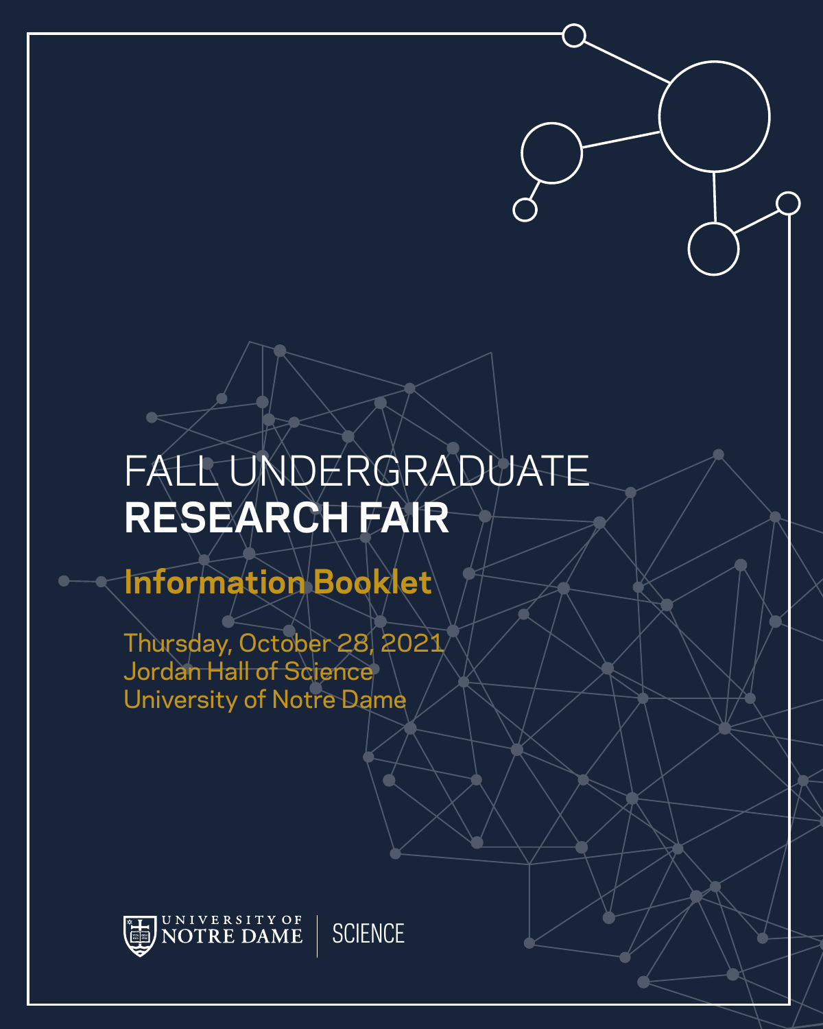# FALL UNDERGRADUATE **RESEARCH FAIR**

## Information Booklet

Thursday, October 28, 2021
Jordan Hall of Science
University of Notre Dame

UNIVERSITY OF NOTRE DAME | SCIENCE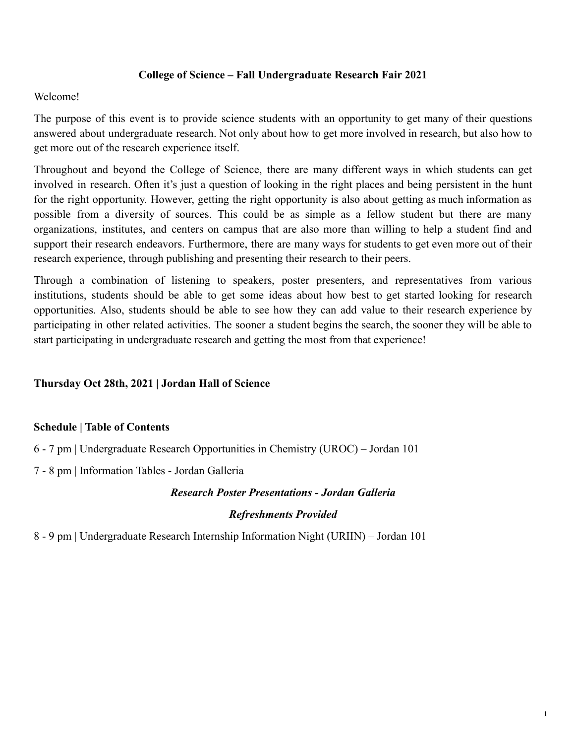# College of Science – Fall Undergraduate Research Fair 2021

Welcome!

The purpose of this event is to provide science students with an opportunity to get many of their questions answered about undergraduate research. Not only about how to get more involved in research, but also how to get more out of the research experience itself.

Throughout and beyond the College of Science, there are many different ways in which students can get involved in research. Often it's just a question of looking in the right places and being persistent in the hunt for the right opportunity. However, getting the right opportunity is also about getting as much information as possible from a diversity of sources. This could be as simple as a fellow student but there are many organizations, institutes, and centers on campus that are also more than willing to help a student find and support their research endeavors. Furthermore, there are many ways for students to get even more out of their research experience, through publishing and presenting their research to their peers.

Through a combination of listening to speakers, poster presenters, and representatives from various institutions, students should be able to get some ideas about how best to get started looking for research opportunities. Also, students should be able to see how they can add value to their research experience by participating in other related activities. The sooner a student begins the search, the sooner they will be able to start participating in undergraduate research and getting the most from that experience!

**Thursday Oct 28th, 2021 | Jordan Hall of Science**

## Schedule | Table of Contents

6 - 7 pm | Undergraduate Research Opportunities in Chemistry (UROC) – Jordan 101

7 - 8 pm | Information Tables - Jordan Galleria

***Research Poster Presentations - Jordan Galleria***

***Refreshments Provided***

8 - 9 pm | Undergraduate Research Internship Information Night (URIIN) – Jordan 101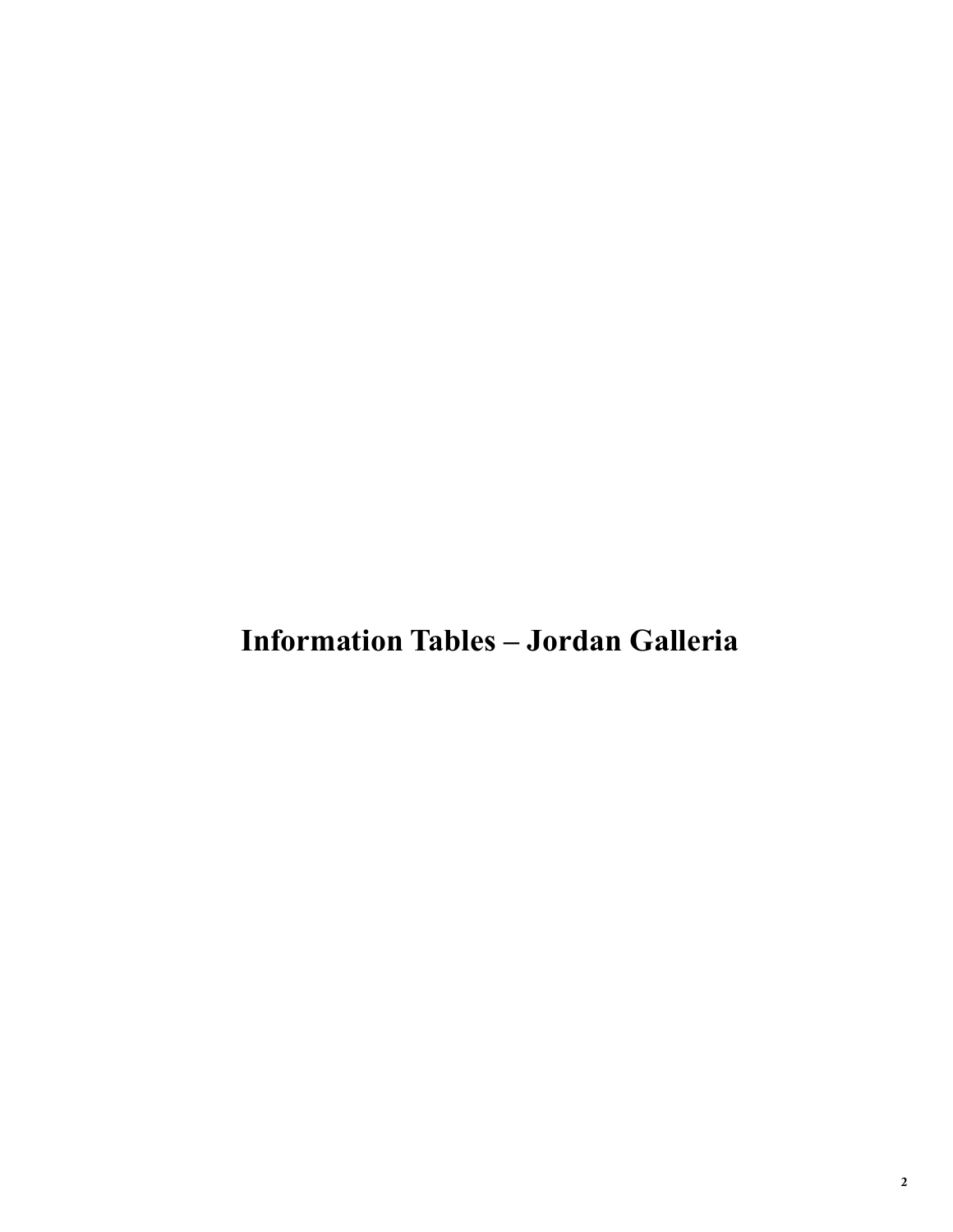# Information Tables – Jordan Galleria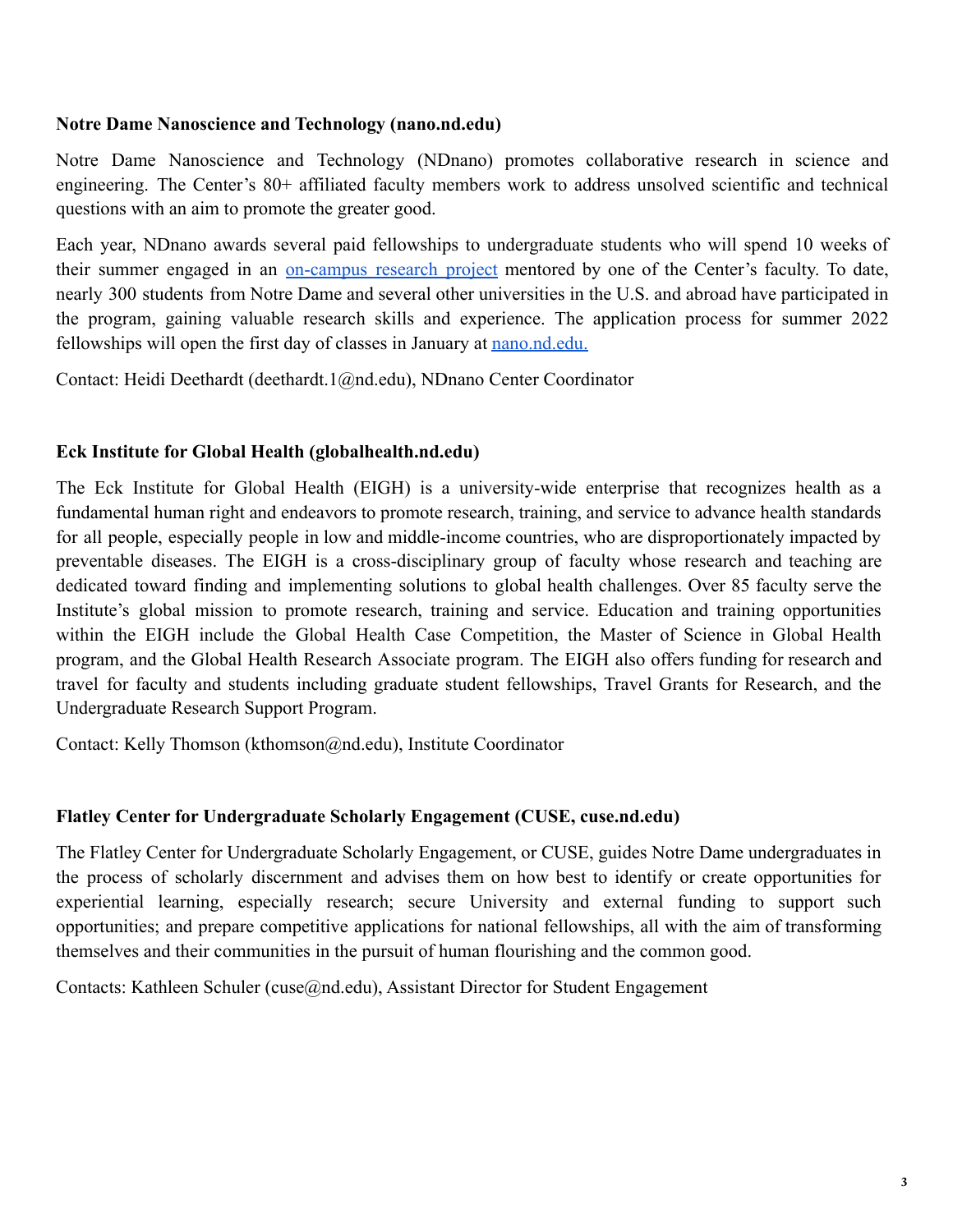**Notre Dame Nanoscience and Technology (nano.nd.edu)**

Notre Dame Nanoscience and Technology (NDnano) promotes collaborative research in science and engineering. The Center's 80+ affiliated faculty members work to address unsolved scientific and technical questions with an aim to promote the greater good.

Each year, NDnano awards several paid fellowships to undergraduate students who will spend 10 weeks of their summer engaged in an [on-campus research project](#) mentored by one of the Center's faculty. To date, nearly 300 students from Notre Dame and several other universities in the U.S. and abroad have participated in the program, gaining valuable research skills and experience. The application process for summer 2022 fellowships will open the first day of classes in January at [nano.nd.edu.](#)

Contact: Heidi Deethardt (deethardt.1@nd.edu), NDnano Center Coordinator

**Eck Institute for Global Health (globalhealth.nd.edu)**

The Eck Institute for Global Health (EIGH) is a university-wide enterprise that recognizes health as a fundamental human right and endeavors to promote research, training, and service to advance health standards for all people, especially people in low and middle-income countries, who are disproportionately impacted by preventable diseases. The EIGH is a cross-disciplinary group of faculty whose research and teaching are dedicated toward finding and implementing solutions to global health challenges. Over 85 faculty serve the Institute's global mission to promote research, training and service. Education and training opportunities within the EIGH include the Global Health Case Competition, the Master of Science in Global Health program, and the Global Health Research Associate program. The EIGH also offers funding for research and travel for faculty and students including graduate student fellowships, Travel Grants for Research, and the Undergraduate Research Support Program.

Contact: Kelly Thomson (kthomson@nd.edu), Institute Coordinator

**Flatley Center for Undergraduate Scholarly Engagement (CUSE, cuse.nd.edu)**

The Flatley Center for Undergraduate Scholarly Engagement, or CUSE, guides Notre Dame undergraduates in the process of scholarly discernment and advises them on how best to identify or create opportunities for experiential learning, especially research; secure University and external funding to support such opportunities; and prepare competitive applications for national fellowships, all with the aim of transforming themselves and their communities in the pursuit of human flourishing and the common good.

Contacts: Kathleen Schuler (cuse@nd.edu), Assistant Director for Student Engagement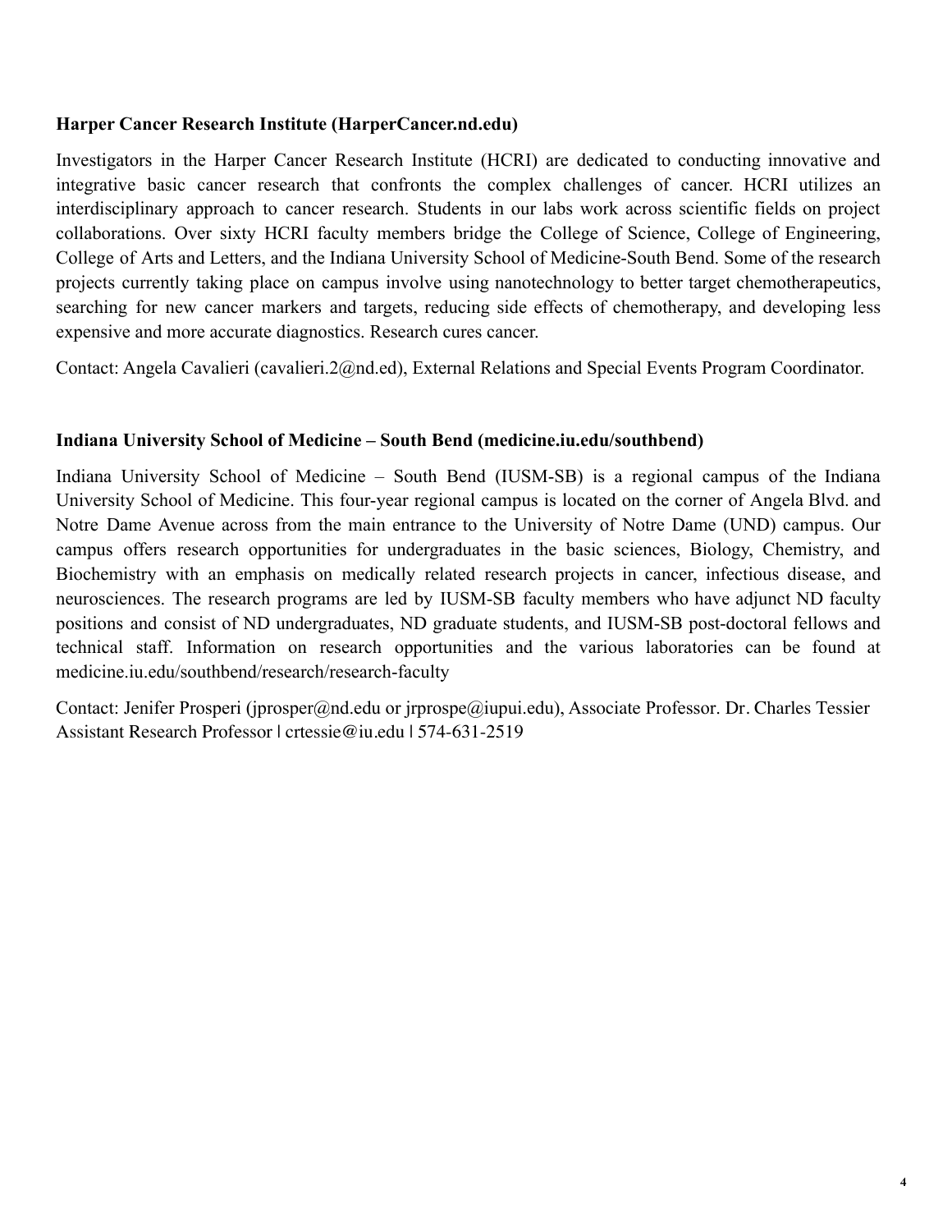**Harper Cancer Research Institute (HarperCancer.nd.edu)**

Investigators in the Harper Cancer Research Institute (HCRI) are dedicated to conducting innovative and integrative basic cancer research that confronts the complex challenges of cancer. HCRI utilizes an interdisciplinary approach to cancer research. Students in our labs work across scientific fields on project collaborations. Over sixty HCRI faculty members bridge the College of Science, College of Engineering, College of Arts and Letters, and the Indiana University School of Medicine-South Bend. Some of the research projects currently taking place on campus involve using nanotechnology to better target chemotherapeutics, searching for new cancer markers and targets, reducing side effects of chemotherapy, and developing less expensive and more accurate diagnostics. Research cures cancer.

Contact: Angela Cavalieri (cavalieri.2@nd.ed), External Relations and Special Events Program Coordinator.

**Indiana University School of Medicine – South Bend (medicine.iu.edu/southbend)**

Indiana University School of Medicine – South Bend (IUSM-SB) is a regional campus of the Indiana University School of Medicine. This four-year regional campus is located on the corner of Angela Blvd. and Notre Dame Avenue across from the main entrance to the University of Notre Dame (UND) campus. Our campus offers research opportunities for undergraduates in the basic sciences, Biology, Chemistry, and Biochemistry with an emphasis on medically related research projects in cancer, infectious disease, and neurosciences. The research programs are led by IUSM-SB faculty members who have adjunct ND faculty positions and consist of ND undergraduates, ND graduate students, and IUSM-SB post-doctoral fellows and technical staff. Information on research opportunities and the various laboratories can be found at medicine.iu.edu/southbend/research/research-faculty

Contact: Jenifer Prosperi (jprosper@nd.edu or jrprospe@iupui.edu), Associate Professor. Dr. Charles Tessier Assistant Research Professor | crtessie@iu.edu | 574-631-2519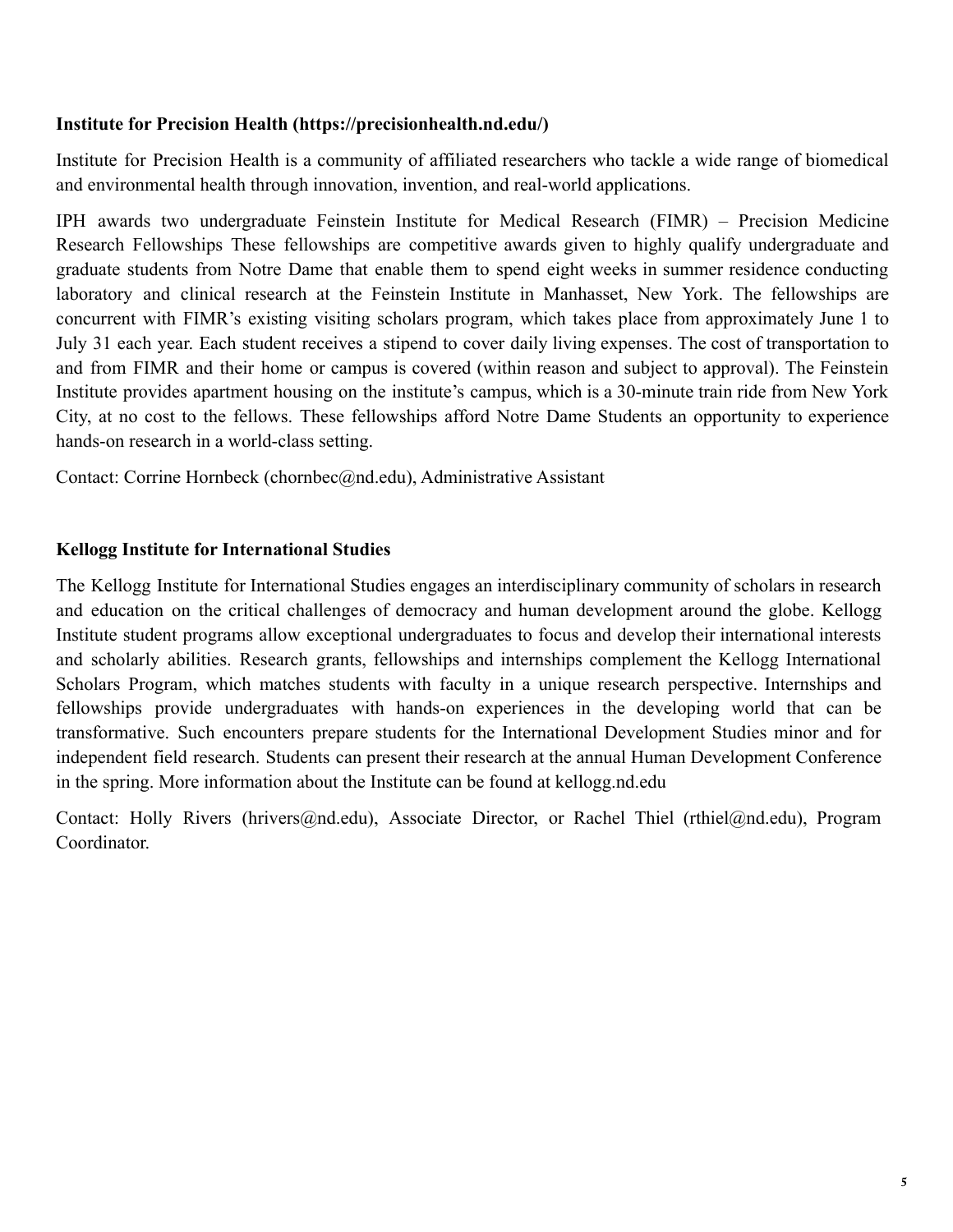**Institute for Precision Health (https://precisionhealth.nd.edu/)**

Institute for Precision Health is a community of affiliated researchers who tackle a wide range of biomedical and environmental health through innovation, invention, and real-world applications.

IPH awards two undergraduate Feinstein Institute for Medical Research (FIMR) – Precision Medicine Research Fellowships These fellowships are competitive awards given to highly qualify undergraduate and graduate students from Notre Dame that enable them to spend eight weeks in summer residence conducting laboratory and clinical research at the Feinstein Institute in Manhasset, New York. The fellowships are concurrent with FIMR's existing visiting scholars program, which takes place from approximately June 1 to July 31 each year. Each student receives a stipend to cover daily living expenses. The cost of transportation to and from FIMR and their home or campus is covered (within reason and subject to approval). The Feinstein Institute provides apartment housing on the institute's campus, which is a 30-minute train ride from New York City, at no cost to the fellows. These fellowships afford Notre Dame Students an opportunity to experience hands-on research in a world-class setting.

Contact: Corrine Hornbeck (chornbec@nd.edu), Administrative Assistant

**Kellogg Institute for International Studies**

The Kellogg Institute for International Studies engages an interdisciplinary community of scholars in research and education on the critical challenges of democracy and human development around the globe. Kellogg Institute student programs allow exceptional undergraduates to focus and develop their international interests and scholarly abilities. Research grants, fellowships and internships complement the Kellogg International Scholars Program, which matches students with faculty in a unique research perspective. Internships and fellowships provide undergraduates with hands-on experiences in the developing world that can be transformative. Such encounters prepare students for the International Development Studies minor and for independent field research. Students can present their research at the annual Human Development Conference in the spring. More information about the Institute can be found at kellogg.nd.edu

Contact: Holly Rivers (hrivers@nd.edu), Associate Director, or Rachel Thiel (rthiel@nd.edu), Program Coordinator.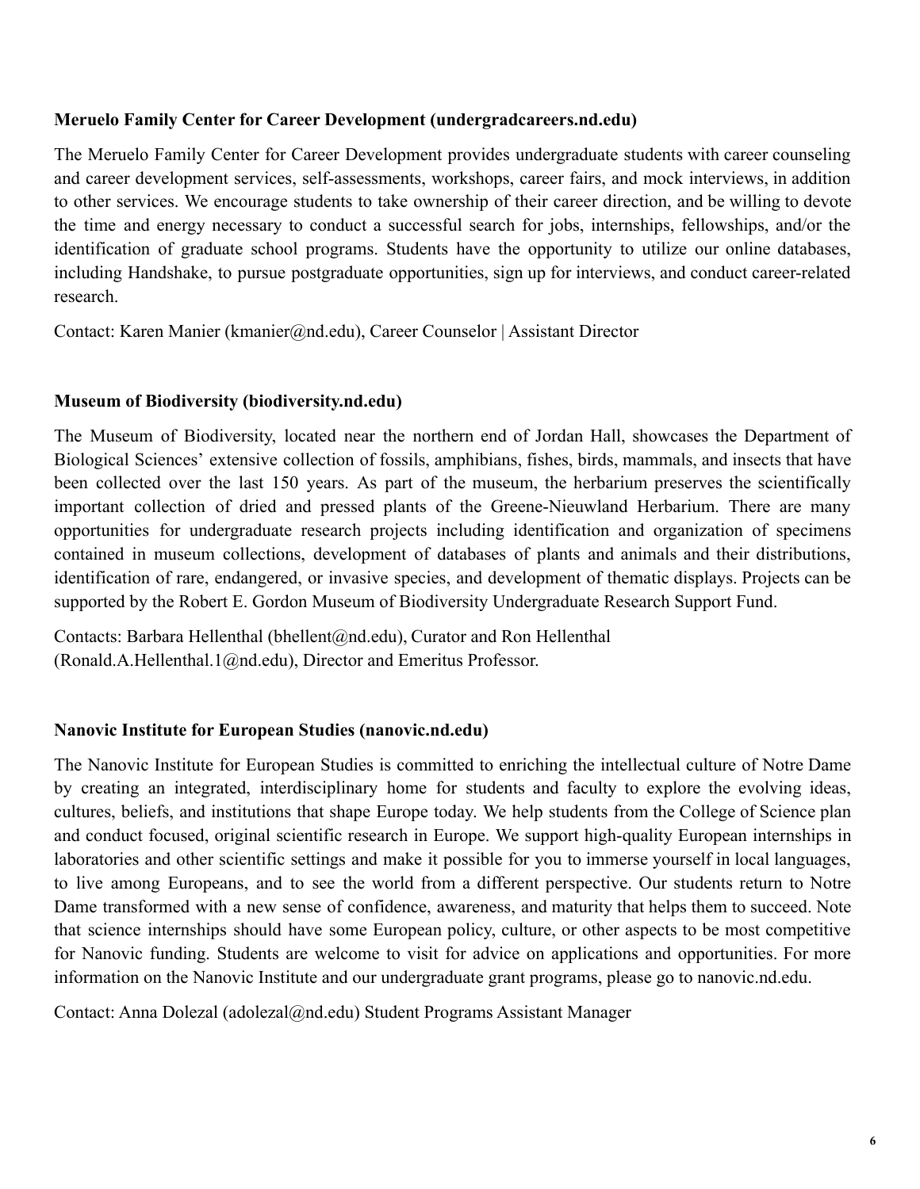**Meruelo Family Center for Career Development (undergradcareers.nd.edu)**

The Meruelo Family Center for Career Development provides undergraduate students with career counseling and career development services, self-assessments, workshops, career fairs, and mock interviews, in addition to other services. We encourage students to take ownership of their career direction, and be willing to devote the time and energy necessary to conduct a successful search for jobs, internships, fellowships, and/or the identification of graduate school programs. Students have the opportunity to utilize our online databases, including Handshake, to pursue postgraduate opportunities, sign up for interviews, and conduct career-related research.

Contact: Karen Manier (kmanier@nd.edu), Career Counselor | Assistant Director

**Museum of Biodiversity (biodiversity.nd.edu)**

The Museum of Biodiversity, located near the northern end of Jordan Hall, showcases the Department of Biological Sciences' extensive collection of fossils, amphibians, fishes, birds, mammals, and insects that have been collected over the last 150 years. As part of the museum, the herbarium preserves the scientifically important collection of dried and pressed plants of the Greene-Nieuwland Herbarium. There are many opportunities for undergraduate research projects including identification and organization of specimens contained in museum collections, development of databases of plants and animals and their distributions, identification of rare, endangered, or invasive species, and development of thematic displays. Projects can be supported by the Robert E. Gordon Museum of Biodiversity Undergraduate Research Support Fund.

Contacts: Barbara Hellenthal (bhellent@nd.edu), Curator and Ron Hellenthal (Ronald.A.Hellenthal.1@nd.edu), Director and Emeritus Professor.

**Nanovic Institute for European Studies (nanovic.nd.edu)**

The Nanovic Institute for European Studies is committed to enriching the intellectual culture of Notre Dame by creating an integrated, interdisciplinary home for students and faculty to explore the evolving ideas, cultures, beliefs, and institutions that shape Europe today. We help students from the College of Science plan and conduct focused, original scientific research in Europe. We support high-quality European internships in laboratories and other scientific settings and make it possible for you to immerse yourself in local languages, to live among Europeans, and to see the world from a different perspective. Our students return to Notre Dame transformed with a new sense of confidence, awareness, and maturity that helps them to succeed. Note that science internships should have some European policy, culture, or other aspects to be most competitive for Nanovic funding. Students are welcome to visit for advice on applications and opportunities. For more information on the Nanovic Institute and our undergraduate grant programs, please go to nanovic.nd.edu.

Contact: Anna Dolezal (adolezal@nd.edu) Student Programs Assistant Manager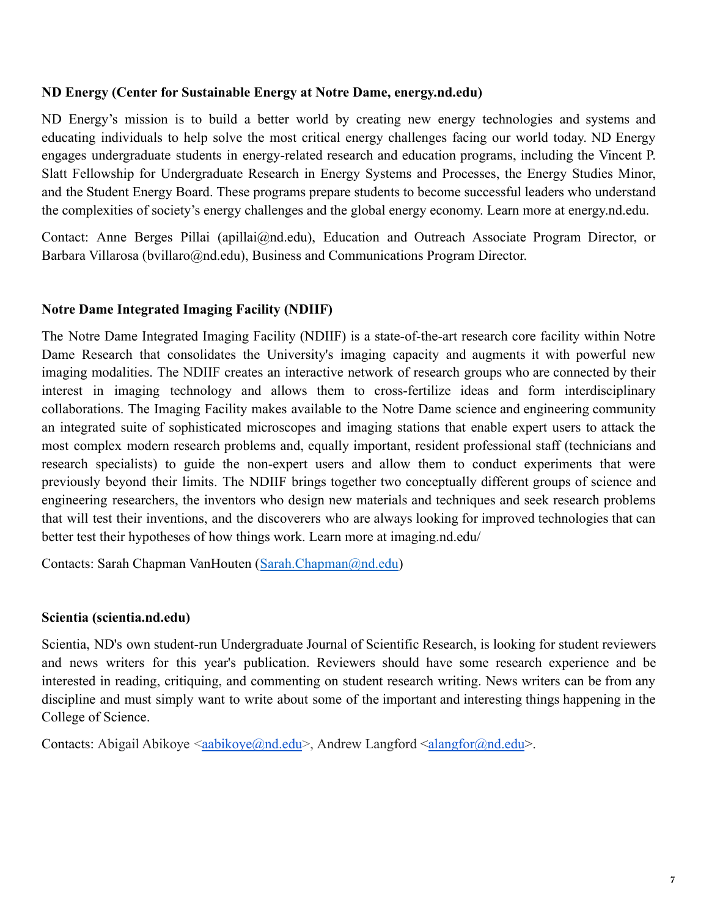**ND Energy (Center for Sustainable Energy at Notre Dame, energy.nd.edu)**

ND Energy's mission is to build a better world by creating new energy technologies and systems and educating individuals to help solve the most critical energy challenges facing our world today. ND Energy engages undergraduate students in energy-related research and education programs, including the Vincent P. Slatt Fellowship for Undergraduate Research in Energy Systems and Processes, the Energy Studies Minor, and the Student Energy Board. These programs prepare students to become successful leaders who understand the complexities of society's energy challenges and the global energy economy. Learn more at energy.nd.edu.

Contact: Anne Berges Pillai (apillai@nd.edu), Education and Outreach Associate Program Director, or Barbara Villarosa (bvillaro@nd.edu), Business and Communications Program Director.

**Notre Dame Integrated Imaging Facility (NDIIF)**

The Notre Dame Integrated Imaging Facility (NDIIF) is a state-of-the-art research core facility within Notre Dame Research that consolidates the University's imaging capacity and augments it with powerful new imaging modalities. The NDIIF creates an interactive network of research groups who are connected by their interest in imaging technology and allows them to cross-fertilize ideas and form interdisciplinary collaborations. The Imaging Facility makes available to the Notre Dame science and engineering community an integrated suite of sophisticated microscopes and imaging stations that enable expert users to attack the most complex modern research problems and, equally important, resident professional staff (technicians and research specialists) to guide the non-expert users and allow them to conduct experiments that were previously beyond their limits. The NDIIF brings together two conceptually different groups of science and engineering researchers, the inventors who design new materials and techniques and seek research problems that will test their inventions, and the discoverers who are always looking for improved technologies that can better test their hypotheses of how things work. Learn more at imaging.nd.edu/

Contacts: Sarah Chapman VanHouten (Sarah.Chapman@nd.edu)

**Scientia (scientia.nd.edu)**

Scientia, ND's own student-run Undergraduate Journal of Scientific Research, is looking for student reviewers and news writers for this year's publication. Reviewers should have some research experience and be interested in reading, critiquing, and commenting on student research writing. News writers can be from any discipline and must simply want to write about some of the important and interesting things happening in the College of Science.

Contacts: Abigail Abikoye <aabikoye@nd.edu>, Andrew Langford <alangfor@nd.edu>.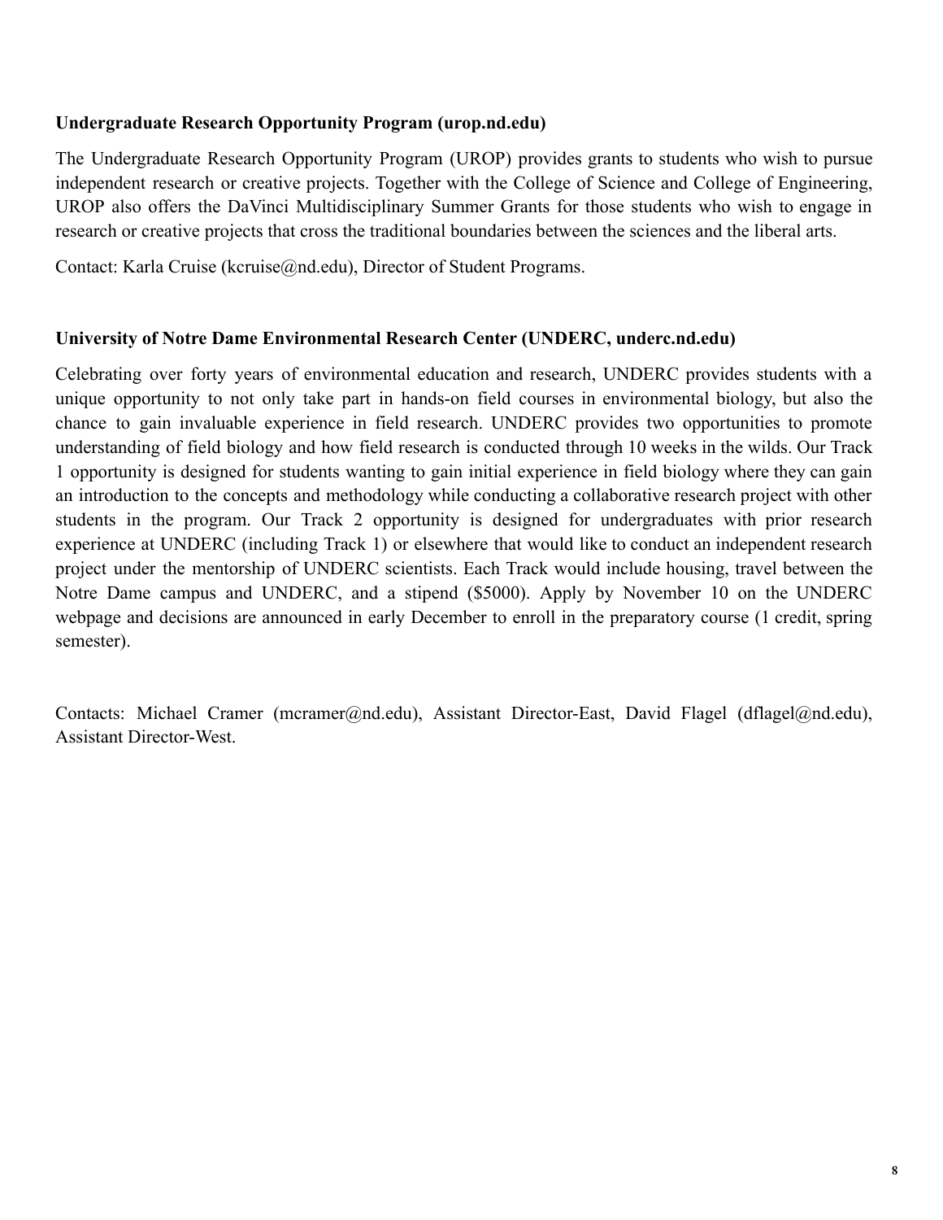**Undergraduate Research Opportunity Program (urop.nd.edu)**

The Undergraduate Research Opportunity Program (UROP) provides grants to students who wish to pursue independent research or creative projects. Together with the College of Science and College of Engineering, UROP also offers the DaVinci Multidisciplinary Summer Grants for those students who wish to engage in research or creative projects that cross the traditional boundaries between the sciences and the liberal arts.

Contact: Karla Cruise (kcruise@nd.edu), Director of Student Programs.

**University of Notre Dame Environmental Research Center (UNDERC, underc.nd.edu)**

Celebrating over forty years of environmental education and research, UNDERC provides students with a unique opportunity to not only take part in hands-on field courses in environmental biology, but also the chance to gain invaluable experience in field research. UNDERC provides two opportunities to promote understanding of field biology and how field research is conducted through 10 weeks in the wilds. Our Track 1 opportunity is designed for students wanting to gain initial experience in field biology where they can gain an introduction to the concepts and methodology while conducting a collaborative research project with other students in the program. Our Track 2 opportunity is designed for undergraduates with prior research experience at UNDERC (including Track 1) or elsewhere that would like to conduct an independent research project under the mentorship of UNDERC scientists. Each Track would include housing, travel between the Notre Dame campus and UNDERC, and a stipend ($5000). Apply by November 10 on the UNDERC webpage and decisions are announced in early December to enroll in the preparatory course (1 credit, spring semester).

Contacts: Michael Cramer (mcramer@nd.edu), Assistant Director-East, David Flagel (dflagel@nd.edu), Assistant Director-West.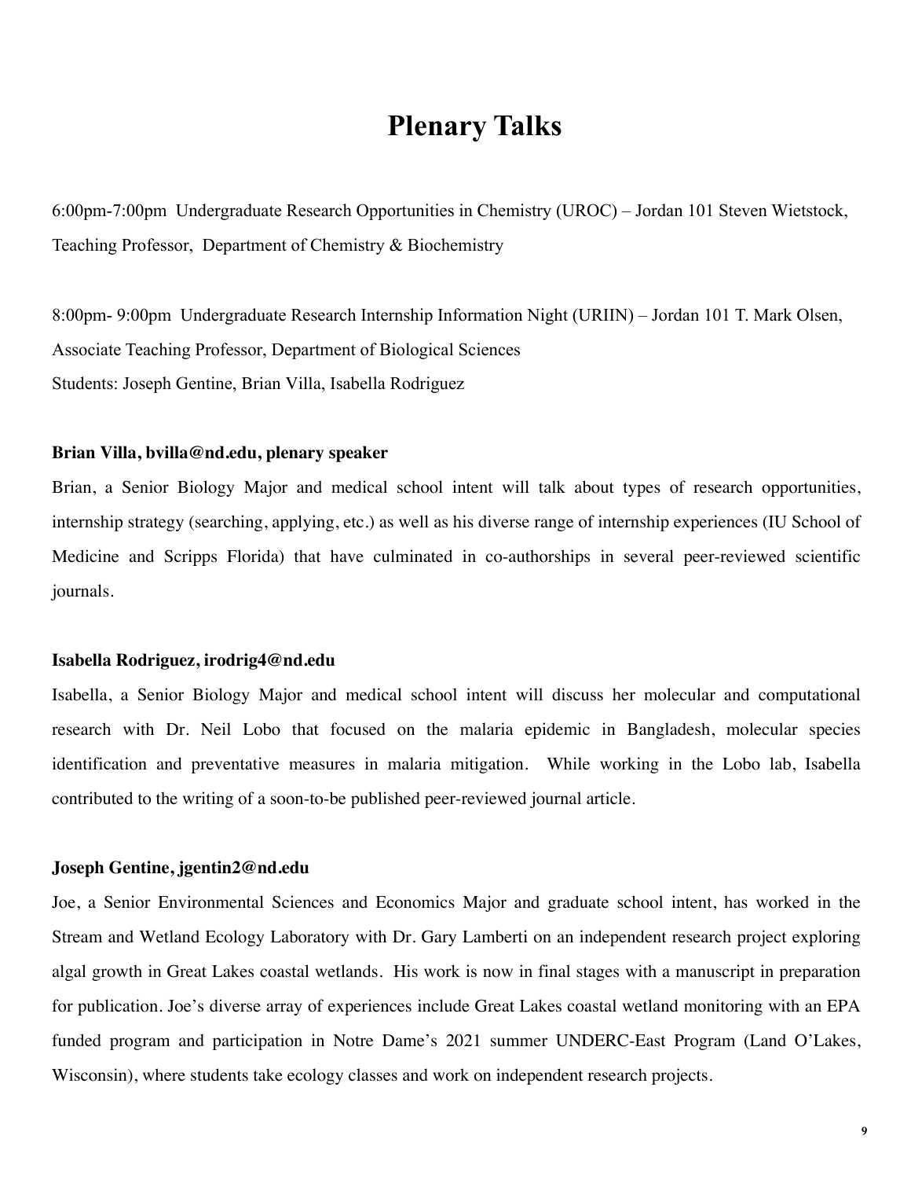# Plenary Talks

6:00pm-7:00pm Undergraduate Research Opportunities in Chemistry (UROC) – Jordan 101 Steven Wietstock, Teaching Professor, Department of Chemistry & Biochemistry

8:00pm- 9:00pm Undergraduate Research Internship Information Night (URIIN) – Jordan 101 T. Mark Olsen, Associate Teaching Professor, Department of Biological Sciences
Students: Joseph Gentine, Brian Villa, Isabella Rodriguez

**Brian Villa, bvilla@nd.edu, plenary speaker**

Brian, a Senior Biology Major and medical school intent will talk about types of research opportunities, internship strategy (searching, applying, etc.) as well as his diverse range of internship experiences (IU School of Medicine and Scripps Florida) that have culminated in co-authorships in several peer-reviewed scientific journals.

**Isabella Rodriguez, irodrig4@nd.edu**

Isabella, a Senior Biology Major and medical school intent will discuss her molecular and computational research with Dr. Neil Lobo that focused on the malaria epidemic in Bangladesh, molecular species identification and preventative measures in malaria mitigation. While working in the Lobo lab, Isabella contributed to the writing of a soon-to-be published peer-reviewed journal article.

**Joseph Gentine, jgentin2@nd.edu**

Joe, a Senior Environmental Sciences and Economics Major and graduate school intent, has worked in the Stream and Wetland Ecology Laboratory with Dr. Gary Lamberti on an independent research project exploring algal growth in Great Lakes coastal wetlands. His work is now in final stages with a manuscript in preparation for publication. Joe's diverse array of experiences include Great Lakes coastal wetland monitoring with an EPA funded program and participation in Notre Dame's 2021 summer UNDERC-East Program (Land O'Lakes, Wisconsin), where students take ecology classes and work on independent research projects.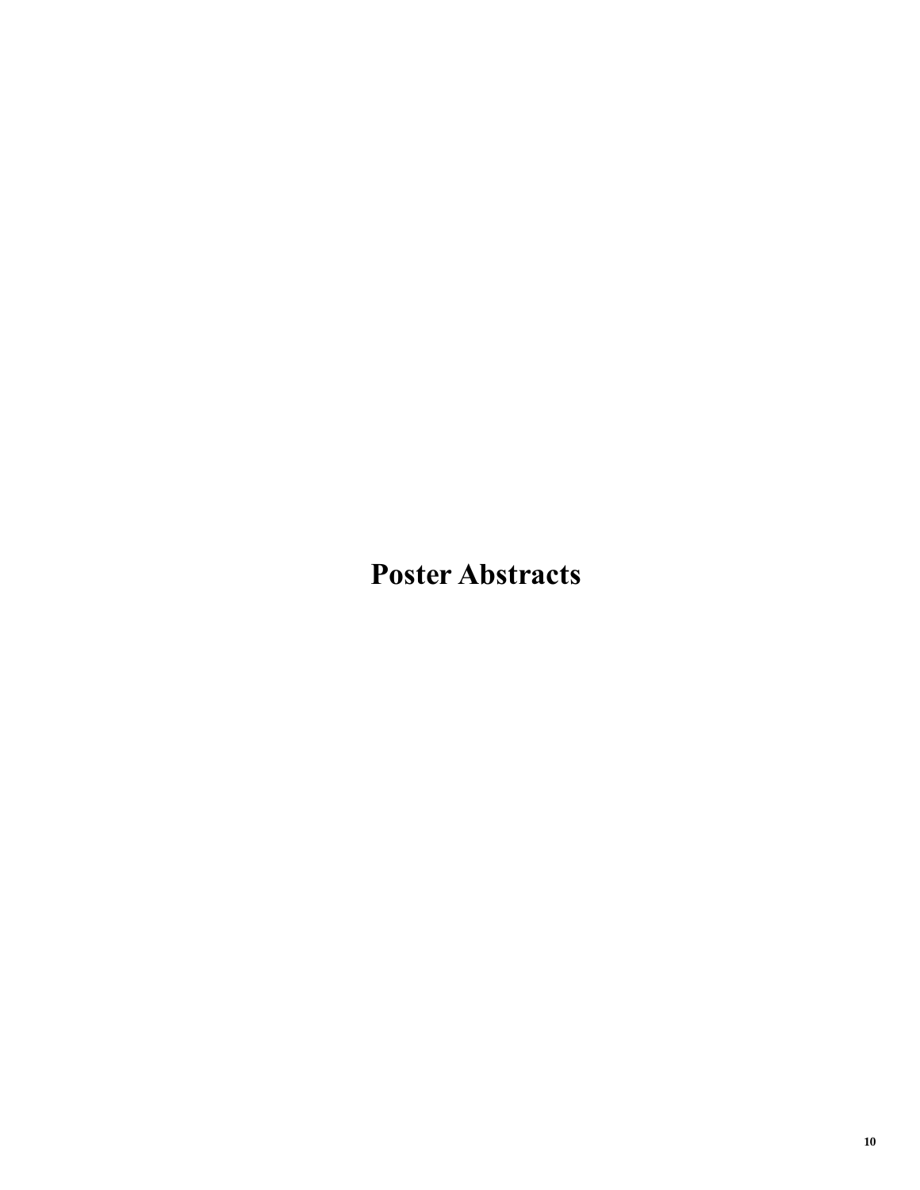# Poster Abstracts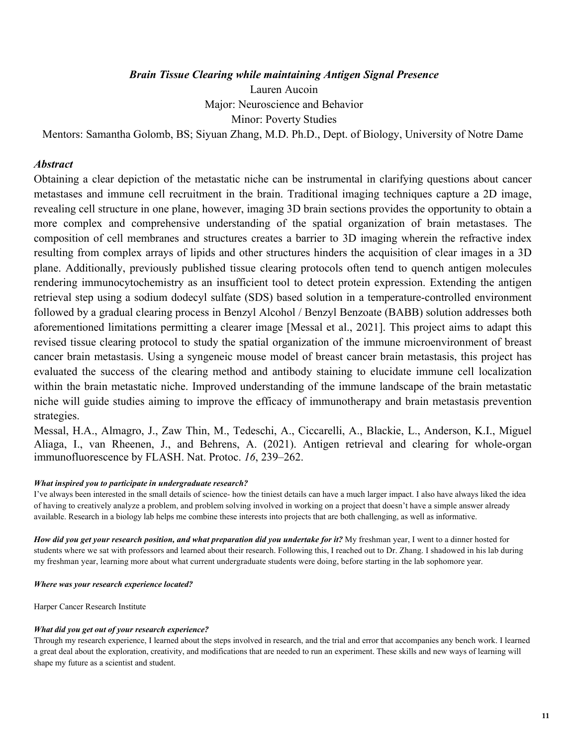### *Brain Tissue Clearing while maintaining Antigen Signal Presence*

Lauren Aucoin

Major: Neuroscience and Behavior

Minor: Poverty Studies

Mentors: Samantha Golomb, BS; Siyuan Zhang, M.D. Ph.D., Dept. of Biology, University of Notre Dame

## *Abstract*

Obtaining a clear depiction of the metastatic niche can be instrumental in clarifying questions about cancer metastases and immune cell recruitment in the brain. Traditional imaging techniques capture a 2D image, revealing cell structure in one plane, however, imaging 3D brain sections provides the opportunity to obtain a more complex and comprehensive understanding of the spatial organization of brain metastases. The composition of cell membranes and structures creates a barrier to 3D imaging wherein the refractive index resulting from complex arrays of lipids and other structures hinders the acquisition of clear images in a 3D plane. Additionally, previously published tissue clearing protocols often tend to quench antigen molecules rendering immunocytochemistry as an insufficient tool to detect protein expression. Extending the antigen retrieval step using a sodium dodecyl sulfate (SDS) based solution in a temperature-controlled environment followed by a gradual clearing process in Benzyl Alcohol / Benzyl Benzoate (BABB) solution addresses both aforementioned limitations permitting a clearer image [Messal et al., 2021]. This project aims to adapt this revised tissue clearing protocol to study the spatial organization of the immune microenvironment of breast cancer brain metastasis. Using a syngeneic mouse model of breast cancer brain metastasis, this project has evaluated the success of the clearing method and antibody staining to elucidate immune cell localization within the brain metastatic niche. Improved understanding of the immune landscape of the brain metastatic niche will guide studies aiming to improve the efficacy of immunotherapy and brain metastasis prevention strategies.

Messal, H.A., Almagro, J., Zaw Thin, M., Tedeschi, A., Ciccarelli, A., Blackie, L., Anderson, K.I., Miguel Aliaga, I., van Rheenen, J., and Behrens, A. (2021). Antigen retrieval and clearing for whole-organ immunofluorescence by FLASH. Nat. Protoc. *16*, 239–262.

***What inspired you to participate in undergraduate research?***

I've always been interested in the small details of science- how the tiniest details can have a much larger impact. I also have always liked the idea of having to creatively analyze a problem, and problem solving involved in working on a project that doesn't have a simple answer already available. Research in a biology lab helps me combine these interests into projects that are both challenging, as well as informative.

***How did you get your research position, and what preparation did you undertake for it?*** My freshman year, I went to a dinner hosted for students where we sat with professors and learned about their research. Following this, I reached out to Dr. Zhang. I shadowed in his lab during my freshman year, learning more about what current undergraduate students were doing, before starting in the lab sophomore year.

***Where was your research experience located?***

Harper Cancer Research Institute

***What did you get out of your research experience?***

Through my research experience, I learned about the steps involved in research, and the trial and error that accompanies any bench work. I learned a great deal about the exploration, creativity, and modifications that are needed to run an experiment. These skills and new ways of learning will shape my future as a scientist and student.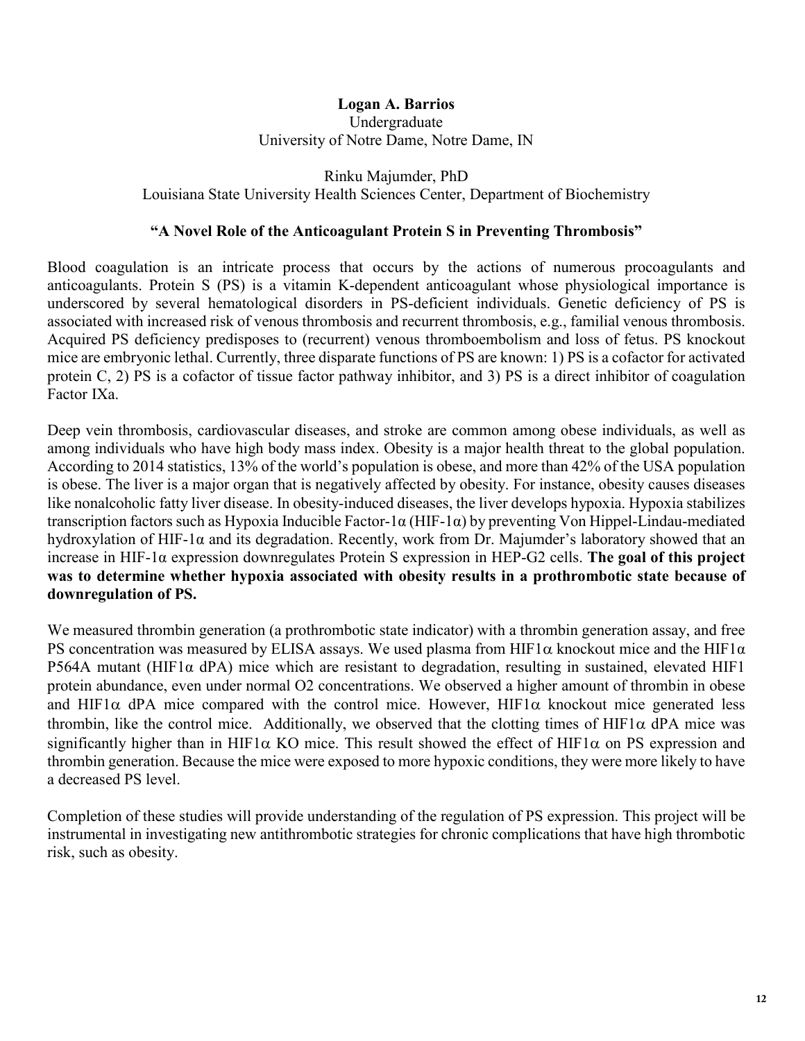**Logan A. Barrios**
Undergraduate
University of Notre Dame, Notre Dame, IN

Rinku Majumder, PhD
Louisiana State University Health Sciences Center, Department of Biochemistry

**"A Novel Role of the Anticoagulant Protein S in Preventing Thrombosis"**

Blood coagulation is an intricate process that occurs by the actions of numerous procoagulants and anticoagulants. Protein S (PS) is a vitamin K-dependent anticoagulant whose physiological importance is underscored by several hematological disorders in PS-deficient individuals. Genetic deficiency of PS is associated with increased risk of venous thrombosis and recurrent thrombosis, e.g., familial venous thrombosis. Acquired PS deficiency predisposes to (recurrent) venous thromboembolism and loss of fetus. PS knockout mice are embryonic lethal. Currently, three disparate functions of PS are known: 1) PS is a cofactor for activated protein C, 2) PS is a cofactor of tissue factor pathway inhibitor, and 3) PS is a direct inhibitor of coagulation Factor IXa.

Deep vein thrombosis, cardiovascular diseases, and stroke are common among obese individuals, as well as among individuals who have high body mass index. Obesity is a major health threat to the global population. According to 2014 statistics, 13% of the world's population is obese, and more than 42% of the USA population is obese. The liver is a major organ that is negatively affected by obesity. For instance, obesity causes diseases like nonalcoholic fatty liver disease. In obesity-induced diseases, the liver develops hypoxia. Hypoxia stabilizes transcription factors such as Hypoxia Inducible Factor-1α (HIF-1α) by preventing Von Hippel-Lindau-mediated hydroxylation of HIF-1α and its degradation. Recently, work from Dr. Majumder's laboratory showed that an increase in HIF-1α expression downregulates Protein S expression in HEP-G2 cells. **The goal of this project was to determine whether hypoxia associated with obesity results in a prothrombotic state because of downregulation of PS.**

We measured thrombin generation (a prothrombotic state indicator) with a thrombin generation assay, and free PS concentration was measured by ELISA assays. We used plasma from HIF1α knockout mice and the HIF1α P564A mutant (HIF1α dPA) mice which are resistant to degradation, resulting in sustained, elevated HIF1 protein abundance, even under normal O2 concentrations. We observed a higher amount of thrombin in obese and HIF1α dPA mice compared with the control mice. However, HIF1α knockout mice generated less thrombin, like the control mice. Additionally, we observed that the clotting times of HIF1α dPA mice was significantly higher than in HIF1α KO mice. This result showed the effect of HIF1α on PS expression and thrombin generation. Because the mice were exposed to more hypoxic conditions, they were more likely to have a decreased PS level.

Completion of these studies will provide understanding of the regulation of PS expression. This project will be instrumental in investigating new antithrombotic strategies for chronic complications that have high thrombotic risk, such as obesity.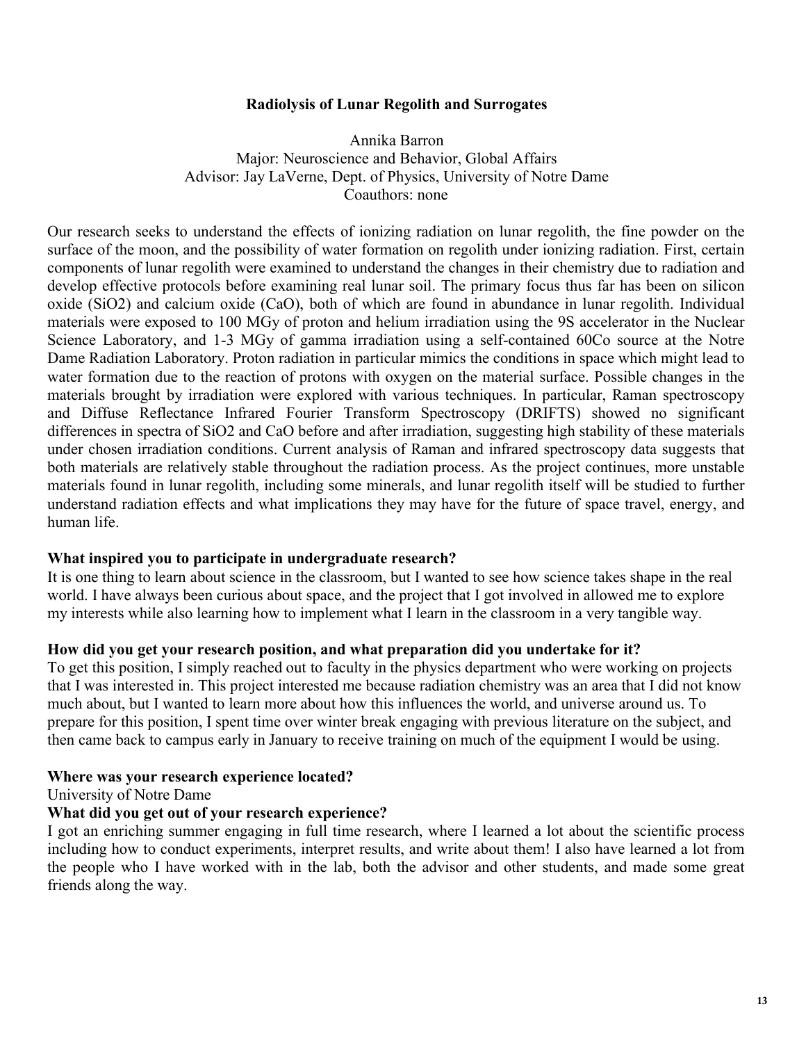## Radiolysis of Lunar Regolith and Surrogates

Annika Barron
Major: Neuroscience and Behavior, Global Affairs
Advisor: Jay LaVerne, Dept. of Physics, University of Notre Dame
Coauthors: none

Our research seeks to understand the effects of ionizing radiation on lunar regolith, the fine powder on the surface of the moon, and the possibility of water formation on regolith under ionizing radiation. First, certain components of lunar regolith were examined to understand the changes in their chemistry due to radiation and develop effective protocols before examining real lunar soil. The primary focus thus far has been on silicon oxide ($SiO_2$) and calcium oxide (CaO), both of which are found in abundance in lunar regolith. Individual materials were exposed to 100 MGy of proton and helium irradiation using the 9S accelerator in the Nuclear Science Laboratory, and 1-3 MGy of gamma irradiation using a self-contained $^{60}Co$ source at the Notre Dame Radiation Laboratory. Proton radiation in particular mimics the conditions in space which might lead to water formation due to the reaction of protons with oxygen on the material surface. Possible changes in the materials brought by irradiation were explored with various techniques. In particular, Raman spectroscopy and Diffuse Reflectance Infrared Fourier Transform Spectroscopy (DRIFTS) showed no significant differences in spectra of $SiO_2$ and CaO before and after irradiation, suggesting high stability of these materials under chosen irradiation conditions. Current analysis of Raman and infrared spectroscopy data suggests that both materials are relatively stable throughout the radiation process. As the project continues, more unstable materials found in lunar regolith, including some minerals, and lunar regolith itself will be studied to further understand radiation effects and what implications they may have for the future of space travel, energy, and human life.

**What inspired you to participate in undergraduate research?**

It is one thing to learn about science in the classroom, but I wanted to see how science takes shape in the real world. I have always been curious about space, and the project that I got involved in allowed me to explore my interests while also learning how to implement what I learn in the classroom in a very tangible way.

**How did you get your research position, and what preparation did you undertake for it?**

To get this position, I simply reached out to faculty in the physics department who were working on projects that I was interested in. This project interested me because radiation chemistry was an area that I did not know much about, but I wanted to learn more about how this influences the world, and universe around us. To prepare for this position, I spent time over winter break engaging with previous literature on the subject, and then came back to campus early in January to receive training on much of the equipment I would be using.

**Where was your research experience located?**

University of Notre Dame

**What did you get out of your research experience?**

I got an enriching summer engaging in full time research, where I learned a lot about the scientific process including how to conduct experiments, interpret results, and write about them! I also have learned a lot from the people who I have worked with in the lab, both the advisor and other students, and made some great friends along the way.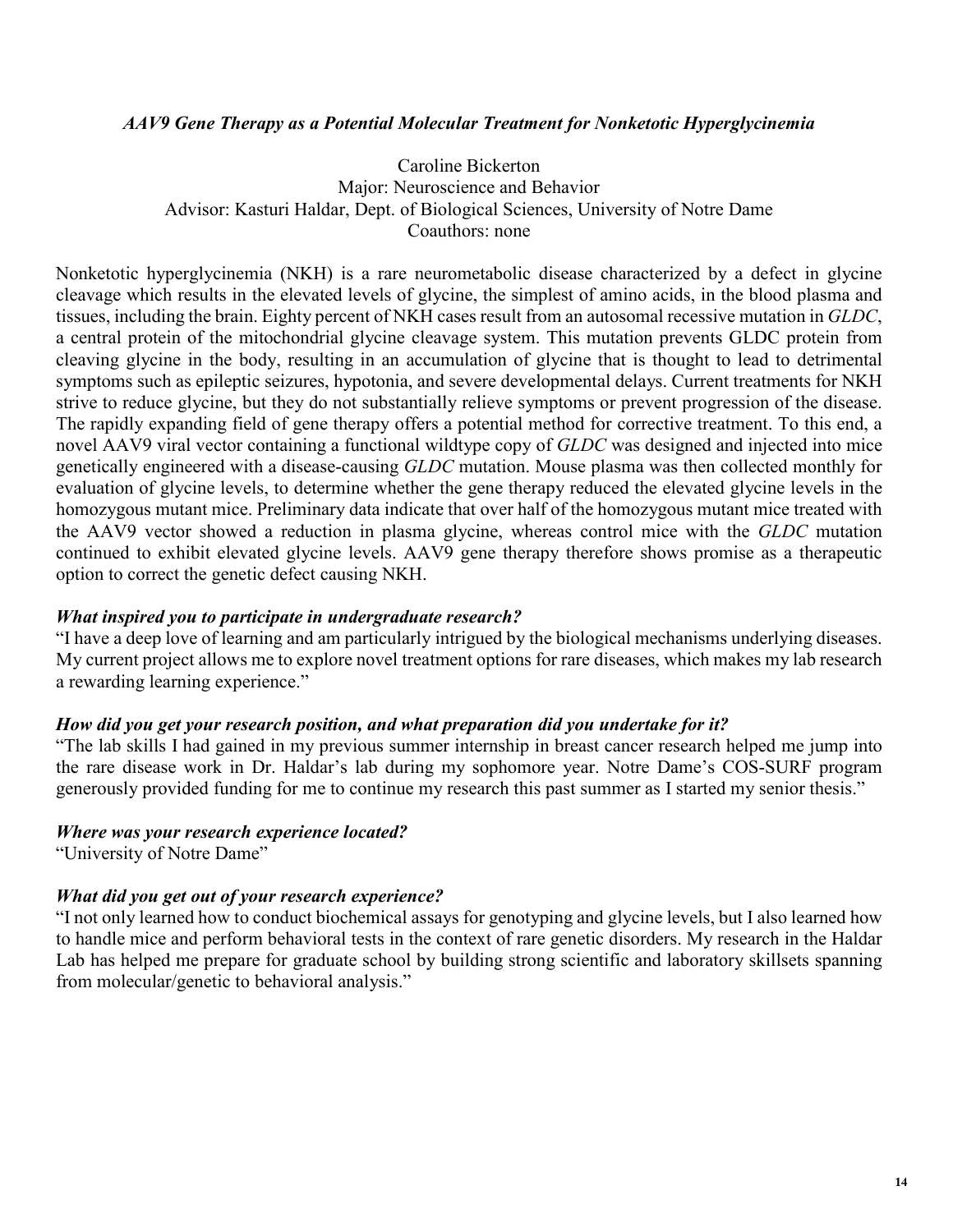### *AAV9 Gene Therapy as a Potential Molecular Treatment for Nonketotic Hyperglycinemia*

Caroline Bickerton
Major: Neuroscience and Behavior
Advisor: Kasturi Haldar, Dept. of Biological Sciences, University of Notre Dame
Coauthors: none

Nonketotic hyperglycinemia (NKH) is a rare neurometabolic disease characterized by a defect in glycine cleavage which results in the elevated levels of glycine, the simplest of amino acids, in the blood plasma and tissues, including the brain. Eighty percent of NKH cases result from an autosomal recessive mutation in *GLDC*, a central protein of the mitochondrial glycine cleavage system. This mutation prevents GLDC protein from cleaving glycine in the body, resulting in an accumulation of glycine that is thought to lead to detrimental symptoms such as epileptic seizures, hypotonia, and severe developmental delays. Current treatments for NKH strive to reduce glycine, but they do not substantially relieve symptoms or prevent progression of the disease. The rapidly expanding field of gene therapy offers a potential method for corrective treatment. To this end, a novel AAV9 viral vector containing a functional wildtype copy of *GLDC* was designed and injected into mice genetically engineered with a disease-causing *GLDC* mutation. Mouse plasma was then collected monthly for evaluation of glycine levels, to determine whether the gene therapy reduced the elevated glycine levels in the homozygous mutant mice. Preliminary data indicate that over half of the homozygous mutant mice treated with the AAV9 vector showed a reduction in plasma glycine, whereas control mice with the *GLDC* mutation continued to exhibit elevated glycine levels. AAV9 gene therapy therefore shows promise as a therapeutic option to correct the genetic defect causing NKH.

***What inspired you to participate in undergraduate research?***

"I have a deep love of learning and am particularly intrigued by the biological mechanisms underlying diseases. My current project allows me to explore novel treatment options for rare diseases, which makes my lab research a rewarding learning experience."

***How did you get your research position, and what preparation did you undertake for it?***

"The lab skills I had gained in my previous summer internship in breast cancer research helped me jump into the rare disease work in Dr. Haldar's lab during my sophomore year. Notre Dame's COS-SURF program generously provided funding for me to continue my research this past summer as I started my senior thesis."

***Where was your research experience located?***

"University of Notre Dame"

***What did you get out of your research experience?***

"I not only learned how to conduct biochemical assays for genotyping and glycine levels, but I also learned how to handle mice and perform behavioral tests in the context of rare genetic disorders. My research in the Haldar Lab has helped me prepare for graduate school by building strong scientific and laboratory skillsets spanning from molecular/genetic to behavioral analysis."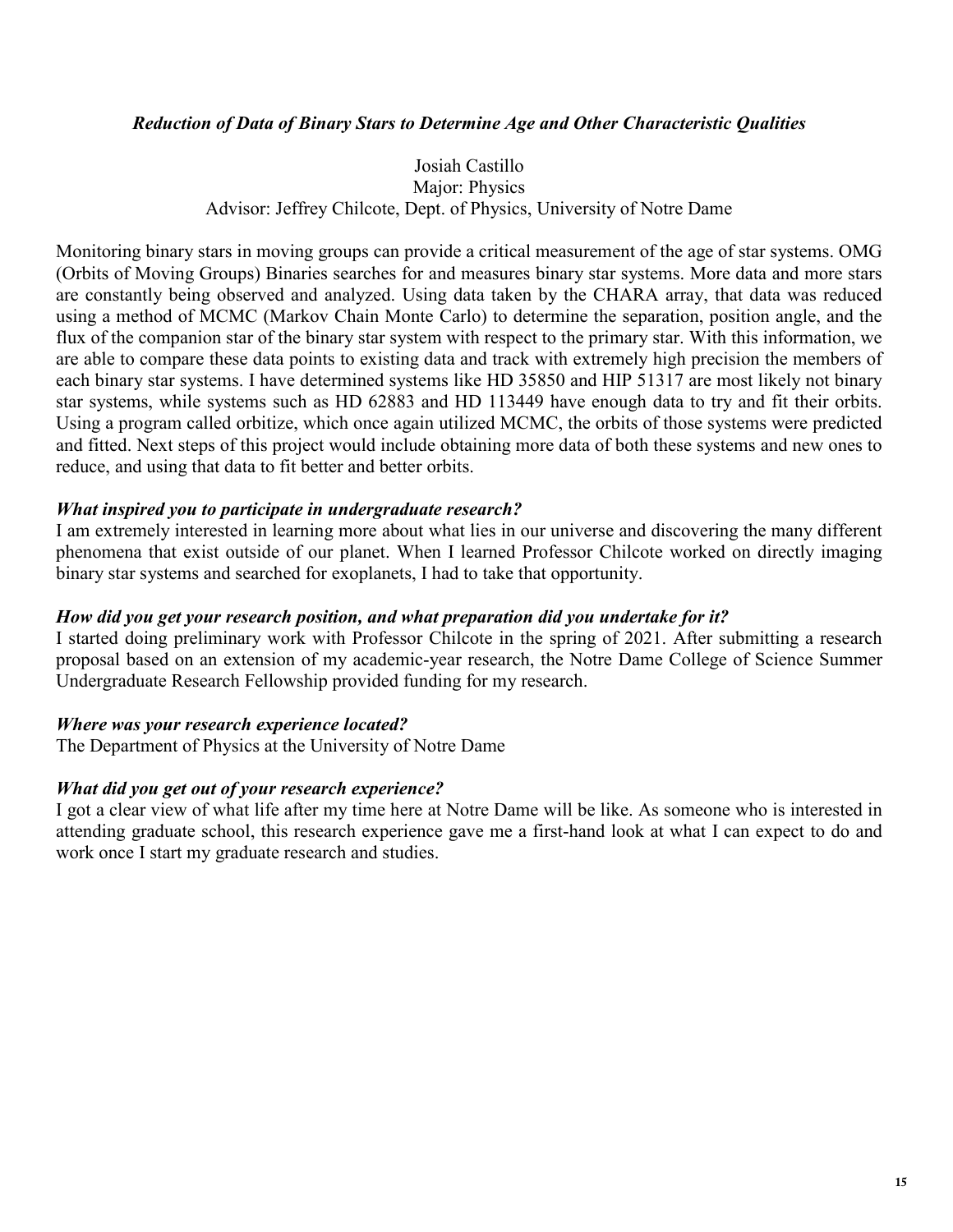### *Reduction of Data of Binary Stars to Determine Age and Other Characteristic Qualities*

Josiah Castillo
Major: Physics
Advisor: Jeffrey Chilcote, Dept. of Physics, University of Notre Dame

Monitoring binary stars in moving groups can provide a critical measurement of the age of star systems. OMG (Orbits of Moving Groups) Binaries searches for and measures binary star systems. More data and more stars are constantly being observed and analyzed. Using data taken by the CHARA array, that data was reduced using a method of MCMC (Markov Chain Monte Carlo) to determine the separation, position angle, and the flux of the companion star of the binary star system with respect to the primary star. With this information, we are able to compare these data points to existing data and track with extremely high precision the members of each binary star systems. I have determined systems like HD 35850 and HIP 51317 are most likely not binary star systems, while systems such as HD 62883 and HD 113449 have enough data to try and fit their orbits. Using a program called orbitize, which once again utilized MCMC, the orbits of those systems were predicted and fitted. Next steps of this project would include obtaining more data of both these systems and new ones to reduce, and using that data to fit better and better orbits.

***What inspired you to participate in undergraduate research?***

I am extremely interested in learning more about what lies in our universe and discovering the many different phenomena that exist outside of our planet. When I learned Professor Chilcote worked on directly imaging binary star systems and searched for exoplanets, I had to take that opportunity.

***How did you get your research position, and what preparation did you undertake for it?***

I started doing preliminary work with Professor Chilcote in the spring of 2021. After submitting a research proposal based on an extension of my academic-year research, the Notre Dame College of Science Summer Undergraduate Research Fellowship provided funding for my research.

***Where was your research experience located?***

The Department of Physics at the University of Notre Dame

***What did you get out of your research experience?***

I got a clear view of what life after my time here at Notre Dame will be like. As someone who is interested in attending graduate school, this research experience gave me a first-hand look at what I can expect to do and work once I start my graduate research and studies.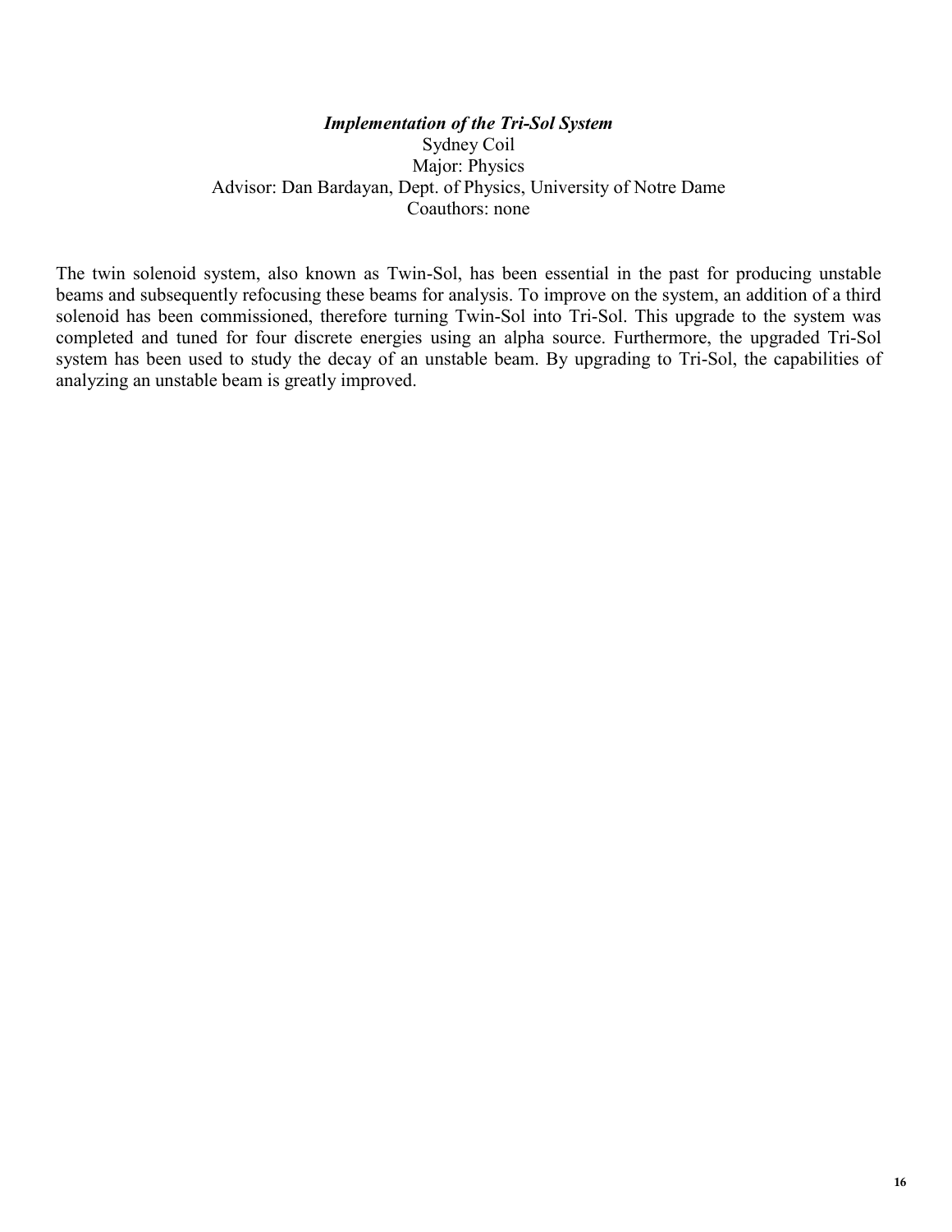### ***Implementation of the Tri-Sol System***

Sydney Coil
Major: Physics
Advisor: Dan Bardayan, Dept. of Physics, University of Notre Dame
Coauthors: none

The twin solenoid system, also known as Twin-Sol, has been essential in the past for producing unstable beams and subsequently refocusing these beams for analysis. To improve on the system, an addition of a third solenoid has been commissioned, therefore turning Twin-Sol into Tri-Sol. This upgrade to the system was completed and tuned for four discrete energies using an alpha source. Furthermore, the upgraded Tri-Sol system has been used to study the decay of an unstable beam. By upgrading to Tri-Sol, the capabilities of analyzing an unstable beam is greatly improved.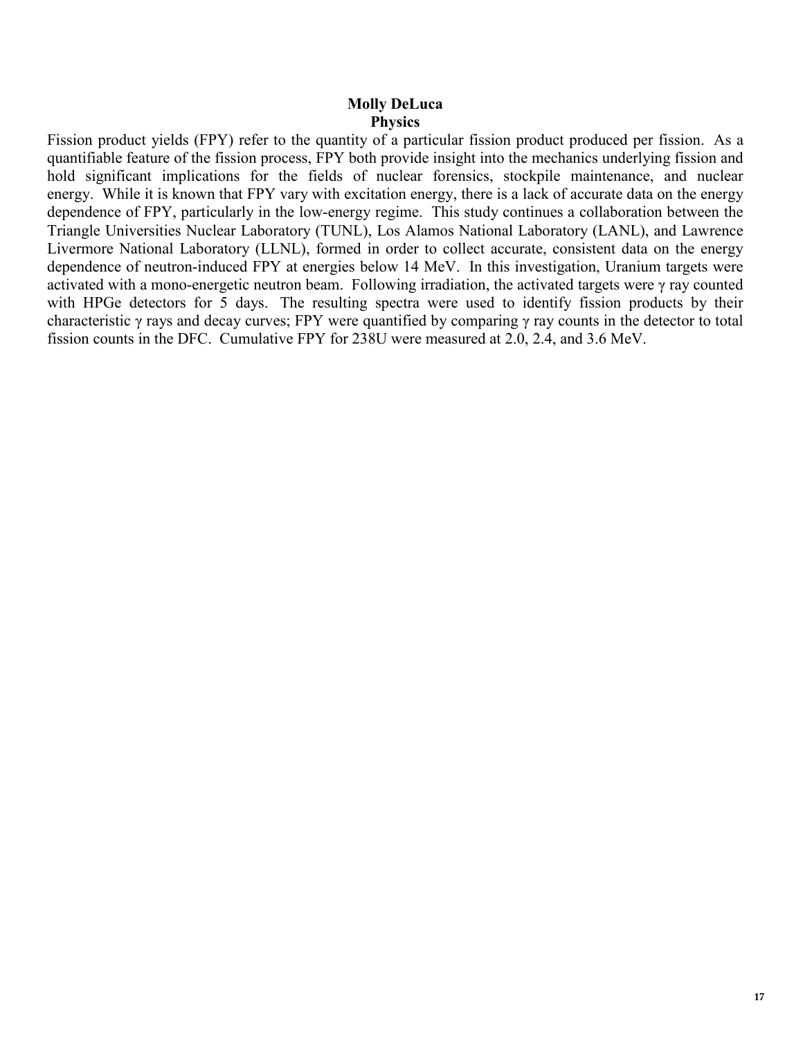**Molly DeLuca**
**Physics**

Fission product yields (FPY) refer to the quantity of a particular fission product produced per fission. As a quantifiable feature of the fission process, FPY both provide insight into the mechanics underlying fission and hold significant implications for the fields of nuclear forensics, stockpile maintenance, and nuclear energy. While it is known that FPY vary with excitation energy, there is a lack of accurate data on the energy dependence of FPY, particularly in the low-energy regime. This study continues a collaboration between the Triangle Universities Nuclear Laboratory (TUNL), Los Alamos National Laboratory (LANL), and Lawrence Livermore National Laboratory (LLNL), formed in order to collect accurate, consistent data on the energy dependence of neutron-induced FPY at energies below 14 MeV. In this investigation, Uranium targets were activated with a mono-energetic neutron beam. Following irradiation, the activated targets were $\gamma$ ray counted with HPGe detectors for 5 days. The resulting spectra were used to identify fission products by their characteristic $\gamma$ rays and decay curves; FPY were quantified by comparing $\gamma$ ray counts in the detector to total fission counts in the DFC. Cumulative FPY for 238U were measured at 2.0, 2.4, and 3.6 MeV.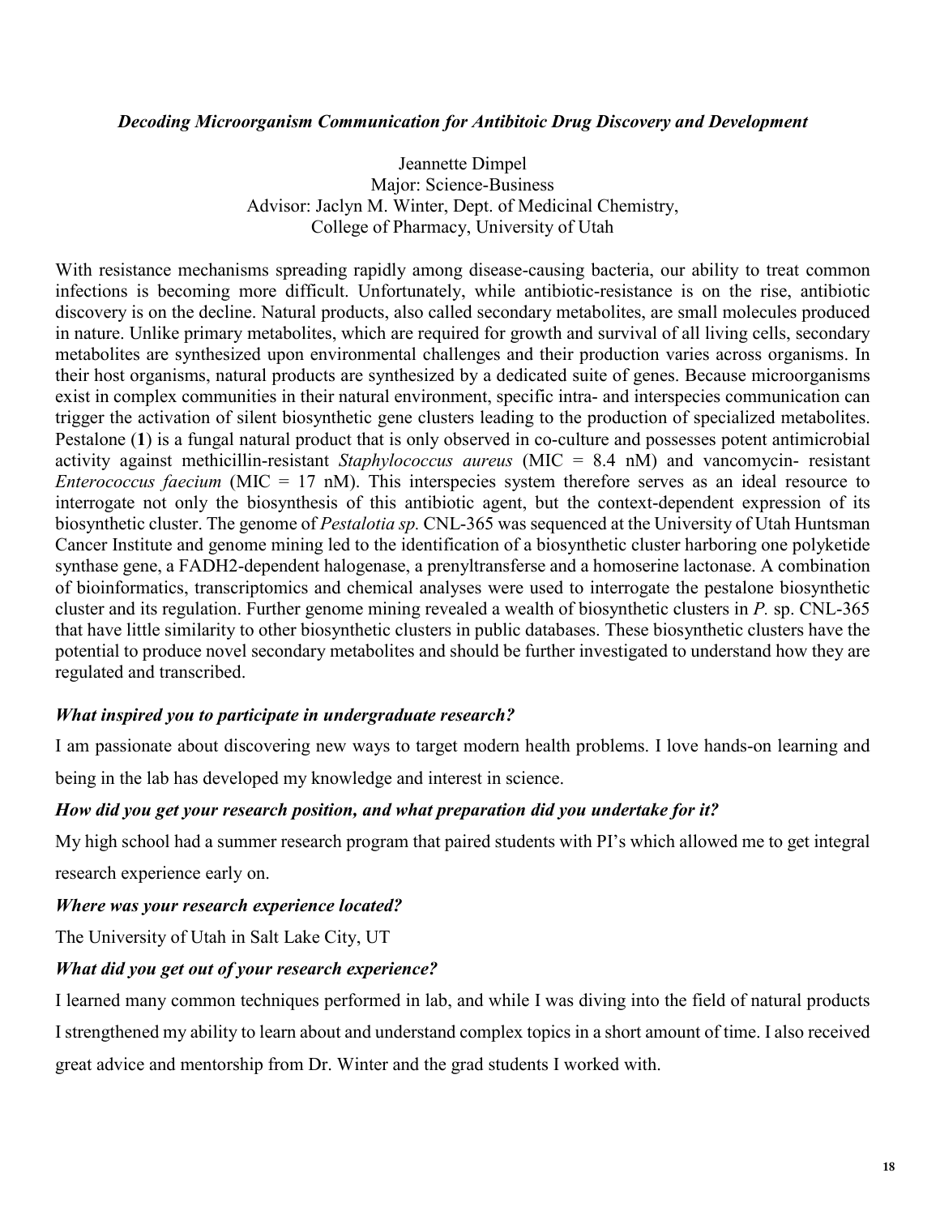### *Decoding Microorganism Communication for Antibitoic Drug Discovery and Development*

Jeannette Dimpel
Major: Science-Business
Advisor: Jaclyn M. Winter, Dept. of Medicinal Chemistry,
College of Pharmacy, University of Utah

With resistance mechanisms spreading rapidly among disease-causing bacteria, our ability to treat common infections is becoming more difficult. Unfortunately, while antibiotic-resistance is on the rise, antibiotic discovery is on the decline. Natural products, also called secondary metabolites, are small molecules produced in nature. Unlike primary metabolites, which are required for growth and survival of all living cells, secondary metabolites are synthesized upon environmental challenges and their production varies across organisms. In their host organisms, natural products are synthesized by a dedicated suite of genes. Because microorganisms exist in complex communities in their natural environment, specific intra- and interspecies communication can trigger the activation of silent biosynthetic gene clusters leading to the production of specialized metabolites. Pestalone (**1**) is a fungal natural product that is only observed in co-culture and possesses potent antimicrobial activity against methicillin-resistant *Staphylococcus aureus* (MIC = 8.4 nM) and vancomycin- resistant *Enterococcus faecium* (MIC = 17 nM). This interspecies system therefore serves as an ideal resource to interrogate not only the biosynthesis of this antibiotic agent, but the context-dependent expression of its biosynthetic cluster. The genome of *Pestalotia sp.* CNL-365 was sequenced at the University of Utah Huntsman Cancer Institute and genome mining led to the identification of a biosynthetic cluster harboring one polyketide synthase gene, a $FADH_2$-dependent halogenase, a prenyltransferse and a homoserine lactonase. A combination of bioinformatics, transcriptomics and chemical analyses were used to interrogate the pestalone biosynthetic cluster and its regulation. Further genome mining revealed a wealth of biosynthetic clusters in *P.* sp. CNL-365 that have little similarity to other biosynthetic clusters in public databases. These biosynthetic clusters have the potential to produce novel secondary metabolites and should be further investigated to understand how they are regulated and transcribed.

#### *What inspired you to participate in undergraduate research?*

I am passionate about discovering new ways to target modern health problems. I love hands-on learning and being in the lab has developed my knowledge and interest in science.

#### *How did you get your research position, and what preparation did you undertake for it?*

My high school had a summer research program that paired students with PI's which allowed me to get integral research experience early on.

#### *Where was your research experience located?*

The University of Utah in Salt Lake City, UT

#### *What did you get out of your research experience?*

I learned many common techniques performed in lab, and while I was diving into the field of natural products I strengthened my ability to learn about and understand complex topics in a short amount of time. I also received great advice and mentorship from Dr. Winter and the grad students I worked with.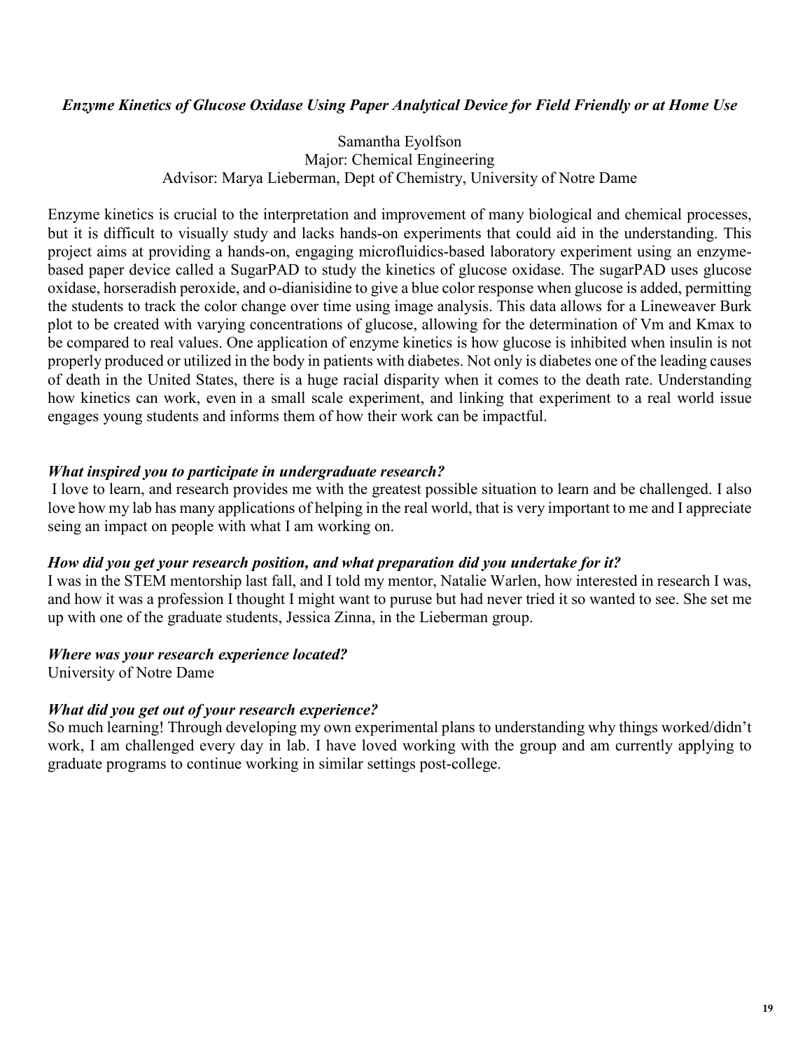### *Enzyme Kinetics of Glucose Oxidase Using Paper Analytical Device for Field Friendly or at Home Use*

Samantha Eyolfson
Major: Chemical Engineering
Advisor: Marya Lieberman, Dept of Chemistry, University of Notre Dame

Enzyme kinetics is crucial to the interpretation and improvement of many biological and chemical processes, but it is difficult to visually study and lacks hands-on experiments that could aid in the understanding. This project aims at providing a hands-on, engaging microfluidics-based laboratory experiment using an enzyme-based paper device called a SugarPAD to study the kinetics of glucose oxidase. The sugarPAD uses glucose oxidase, horseradish peroxide, and o-dianisidine to give a blue color response when glucose is added, permitting the students to track the color change over time using image analysis. This data allows for a Lineweaver Burk plot to be created with varying concentrations of glucose, allowing for the determination of Vm and Kmax to be compared to real values. One application of enzyme kinetics is how glucose is inhibited when insulin is not properly produced or utilized in the body in patients with diabetes. Not only is diabetes one of the leading causes of death in the United States, there is a huge racial disparity when it comes to the death rate. Understanding how kinetics can work, even in a small scale experiment, and linking that experiment to a real world issue engages young students and informs them of how their work can be impactful.

#### *What inspired you to participate in undergraduate research?*

I love to learn, and research provides me with the greatest possible situation to learn and be challenged. I also love how my lab has many applications of helping in the real world, that is very important to me and I appreciate seing an impact on people with what I am working on.

#### *How did you get your research position, and what preparation did you undertake for it?*

I was in the STEM mentorship last fall, and I told my mentor, Natalie Warlen, how interested in research I was, and how it was a profession I thought I might want to puruse but had never tried it so wanted to see. She set me up with one of the graduate students, Jessica Zinna, in the Lieberman group.

#### *Where was your research experience located?*

University of Notre Dame

#### *What did you get out of your research experience?*

So much learning! Through developing my own experimental plans to understanding why things worked/didn't work, I am challenged every day in lab. I have loved working with the group and am currently applying to graduate programs to continue working in similar settings post-college.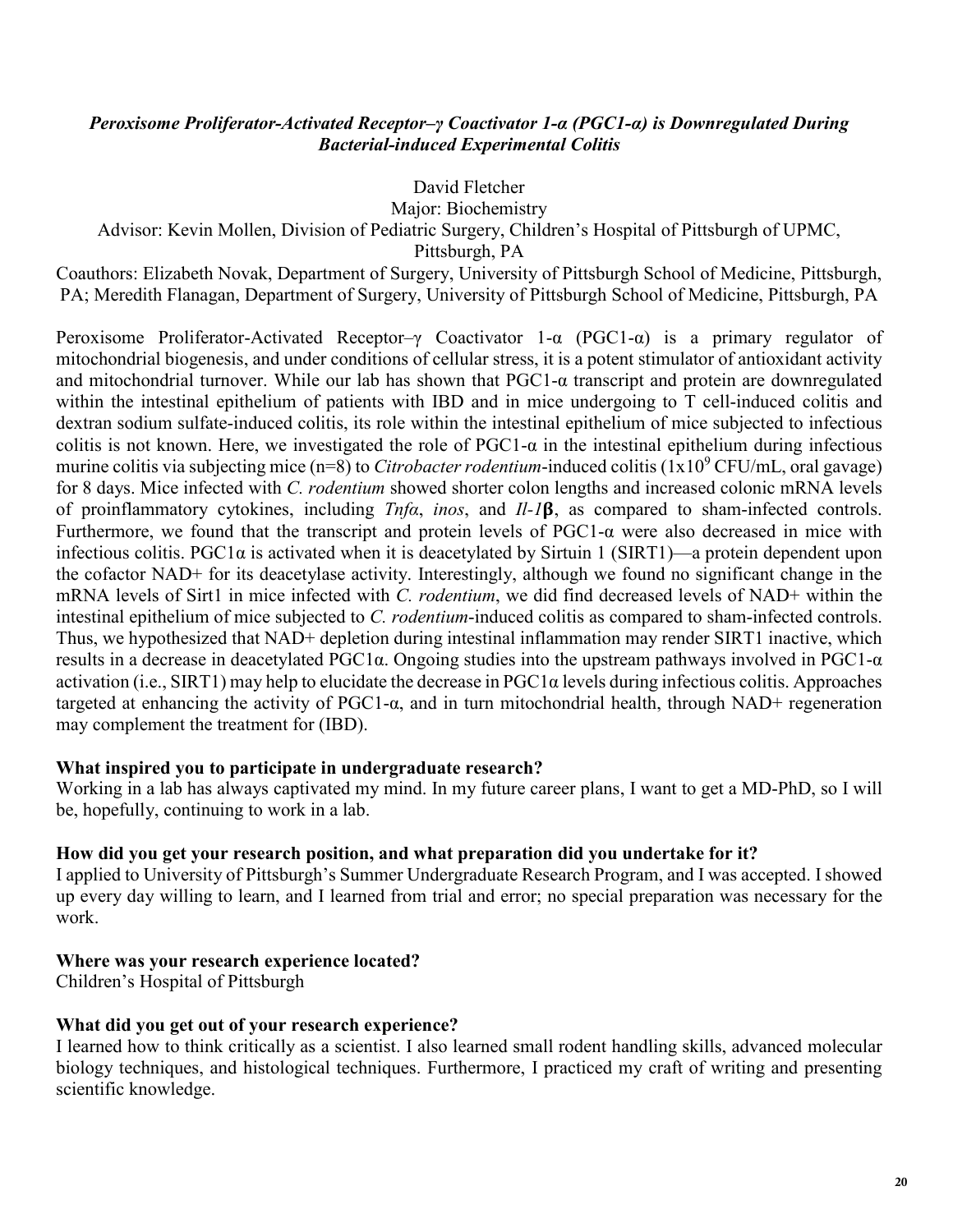***Peroxisome Proliferator-Activated Receptor–γ Coactivator 1-α (PGC1-α) is Downregulated During Bacterial-induced Experimental Colitis***

David Fletcher

Major: Biochemistry

Advisor: Kevin Mollen, Division of Pediatric Surgery, Children's Hospital of Pittsburgh of UPMC, Pittsburgh, PA

Coauthors: Elizabeth Novak, Department of Surgery, University of Pittsburgh School of Medicine, Pittsburgh, PA; Meredith Flanagan, Department of Surgery, University of Pittsburgh School of Medicine, Pittsburgh, PA

Peroxisome Proliferator-Activated Receptor–γ Coactivator 1-α (PGC1-α) is a primary regulator of mitochondrial biogenesis, and under conditions of cellular stress, it is a potent stimulator of antioxidant activity and mitochondrial turnover. While our lab has shown that PGC1-α transcript and protein are downregulated within the intestinal epithelium of patients with IBD and in mice undergoing to T cell-induced colitis and dextran sodium sulfate-induced colitis, its role within the intestinal epithelium of mice subjected to infectious colitis is not known. Here, we investigated the role of PGC1-α in the intestinal epithelium during infectious murine colitis via subjecting mice (n=8) to *Citrobacter rodentium*-induced colitis ($1x10^9$ CFU/mL, oral gavage) for 8 days. Mice infected with *C. rodentium* showed shorter colon lengths and increased colonic mRNA levels of proinflammatory cytokines, including *Tnfα*, *inos*, and *Il-1***β**, as compared to sham-infected controls. Furthermore, we found that the transcript and protein levels of PGC1-α were also decreased in mice with infectious colitis. PGC1α is activated when it is deacetylated by Sirtuin 1 (SIRT1)—a protein dependent upon the cofactor NAD+ for its deacetylase activity. Interestingly, although we found no significant change in the mRNA levels of Sirt1 in mice infected with *C. rodentium*, we did find decreased levels of NAD+ within the intestinal epithelium of mice subjected to *C. rodentium*-induced colitis as compared to sham-infected controls. Thus, we hypothesized that NAD+ depletion during intestinal inflammation may render SIRT1 inactive, which results in a decrease in deacetylated PGC1α. Ongoing studies into the upstream pathways involved in PGC1-α activation (i.e., SIRT1) may help to elucidate the decrease in PGC1α levels during infectious colitis. Approaches targeted at enhancing the activity of PGC1-α, and in turn mitochondrial health, through NAD+ regeneration may complement the treatment for (IBD).

**What inspired you to participate in undergraduate research?**

Working in a lab has always captivated my mind. In my future career plans, I want to get a MD-PhD, so I will be, hopefully, continuing to work in a lab.

**How did you get your research position, and what preparation did you undertake for it?**

I applied to University of Pittsburgh's Summer Undergraduate Research Program, and I was accepted. I showed up every day willing to learn, and I learned from trial and error; no special preparation was necessary for the work.

**Where was your research experience located?**

Children's Hospital of Pittsburgh

**What did you get out of your research experience?**

I learned how to think critically as a scientist. I also learned small rodent handling skills, advanced molecular biology techniques, and histological techniques. Furthermore, I practiced my craft of writing and presenting scientific knowledge.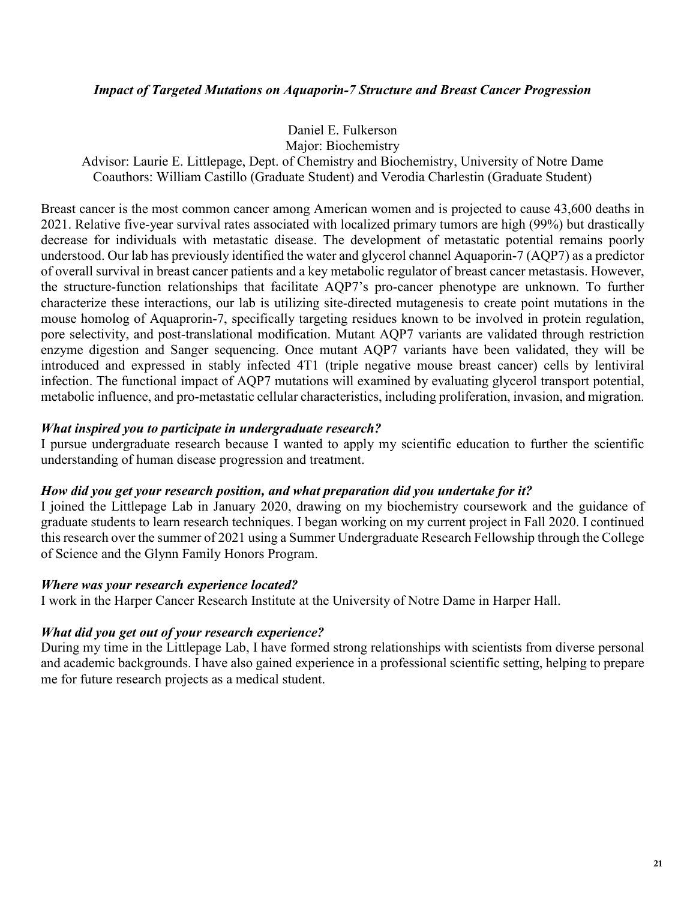### *Impact of Targeted Mutations on Aquaporin-7 Structure and Breast Cancer Progression*

Daniel E. Fulkerson
Major: Biochemistry
Advisor: Laurie E. Littlepage, Dept. of Chemistry and Biochemistry, University of Notre Dame
Coauthors: William Castillo (Graduate Student) and Verodia Charlestin (Graduate Student)

Breast cancer is the most common cancer among American women and is projected to cause 43,600 deaths in 2021. Relative five-year survival rates associated with localized primary tumors are high (99%) but drastically decrease for individuals with metastatic disease. The development of metastatic potential remains poorly understood. Our lab has previously identified the water and glycerol channel Aquaporin-7 (AQP7) as a predictor of overall survival in breast cancer patients and a key metabolic regulator of breast cancer metastasis. However, the structure-function relationships that facilitate AQP7's pro-cancer phenotype are unknown. To further characterize these interactions, our lab is utilizing site-directed mutagenesis to create point mutations in the mouse homolog of Aquaprorin-7, specifically targeting residues known to be involved in protein regulation, pore selectivity, and post-translational modification. Mutant AQP7 variants are validated through restriction enzyme digestion and Sanger sequencing. Once mutant AQP7 variants have been validated, they will be introduced and expressed in stably infected 4T1 (triple negative mouse breast cancer) cells by lentiviral infection. The functional impact of AQP7 mutations will examined by evaluating glycerol transport potential, metabolic influence, and pro-metastatic cellular characteristics, including proliferation, invasion, and migration.

***What inspired you to participate in undergraduate research?***

I pursue undergraduate research because I wanted to apply my scientific education to further the scientific understanding of human disease progression and treatment.

***How did you get your research position, and what preparation did you undertake for it?***

I joined the Littlepage Lab in January 2020, drawing on my biochemistry coursework and the guidance of graduate students to learn research techniques. I began working on my current project in Fall 2020. I continued this research over the summer of 2021 using a Summer Undergraduate Research Fellowship through the College of Science and the Glynn Family Honors Program.

***Where was your research experience located?***

I work in the Harper Cancer Research Institute at the University of Notre Dame in Harper Hall.

***What did you get out of your research experience?***

During my time in the Littlepage Lab, I have formed strong relationships with scientists from diverse personal and academic backgrounds. I have also gained experience in a professional scientific setting, helping to prepare me for future research projects as a medical student.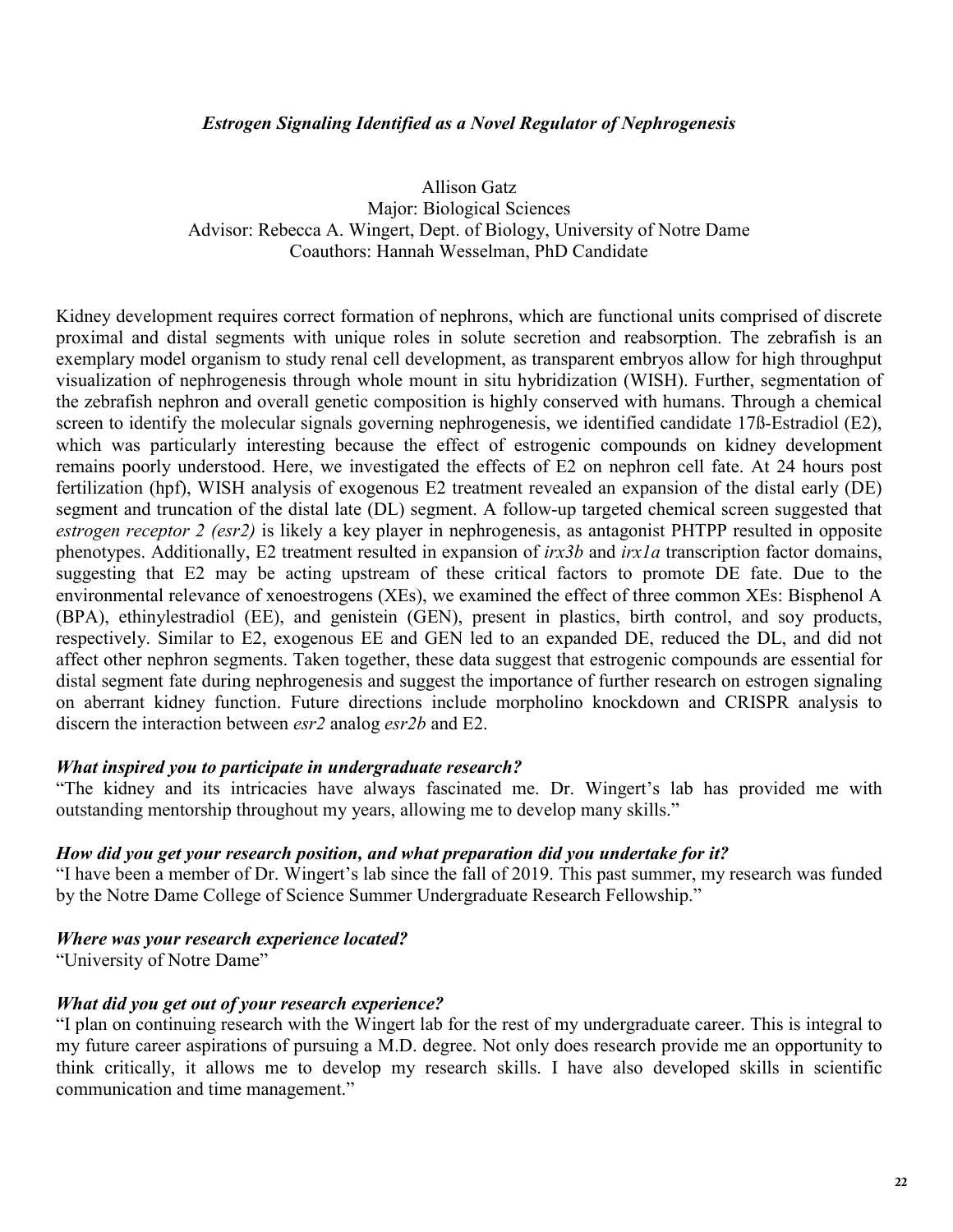### *Estrogen Signaling Identified as a Novel Regulator of Nephrogenesis*

Allison Gatz
Major: Biological Sciences
Advisor: Rebecca A. Wingert, Dept. of Biology, University of Notre Dame
Coauthors: Hannah Wesselman, PhD Candidate

Kidney development requires correct formation of nephrons, which are functional units comprised of discrete proximal and distal segments with unique roles in solute secretion and reabsorption. The zebrafish is an exemplary model organism to study renal cell development, as transparent embryos allow for high throughput visualization of nephrogenesis through whole mount in situ hybridization (WISH). Further, segmentation of the zebrafish nephron and overall genetic composition is highly conserved with humans. Through a chemical screen to identify the molecular signals governing nephrogenesis, we identified candidate 17ß-Estradiol (E2), which was particularly interesting because the effect of estrogenic compounds on kidney development remains poorly understood. Here, we investigated the effects of E2 on nephron cell fate. At 24 hours post fertilization (hpf), WISH analysis of exogenous E2 treatment revealed an expansion of the distal early (DE) segment and truncation of the distal late (DL) segment. A follow-up targeted chemical screen suggested that *estrogen receptor 2 (esr2)* is likely a key player in nephrogenesis, as antagonist PHTPP resulted in opposite phenotypes. Additionally, E2 treatment resulted in expansion of *irx3b* and *irx1a* transcription factor domains, suggesting that E2 may be acting upstream of these critical factors to promote DE fate. Due to the environmental relevance of xenoestrogens (XEs), we examined the effect of three common XEs: Bisphenol A (BPA), ethinylestradiol (EE), and genistein (GEN), present in plastics, birth control, and soy products, respectively. Similar to E2, exogenous EE and GEN led to an expanded DE, reduced the DL, and did not affect other nephron segments. Taken together, these data suggest that estrogenic compounds are essential for distal segment fate during nephrogenesis and suggest the importance of further research on estrogen signaling on aberrant kidney function. Future directions include morpholino knockdown and CRISPR analysis to discern the interaction between *esr2* analog *esr2b* and E2.

#### *What inspired you to participate in undergraduate research?*

"The kidney and its intricacies have always fascinated me. Dr. Wingert's lab has provided me with outstanding mentorship throughout my years, allowing me to develop many skills."

#### *How did you get your research position, and what preparation did you undertake for it?*

"I have been a member of Dr. Wingert's lab since the fall of 2019. This past summer, my research was funded by the Notre Dame College of Science Summer Undergraduate Research Fellowship."

#### *Where was your research experience located?*

"University of Notre Dame"

#### *What did you get out of your research experience?*

"I plan on continuing research with the Wingert lab for the rest of my undergraduate career. This is integral to my future career aspirations of pursuing a M.D. degree. Not only does research provide me an opportunity to think critically, it allows me to develop my research skills. I have also developed skills in scientific communication and time management."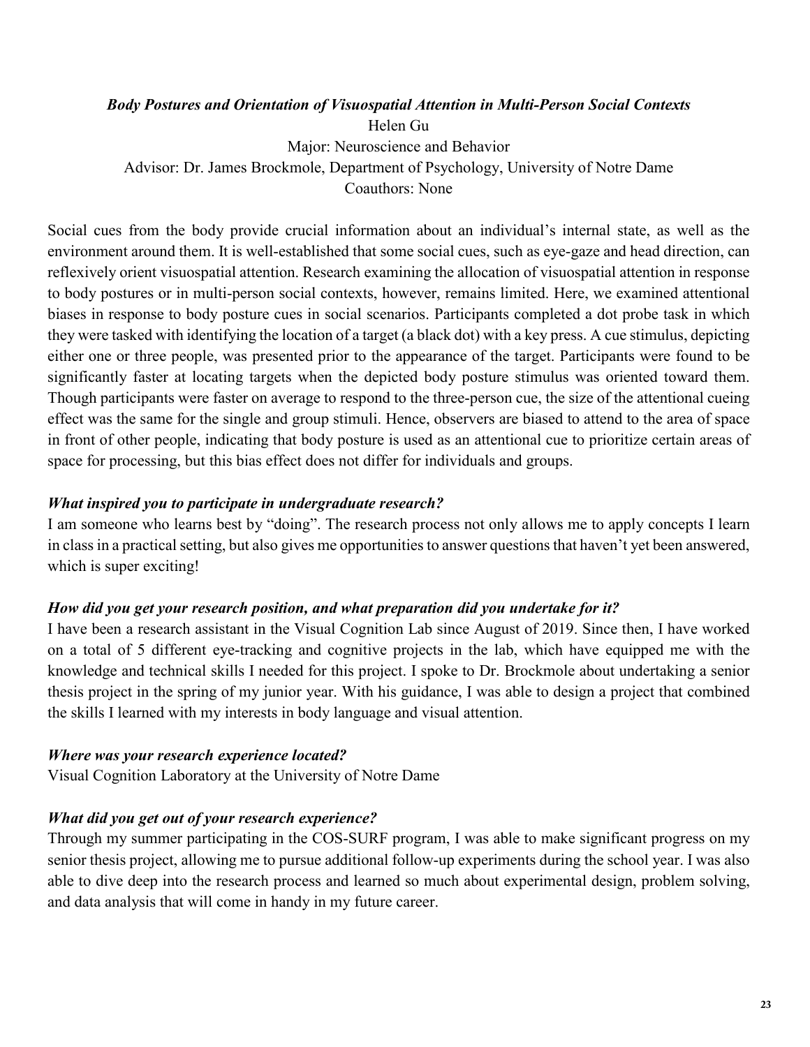### *Body Postures and Orientation of Visuospatial Attention in Multi-Person Social Contexts*

Helen Gu

Major: Neuroscience and Behavior

Advisor: Dr. James Brockmole, Department of Psychology, University of Notre Dame

Coauthors: None

Social cues from the body provide crucial information about an individual's internal state, as well as the environment around them. It is well-established that some social cues, such as eye-gaze and head direction, can reflexively orient visuospatial attention. Research examining the allocation of visuospatial attention in response to body postures or in multi-person social contexts, however, remains limited. Here, we examined attentional biases in response to body posture cues in social scenarios. Participants completed a dot probe task in which they were tasked with identifying the location of a target (a black dot) with a key press. A cue stimulus, depicting either one or three people, was presented prior to the appearance of the target. Participants were found to be significantly faster at locating targets when the depicted body posture stimulus was oriented toward them. Though participants were faster on average to respond to the three-person cue, the size of the attentional cueing effect was the same for the single and group stimuli. Hence, observers are biased to attend to the area of space in front of other people, indicating that body posture is used as an attentional cue to prioritize certain areas of space for processing, but this bias effect does not differ for individuals and groups.

#### *What inspired you to participate in undergraduate research?*

I am someone who learns best by "doing". The research process not only allows me to apply concepts I learn in class in a practical setting, but also gives me opportunities to answer questions that haven't yet been answered, which is super exciting!

#### *How did you get your research position, and what preparation did you undertake for it?*

I have been a research assistant in the Visual Cognition Lab since August of 2019. Since then, I have worked on a total of 5 different eye-tracking and cognitive projects in the lab, which have equipped me with the knowledge and technical skills I needed for this project. I spoke to Dr. Brockmole about undertaking a senior thesis project in the spring of my junior year. With his guidance, I was able to design a project that combined the skills I learned with my interests in body language and visual attention.

#### *Where was your research experience located?*

Visual Cognition Laboratory at the University of Notre Dame

#### *What did you get out of your research experience?*

Through my summer participating in the COS-SURF program, I was able to make significant progress on my senior thesis project, allowing me to pursue additional follow-up experiments during the school year. I was also able to dive deep into the research process and learned so much about experimental design, problem solving, and data analysis that will come in handy in my future career.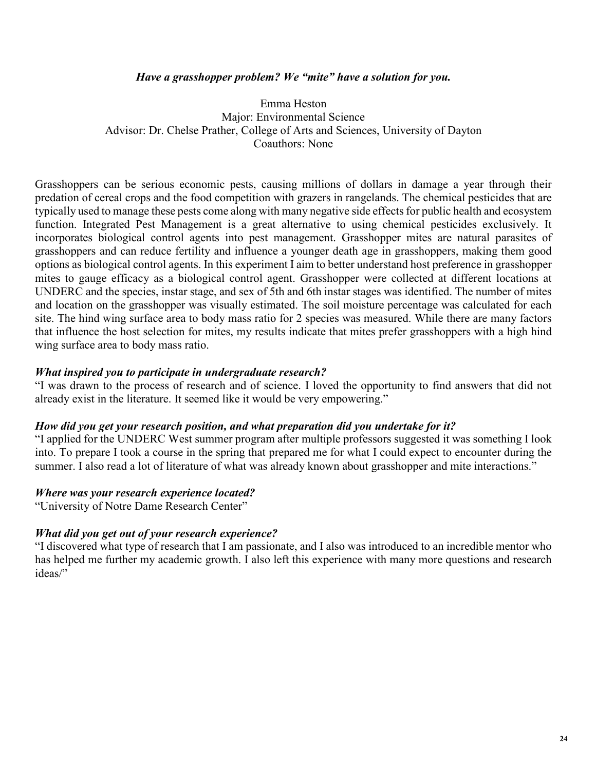### *Have a grasshopper problem? We "mite" have a solution for you.*

Emma Heston
Major: Environmental Science
Advisor: Dr. Chelse Prather, College of Arts and Sciences, University of Dayton
Coauthors: None

Grasshoppers can be serious economic pests, causing millions of dollars in damage a year through their predation of cereal crops and the food competition with grazers in rangelands. The chemical pesticides that are typically used to manage these pests come along with many negative side effects for public health and ecosystem function. Integrated Pest Management is a great alternative to using chemical pesticides exclusively. It incorporates biological control agents into pest management. Grasshopper mites are natural parasites of grasshoppers and can reduce fertility and influence a younger death age in grasshoppers, making them good options as biological control agents. In this experiment I aim to better understand host preference in grasshopper mites to gauge efficacy as a biological control agent. Grasshopper were collected at different locations at UNDERC and the species, instar stage, and sex of 5th and 6th instar stages was identified. The number of mites and location on the grasshopper was visually estimated. The soil moisture percentage was calculated for each site. The hind wing surface area to body mass ratio for 2 species was measured. While there are many factors that influence the host selection for mites, my results indicate that mites prefer grasshoppers with a high hind wing surface area to body mass ratio.

#### *What inspired you to participate in undergraduate research?*

"I was drawn to the process of research and of science. I loved the opportunity to find answers that did not already exist in the literature. It seemed like it would be very empowering."

#### *How did you get your research position, and what preparation did you undertake for it?*

"I applied for the UNDERC West summer program after multiple professors suggested it was something I look into. To prepare I took a course in the spring that prepared me for what I could expect to encounter during the summer. I also read a lot of literature of what was already known about grasshopper and mite interactions."

#### *Where was your research experience located?*

"University of Notre Dame Research Center"

#### *What did you get out of your research experience?*

"I discovered what type of research that I am passionate, and I also was introduced to an incredible mentor who has helped me further my academic growth. I also left this experience with many more questions and research ideas/"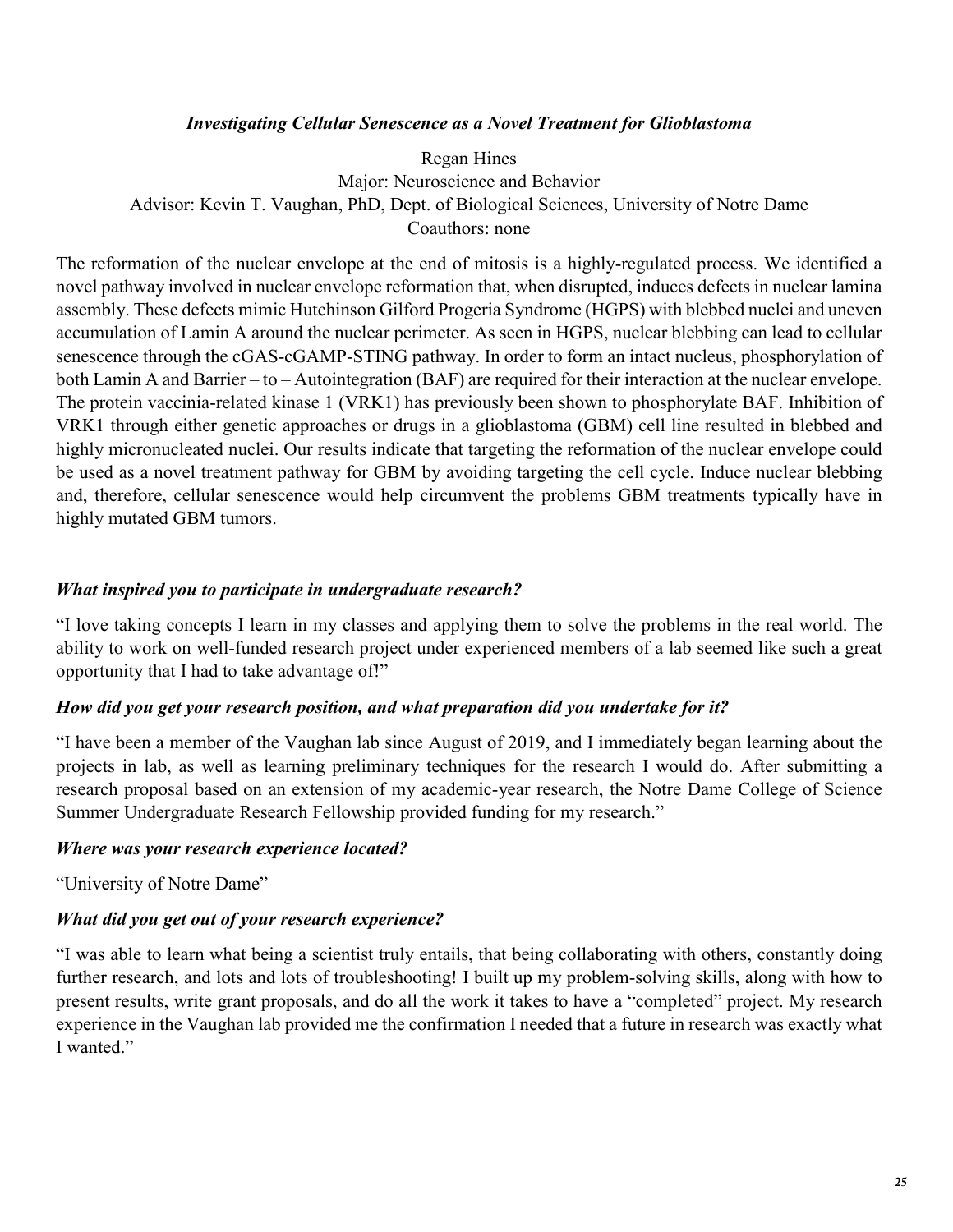### *Investigating Cellular Senescence as a Novel Treatment for Glioblastoma*

Regan Hines
Major: Neuroscience and Behavior
Advisor: Kevin T. Vaughan, PhD, Dept. of Biological Sciences, University of Notre Dame
Coauthors: none

The reformation of the nuclear envelope at the end of mitosis is a highly-regulated process. We identified a novel pathway involved in nuclear envelope reformation that, when disrupted, induces defects in nuclear lamina assembly. These defects mimic Hutchinson Gilford Progeria Syndrome (HGPS) with blebbed nuclei and uneven accumulation of Lamin A around the nuclear perimeter. As seen in HGPS, nuclear blebbing can lead to cellular senescence through the cGAS-cGAMP-STING pathway. In order to form an intact nucleus, phosphorylation of both Lamin A and Barrier – to – Autointegration (BAF) are required for their interaction at the nuclear envelope. The protein vaccinia-related kinase 1 (VRK1) has previously been shown to phosphorylate BAF. Inhibition of VRK1 through either genetic approaches or drugs in a glioblastoma (GBM) cell line resulted in blebbed and highly micronucleated nuclei. Our results indicate that targeting the reformation of the nuclear envelope could be used as a novel treatment pathway for GBM by avoiding targeting the cell cycle. Induce nuclear blebbing and, therefore, cellular senescence would help circumvent the problems GBM treatments typically have in highly mutated GBM tumors.

### *What inspired you to participate in undergraduate research?*

"I love taking concepts I learn in my classes and applying them to solve the problems in the real world. The ability to work on well-funded research project under experienced members of a lab seemed like such a great opportunity that I had to take advantage of!"

### *How did you get your research position, and what preparation did you undertake for it?*

"I have been a member of the Vaughan lab since August of 2019, and I immediately began learning about the projects in lab, as well as learning preliminary techniques for the research I would do. After submitting a research proposal based on an extension of my academic-year research, the Notre Dame College of Science Summer Undergraduate Research Fellowship provided funding for my research."

### *Where was your research experience located?*

"University of Notre Dame"

### *What did you get out of your research experience?*

"I was able to learn what being a scientist truly entails, that being collaborating with others, constantly doing further research, and lots and lots of troubleshooting! I built up my problem-solving skills, along with how to present results, write grant proposals, and do all the work it takes to have a "completed" project. My research experience in the Vaughan lab provided me the confirmation I needed that a future in research was exactly what I wanted."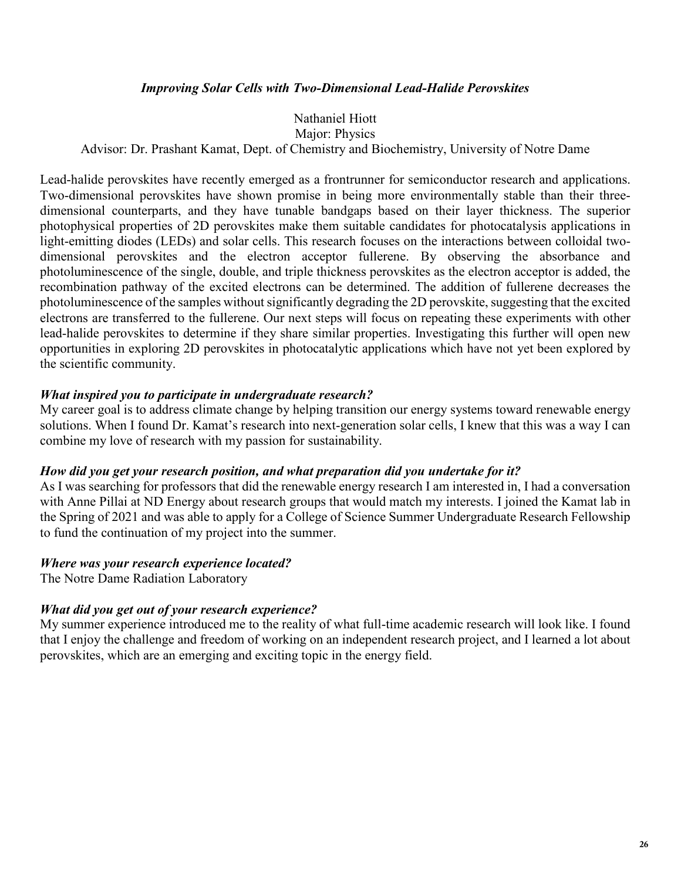### *Improving Solar Cells with Two-Dimensional Lead-Halide Perovskites*

Nathaniel Hiott
Major: Physics
Advisor: Dr. Prashant Kamat, Dept. of Chemistry and Biochemistry, University of Notre Dame

Lead-halide perovskites have recently emerged as a frontrunner for semiconductor research and applications. Two-dimensional perovskites have shown promise in being more environmentally stable than their three-dimensional counterparts, and they have tunable bandgaps based on their layer thickness. The superior photophysical properties of 2D perovskites make them suitable candidates for photocatalysis applications in light-emitting diodes (LEDs) and solar cells. This research focuses on the interactions between colloidal two-dimensional perovskites and the electron acceptor fullerene. By observing the absorbance and photoluminescence of the single, double, and triple thickness perovskites as the electron acceptor is added, the recombination pathway of the excited electrons can be determined. The addition of fullerene decreases the photoluminescence of the samples without significantly degrading the 2D perovskite, suggesting that the excited electrons are transferred to the fullerene. Our next steps will focus on repeating these experiments with other lead-halide perovskites to determine if they share similar properties. Investigating this further will open new opportunities in exploring 2D perovskites in photocatalytic applications which have not yet been explored by the scientific community.

***What inspired you to participate in undergraduate research?***
My career goal is to address climate change by helping transition our energy systems toward renewable energy solutions. When I found Dr. Kamat's research into next-generation solar cells, I knew that this was a way I can combine my love of research with my passion for sustainability.

***How did you get your research position, and what preparation did you undertake for it?***
As I was searching for professors that did the renewable energy research I am interested in, I had a conversation with Anne Pillai at ND Energy about research groups that would match my interests. I joined the Kamat lab in the Spring of 2021 and was able to apply for a College of Science Summer Undergraduate Research Fellowship to fund the continuation of my project into the summer.

***Where was your research experience located?***
The Notre Dame Radiation Laboratory

***What did you get out of your research experience?***
My summer experience introduced me to the reality of what full-time academic research will look like. I found that I enjoy the challenge and freedom of working on an independent research project, and I learned a lot about perovskites, which are an emerging and exciting topic in the energy field.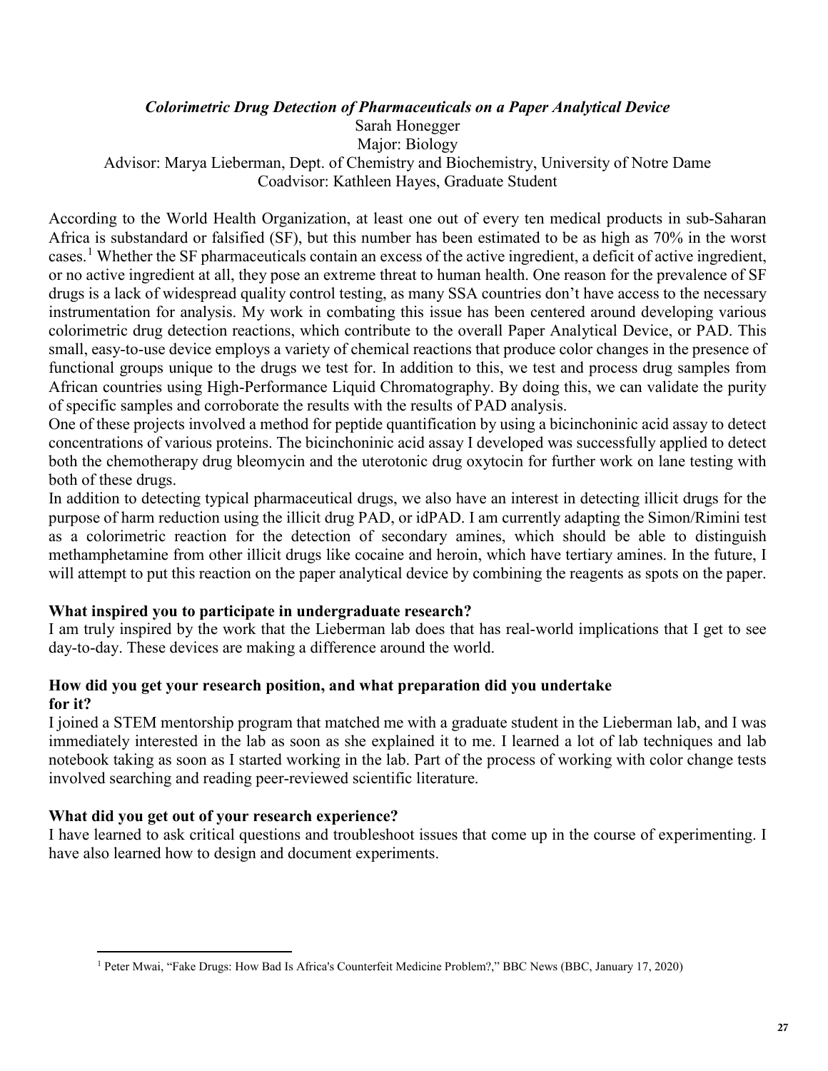### *Colorimetric Drug Detection of Pharmaceuticals on a Paper Analytical Device*

Sarah Honegger
Major: Biology
Advisor: Marya Lieberman, Dept. of Chemistry and Biochemistry, University of Notre Dame
Coadvisor: Kathleen Hayes, Graduate Student

According to the World Health Organization, at least one out of every ten medical products in sub-Saharan Africa is substandard or falsified (SF), but this number has been estimated to be as high as 70% in the worst cases.[1] Whether the SF pharmaceuticals contain an excess of the active ingredient, a deficit of active ingredient, or no active ingredient at all, they pose an extreme threat to human health. One reason for the prevalence of SF drugs is a lack of widespread quality control testing, as many SSA countries don't have access to the necessary instrumentation for analysis. My work in combating this issue has been centered around developing various colorimetric drug detection reactions, which contribute to the overall Paper Analytical Device, or PAD. This small, easy-to-use device employs a variety of chemical reactions that produce color changes in the presence of functional groups unique to the drugs we test for. In addition to this, we test and process drug samples from African countries using High-Performance Liquid Chromatography. By doing this, we can validate the purity of specific samples and corroborate the results with the results of PAD analysis.

One of these projects involved a method for peptide quantification by using a bicinchoninic acid assay to detect concentrations of various proteins. The bicinchoninic acid assay I developed was successfully applied to detect both the chemotherapy drug bleomycin and the uterotonic drug oxytocin for further work on lane testing with both of these drugs.

In addition to detecting typical pharmaceutical drugs, we also have an interest in detecting illicit drugs for the purpose of harm reduction using the illicit drug PAD, or idPAD. I am currently adapting the Simon/Rimini test as a colorimetric reaction for the detection of secondary amines, which should be able to distinguish methamphetamine from other illicit drugs like cocaine and heroin, which have tertiary amines. In the future, I will attempt to put this reaction on the paper analytical device by combining the reagents as spots on the paper.

**What inspired you to participate in undergraduate research?**

I am truly inspired by the work that the Lieberman lab does that has real-world implications that I get to see day-to-day. These devices are making a difference around the world.

**How did you get your research position, and what preparation did you undertake for it?**

I joined a STEM mentorship program that matched me with a graduate student in the Lieberman lab, and I was immediately interested in the lab as soon as she explained it to me. I learned a lot of lab techniques and lab notebook taking as soon as I started working in the lab. Part of the process of working with color change tests involved searching and reading peer-reviewed scientific literature.

**What did you get out of your research experience?**

I have learned to ask critical questions and troubleshoot issues that come up in the course of experimenting. I have also learned how to design and document experiments.

---

[1] Peter Mwai, "Fake Drugs: How Bad Is Africa's Counterfeit Medicine Problem?," BBC News (BBC, January 17, 2020)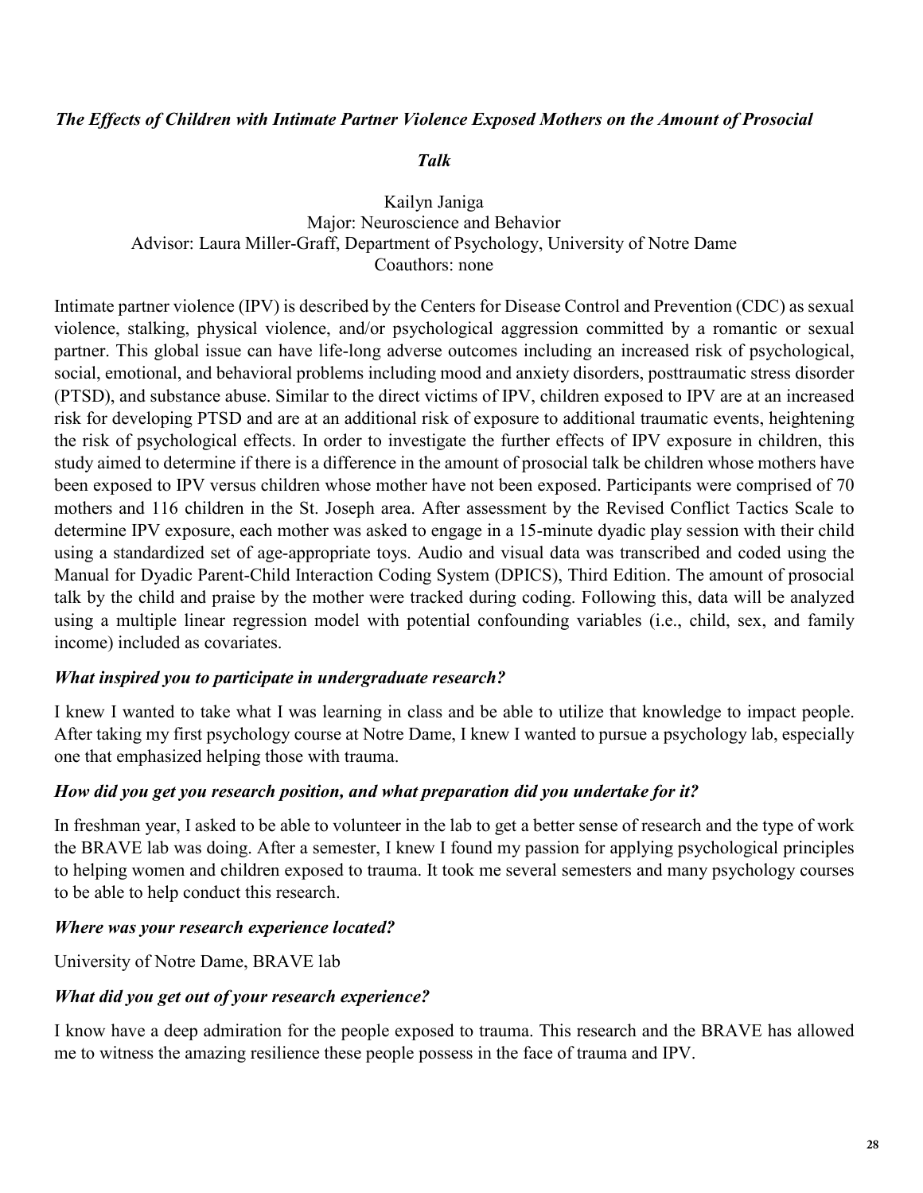***The Effects of Children with Intimate Partner Violence Exposed Mothers on the Amount of Prosocial Talk***

Kailyn Janiga
Major: Neuroscience and Behavior
Advisor: Laura Miller-Graff, Department of Psychology, University of Notre Dame
Coauthors: none

Intimate partner violence (IPV) is described by the Centers for Disease Control and Prevention (CDC) as sexual violence, stalking, physical violence, and/or psychological aggression committed by a romantic or sexual partner. This global issue can have life-long adverse outcomes including an increased risk of psychological, social, emotional, and behavioral problems including mood and anxiety disorders, posttraumatic stress disorder (PTSD), and substance abuse. Similar to the direct victims of IPV, children exposed to IPV are at an increased risk for developing PTSD and are at an additional risk of exposure to additional traumatic events, heightening the risk of psychological effects. In order to investigate the further effects of IPV exposure in children, this study aimed to determine if there is a difference in the amount of prosocial talk be children whose mothers have been exposed to IPV versus children whose mother have not been exposed. Participants were comprised of 70 mothers and 116 children in the St. Joseph area. After assessment by the Revised Conflict Tactics Scale to determine IPV exposure, each mother was asked to engage in a 15-minute dyadic play session with their child using a standardized set of age-appropriate toys. Audio and visual data was transcribed and coded using the Manual for Dyadic Parent-Child Interaction Coding System (DPICS), Third Edition. The amount of prosocial talk by the child and praise by the mother were tracked during coding. Following this, data will be analyzed using a multiple linear regression model with potential confounding variables (i.e., child, sex, and family income) included as covariates.

***What inspired you to participate in undergraduate research?***

I knew I wanted to take what I was learning in class and be able to utilize that knowledge to impact people. After taking my first psychology course at Notre Dame, I knew I wanted to pursue a psychology lab, especially one that emphasized helping those with trauma.

***How did you get you research position, and what preparation did you undertake for it?***

In freshman year, I asked to be able to volunteer in the lab to get a better sense of research and the type of work the BRAVE lab was doing. After a semester, I knew I found my passion for applying psychological principles to helping women and children exposed to trauma. It took me several semesters and many psychology courses to be able to help conduct this research.

***Where was your research experience located?***

University of Notre Dame, BRAVE lab

***What did you get out of your research experience?***

I know have a deep admiration for the people exposed to trauma. This research and the BRAVE has allowed me to witness the amazing resilience these people possess in the face of trauma and IPV.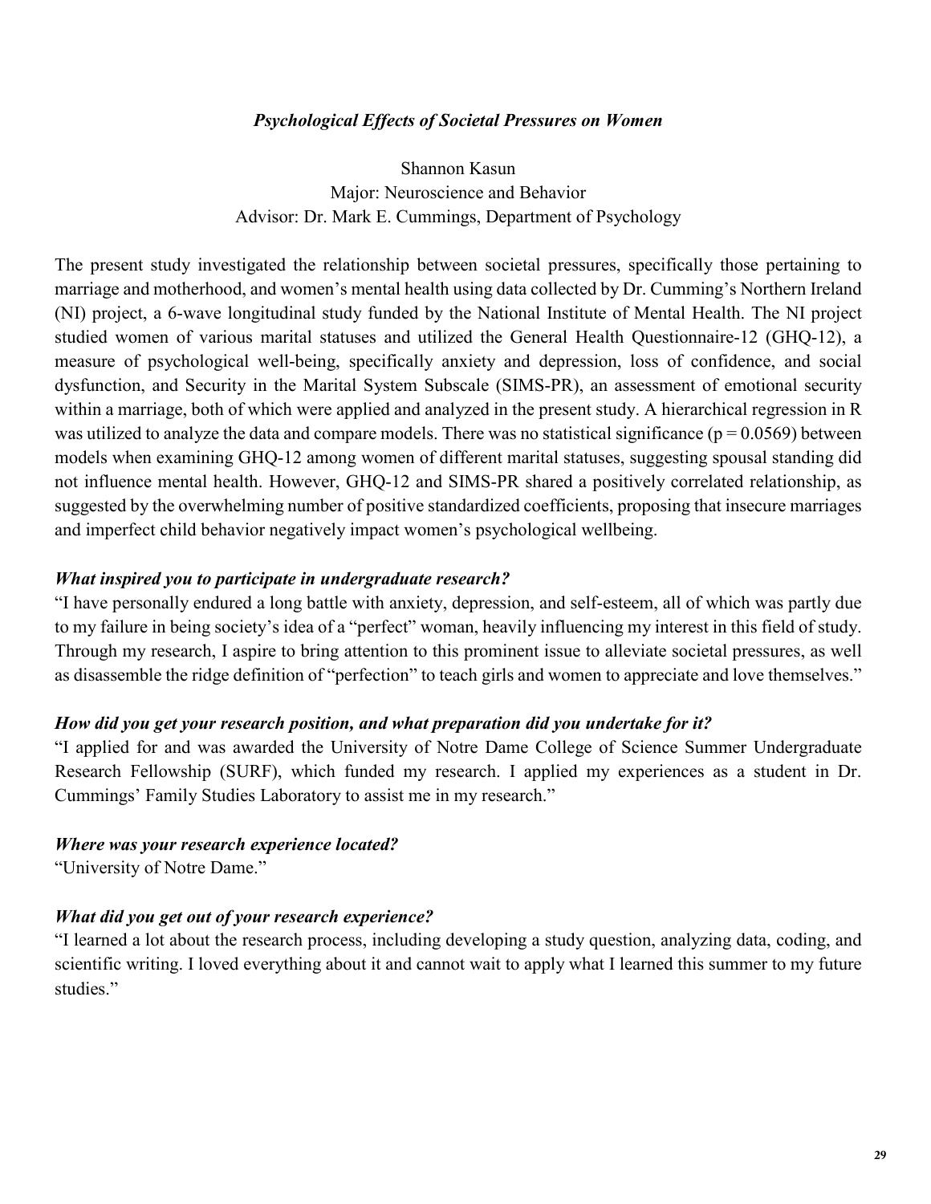### *Psychological Effects of Societal Pressures on Women*

Shannon Kasun
Major: Neuroscience and Behavior
Advisor: Dr. Mark E. Cummings, Department of Psychology

The present study investigated the relationship between societal pressures, specifically those pertaining to marriage and motherhood, and women's mental health using data collected by Dr. Cumming's Northern Ireland (NI) project, a 6-wave longitudinal study funded by the National Institute of Mental Health. The NI project studied women of various marital statuses and utilized the General Health Questionnaire-12 (GHQ-12), a measure of psychological well-being, specifically anxiety and depression, loss of confidence, and social dysfunction, and Security in the Marital System Subscale (SIMS-PR), an assessment of emotional security within a marriage, both of which were applied and analyzed in the present study. A hierarchical regression in R was utilized to analyze the data and compare models. There was no statistical significance ($p = 0.0569$) between models when examining GHQ-12 among women of different marital statuses, suggesting spousal standing did not influence mental health. However, GHQ-12 and SIMS-PR shared a positively correlated relationship, as suggested by the overwhelming number of positive standardized coefficients, proposing that insecure marriages and imperfect child behavior negatively impact women's psychological wellbeing.

***What inspired you to participate in undergraduate research?***

"I have personally endured a long battle with anxiety, depression, and self-esteem, all of which was partly due to my failure in being society's idea of a "perfect" woman, heavily influencing my interest in this field of study. Through my research, I aspire to bring attention to this prominent issue to alleviate societal pressures, as well as disassemble the ridge definition of "perfection" to teach girls and women to appreciate and love themselves."

***How did you get your research position, and what preparation did you undertake for it?***

"I applied for and was awarded the University of Notre Dame College of Science Summer Undergraduate Research Fellowship (SURF), which funded my research. I applied my experiences as a student in Dr. Cummings' Family Studies Laboratory to assist me in my research."

***Where was your research experience located?***

"University of Notre Dame."

***What did you get out of your research experience?***

"I learned a lot about the research process, including developing a study question, analyzing data, coding, and scientific writing. I loved everything about it and cannot wait to apply what I learned this summer to my future studies."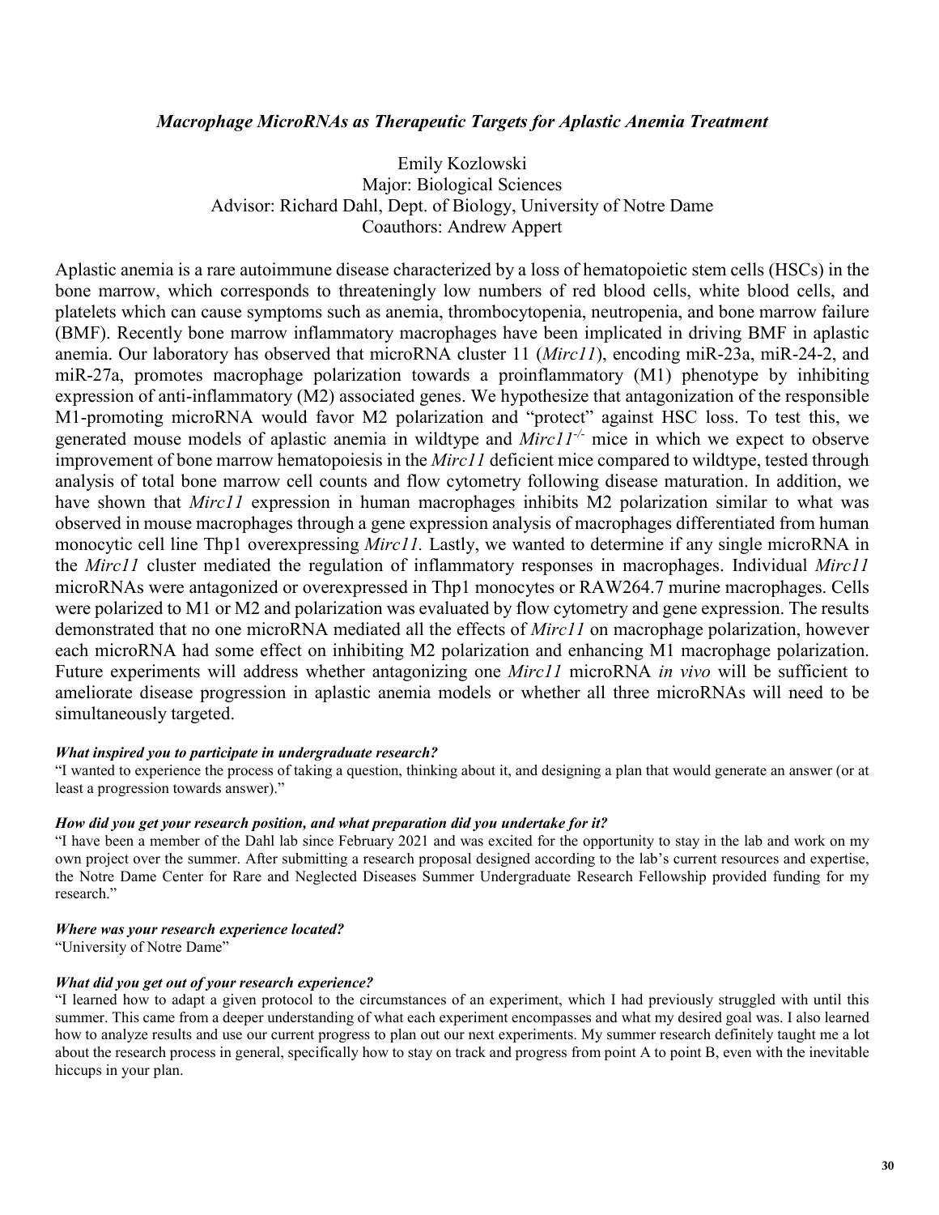### *Macrophage MicroRNAs as Therapeutic Targets for Aplastic Anemia Treatment*

Emily Kozlowski
Major: Biological Sciences
Advisor: Richard Dahl, Dept. of Biology, University of Notre Dame
Coauthors: Andrew Appert

Aplastic anemia is a rare autoimmune disease characterized by a loss of hematopoietic stem cells (HSCs) in the bone marrow, which corresponds to threateningly low numbers of red blood cells, white blood cells, and platelets which can cause symptoms such as anemia, thrombocytopenia, neutropenia, and bone marrow failure (BMF). Recently bone marrow inflammatory macrophages have been implicated in driving BMF in aplastic anemia. Our laboratory has observed that microRNA cluster 11 (*Mirc11*), encoding miR-23a, miR-24-2, and miR-27a, promotes macrophage polarization towards a proinflammatory (M1) phenotype by inhibiting expression of anti-inflammatory (M2) associated genes. We hypothesize that antagonization of the responsible M1-promoting microRNA would favor M2 polarization and "protect" against HSC loss. To test this, we generated mouse models of aplastic anemia in wildtype and *Mirc11*$^{-/-}$ mice in which we expect to observe improvement of bone marrow hematopoiesis in the *Mirc11* deficient mice compared to wildtype, tested through analysis of total bone marrow cell counts and flow cytometry following disease maturation. In addition, we have shown that *Mirc11* expression in human macrophages inhibits M2 polarization similar to what was observed in mouse macrophages through a gene expression analysis of macrophages differentiated from human monocytic cell line Thp1 overexpressing *Mirc11.* Lastly, we wanted to determine if any single microRNA in the *Mirc11* cluster mediated the regulation of inflammatory responses in macrophages. Individual *Mirc11* microRNAs were antagonized or overexpressed in Thp1 monocytes or RAW264.7 murine macrophages. Cells were polarized to M1 or M2 and polarization was evaluated by flow cytometry and gene expression. The results demonstrated that no one microRNA mediated all the effects of *Mirc11* on macrophage polarization, however each microRNA had some effect on inhibiting M2 polarization and enhancing M1 macrophage polarization. Future experiments will address whether antagonizing one *Mirc11* microRNA *in vivo* will be sufficient to ameliorate disease progression in aplastic anemia models or whether all three microRNAs will need to be simultaneously targeted.

***What inspired you to participate in undergraduate research?***

"I wanted to experience the process of taking a question, thinking about it, and designing a plan that would generate an answer (or at least a progression towards answer)."

***How did you get your research position, and what preparation did you undertake for it?***

"I have been a member of the Dahl lab since February 2021 and was excited for the opportunity to stay in the lab and work on my own project over the summer. After submitting a research proposal designed according to the lab's current resources and expertise, the Notre Dame Center for Rare and Neglected Diseases Summer Undergraduate Research Fellowship provided funding for my research."

***Where was your research experience located?***

"University of Notre Dame"

***What did you get out of your research experience?***

"I learned how to adapt a given protocol to the circumstances of an experiment, which I had previously struggled with until this summer. This came from a deeper understanding of what each experiment encompasses and what my desired goal was. I also learned how to analyze results and use our current progress to plan out our next experiments. My summer research definitely taught me a lot about the research process in general, specifically how to stay on track and progress from point A to point B, even with the inevitable hiccups in your plan.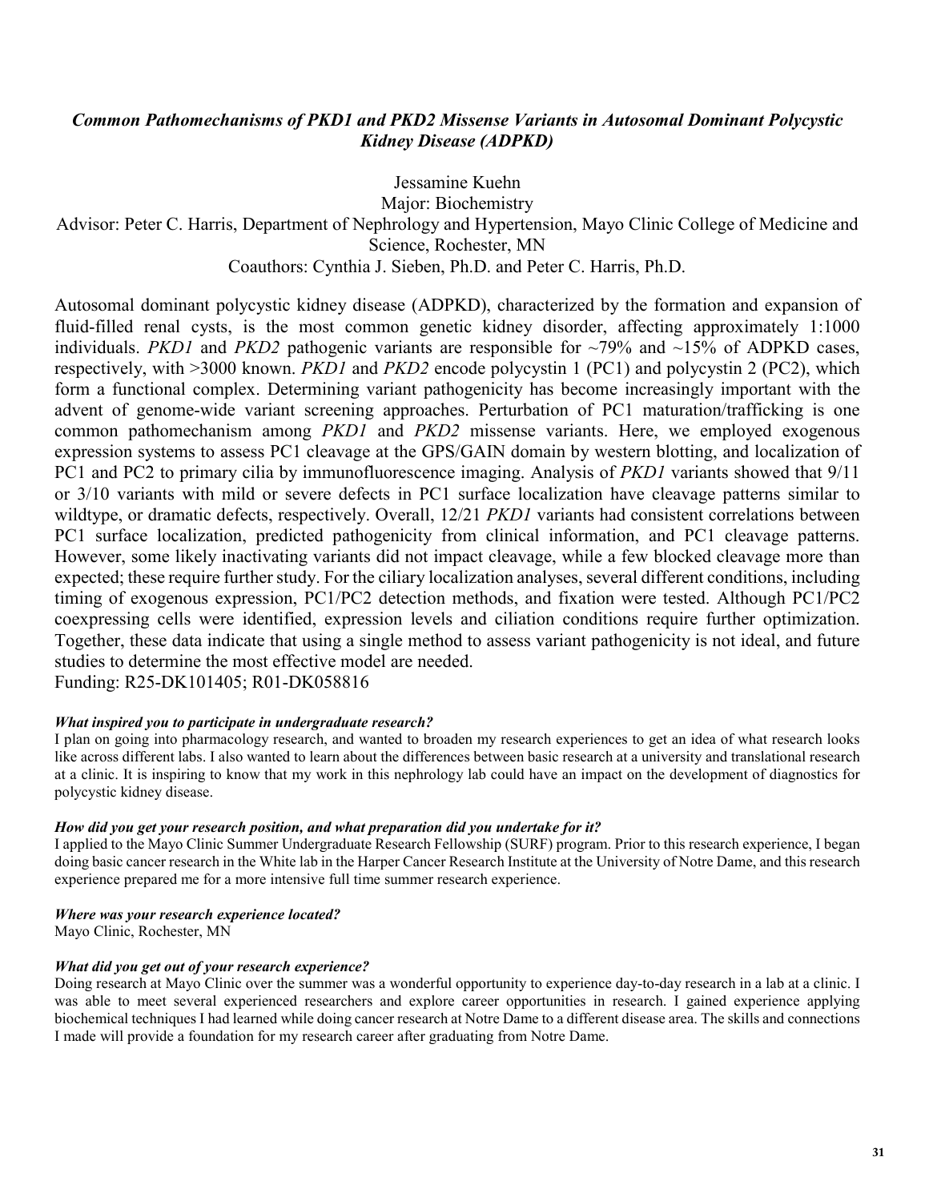## *Common Pathomechanisms of PKD1 and PKD2 Missense Variants in Autosomal Dominant Polycystic Kidney Disease (ADPKD)*

Jessamine Kuehn

Major: Biochemistry

Advisor: Peter C. Harris, Department of Nephrology and Hypertension, Mayo Clinic College of Medicine and Science, Rochester, MN

Coauthors: Cynthia J. Sieben, Ph.D. and Peter C. Harris, Ph.D.

Autosomal dominant polycystic kidney disease (ADPKD), characterized by the formation and expansion of fluid-filled renal cysts, is the most common genetic kidney disorder, affecting approximately 1:1000 individuals. *PKD1* and *PKD2* pathogenic variants are responsible for ~79% and ~15% of ADPKD cases, respectively, with >3000 known. *PKD1* and *PKD2* encode polycystin 1 (PC1) and polycystin 2 (PC2), which form a functional complex. Determining variant pathogenicity has become increasingly important with the advent of genome-wide variant screening approaches. Perturbation of PC1 maturation/trafficking is one common pathomechanism among *PKD1* and *PKD2* missense variants. Here, we employed exogenous expression systems to assess PC1 cleavage at the GPS/GAIN domain by western blotting, and localization of PC1 and PC2 to primary cilia by immunofluorescence imaging. Analysis of *PKD1* variants showed that 9/11 or 3/10 variants with mild or severe defects in PC1 surface localization have cleavage patterns similar to wildtype, or dramatic defects, respectively. Overall, 12/21 *PKD1* variants had consistent correlations between PC1 surface localization, predicted pathogenicity from clinical information, and PC1 cleavage patterns. However, some likely inactivating variants did not impact cleavage, while a few blocked cleavage more than expected; these require further study. For the ciliary localization analyses, several different conditions, including timing of exogenous expression, PC1/PC2 detection methods, and fixation were tested. Although PC1/PC2 coexpressing cells were identified, expression levels and ciliation conditions require further optimization. Together, these data indicate that using a single method to assess variant pathogenicity is not ideal, and future studies to determine the most effective model are needed.

Funding: R25-DK101405; R01-DK058816

***What inspired you to participate in undergraduate research?***

I plan on going into pharmacology research, and wanted to broaden my research experiences to get an idea of what research looks like across different labs. I also wanted to learn about the differences between basic research at a university and translational research at a clinic. It is inspiring to know that my work in this nephrology lab could have an impact on the development of diagnostics for polycystic kidney disease.

***How did you get your research position, and what preparation did you undertake for it?***

I applied to the Mayo Clinic Summer Undergraduate Research Fellowship (SURF) program. Prior to this research experience, I began doing basic cancer research in the White lab in the Harper Cancer Research Institute at the University of Notre Dame, and this research experience prepared me for a more intensive full time summer research experience.

***Where was your research experience located?***

Mayo Clinic, Rochester, MN

***What did you get out of your research experience?***

Doing research at Mayo Clinic over the summer was a wonderful opportunity to experience day-to-day research in a lab at a clinic. I was able to meet several experienced researchers and explore career opportunities in research. I gained experience applying biochemical techniques I had learned while doing cancer research at Notre Dame to a different disease area. The skills and connections I made will provide a foundation for my research career after graduating from Notre Dame.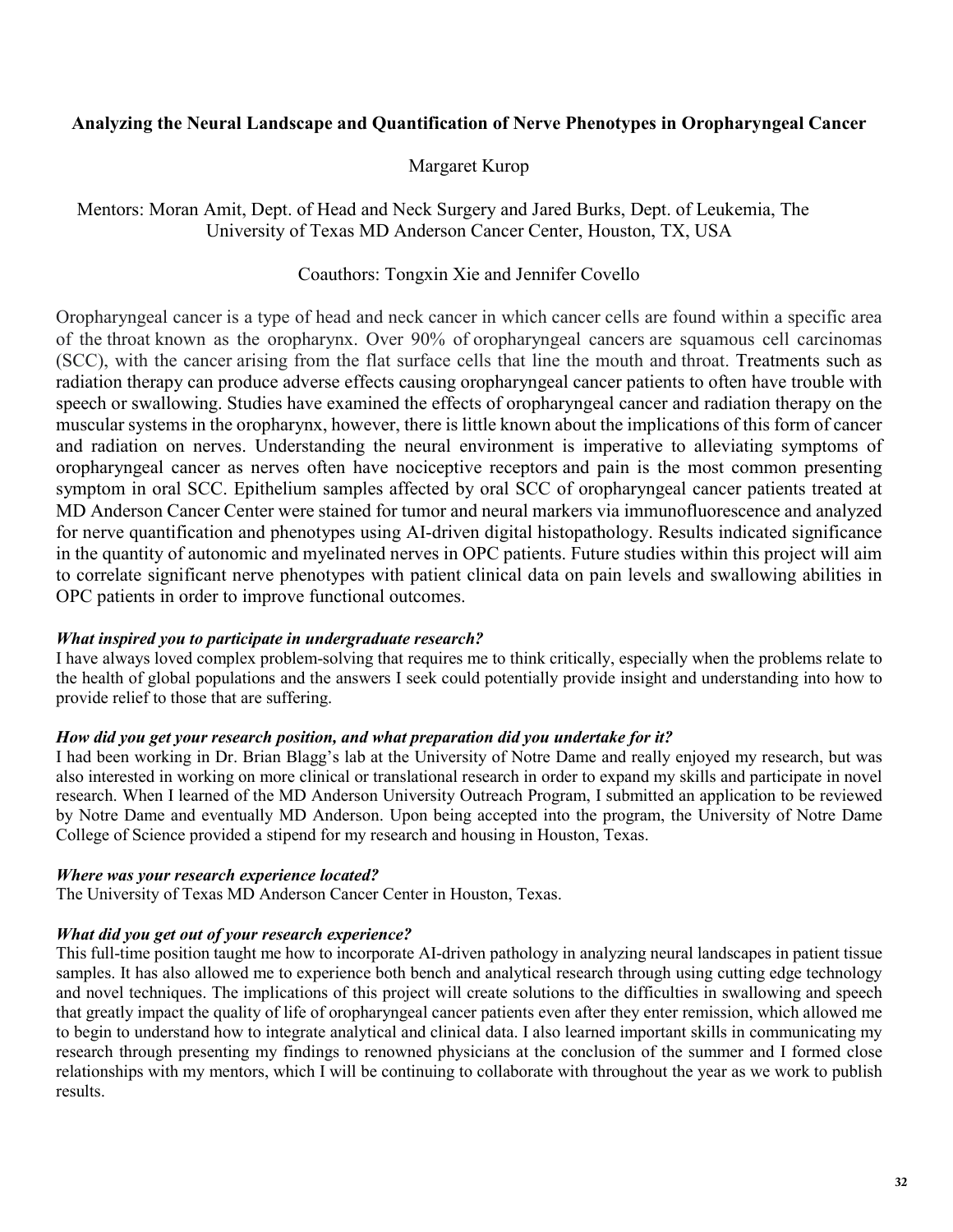## Analyzing the Neural Landscape and Quantification of Nerve Phenotypes in Oropharyngeal Cancer

Margaret Kurop

Mentors: Moran Amit, Dept. of Head and Neck Surgery and Jared Burks, Dept. of Leukemia, The University of Texas MD Anderson Cancer Center, Houston, TX, USA

Coauthors: Tongxin Xie and Jennifer Covello

Oropharyngeal cancer is a type of head and neck cancer in which cancer cells are found within a specific area of the throat known as the oropharynx. Over 90% of oropharyngeal cancers are squamous cell carcinomas (SCC), with the cancer arising from the flat surface cells that line the mouth and throat. Treatments such as radiation therapy can produce adverse effects causing oropharyngeal cancer patients to often have trouble with speech or swallowing. Studies have examined the effects of oropharyngeal cancer and radiation therapy on the muscular systems in the oropharynx, however, there is little known about the implications of this form of cancer and radiation on nerves. Understanding the neural environment is imperative to alleviating symptoms of oropharyngeal cancer as nerves often have nociceptive receptors and pain is the most common presenting symptom in oral SCC. Epithelium samples affected by oral SCC of oropharyngeal cancer patients treated at MD Anderson Cancer Center were stained for tumor and neural markers via immunofluorescence and analyzed for nerve quantification and phenotypes using AI-driven digital histopathology. Results indicated significance in the quantity of autonomic and myelinated nerves in OPC patients. Future studies within this project will aim to correlate significant nerve phenotypes with patient clinical data on pain levels and swallowing abilities in OPC patients in order to improve functional outcomes.

***What inspired you to participate in undergraduate research?***

I have always loved complex problem-solving that requires me to think critically, especially when the problems relate to the health of global populations and the answers I seek could potentially provide insight and understanding into how to provide relief to those that are suffering.

***How did you get your research position, and what preparation did you undertake for it?***

I had been working in Dr. Brian Blagg's lab at the University of Notre Dame and really enjoyed my research, but was also interested in working on more clinical or translational research in order to expand my skills and participate in novel research. When I learned of the MD Anderson University Outreach Program, I submitted an application to be reviewed by Notre Dame and eventually MD Anderson. Upon being accepted into the program, the University of Notre Dame College of Science provided a stipend for my research and housing in Houston, Texas.

***Where was your research experience located?***

The University of Texas MD Anderson Cancer Center in Houston, Texas.

***What did you get out of your research experience?***

This full-time position taught me how to incorporate AI-driven pathology in analyzing neural landscapes in patient tissue samples. It has also allowed me to experience both bench and analytical research through using cutting edge technology and novel techniques. The implications of this project will create solutions to the difficulties in swallowing and speech that greatly impact the quality of life of oropharyngeal cancer patients even after they enter remission, which allowed me to begin to understand how to integrate analytical and clinical data. I also learned important skills in communicating my research through presenting my findings to renowned physicians at the conclusion of the summer and I formed close relationships with my mentors, which I will be continuing to collaborate with throughout the year as we work to publish results.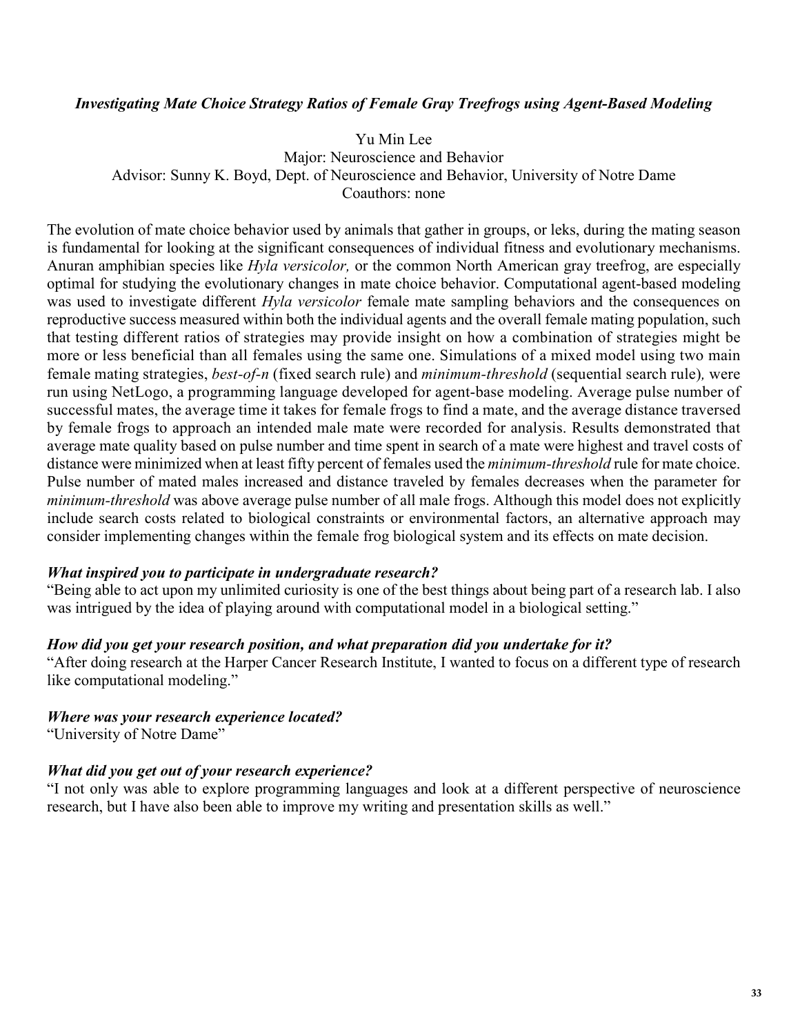### *Investigating Mate Choice Strategy Ratios of Female Gray Treefrogs using Agent-Based Modeling*

Yu Min Lee
Major: Neuroscience and Behavior
Advisor: Sunny K. Boyd, Dept. of Neuroscience and Behavior, University of Notre Dame
Coauthors: none

The evolution of mate choice behavior used by animals that gather in groups, or leks, during the mating season is fundamental for looking at the significant consequences of individual fitness and evolutionary mechanisms. Anuran amphibian species like *Hyla versicolor,* or the common North American gray treefrog, are especially optimal for studying the evolutionary changes in mate choice behavior. Computational agent-based modeling was used to investigate different *Hyla versicolor* female mate sampling behaviors and the consequences on reproductive success measured within both the individual agents and the overall female mating population, such that testing different ratios of strategies may provide insight on how a combination of strategies might be more or less beneficial than all females using the same one. Simulations of a mixed model using two main female mating strategies, *best-of-n* (fixed search rule) and *minimum-threshold* (sequential search rule)*,* were run using NetLogo, a programming language developed for agent-base modeling. Average pulse number of successful mates, the average time it takes for female frogs to find a mate, and the average distance traversed by female frogs to approach an intended male mate were recorded for analysis. Results demonstrated that average mate quality based on pulse number and time spent in search of a mate were highest and travel costs of distance were minimized when at least fifty percent of females used the *minimum-threshold* rule for mate choice. Pulse number of mated males increased and distance traveled by females decreases when the parameter for *minimum-threshold* was above average pulse number of all male frogs. Although this model does not explicitly include search costs related to biological constraints or environmental factors, an alternative approach may consider implementing changes within the female frog biological system and its effects on mate decision.

***What inspired you to participate in undergraduate research?***

"Being able to act upon my unlimited curiosity is one of the best things about being part of a research lab. I also was intrigued by the idea of playing around with computational model in a biological setting."

***How did you get your research position, and what preparation did you undertake for it?***

"After doing research at the Harper Cancer Research Institute, I wanted to focus on a different type of research like computational modeling."

***Where was your research experience located?***

"University of Notre Dame"

***What did you get out of your research experience?***

"I not only was able to explore programming languages and look at a different perspective of neuroscience research, but I have also been able to improve my writing and presentation skills as well."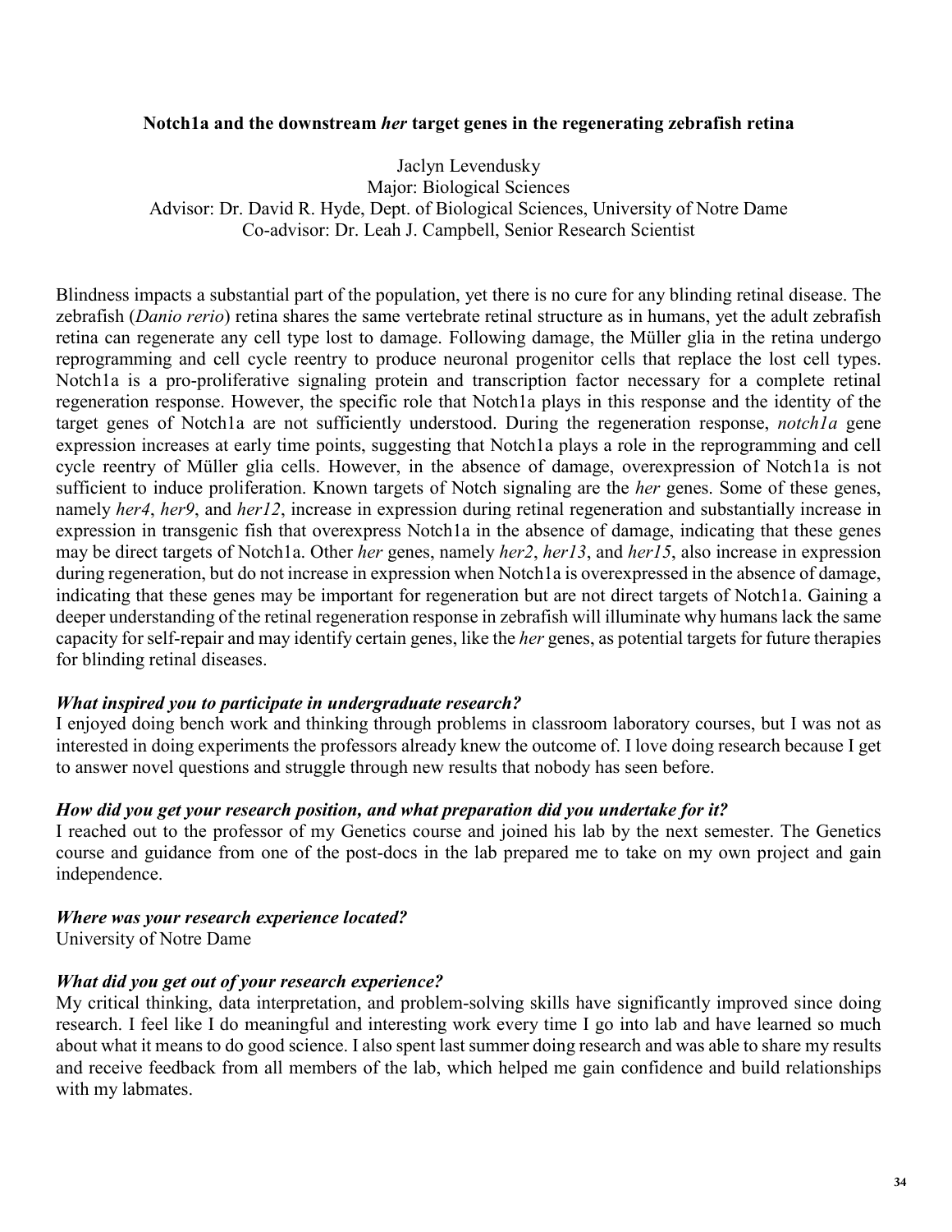## Notch1a and the downstream *her* target genes in the regenerating zebrafish retina

Jaclyn Levendusky
Major: Biological Sciences
Advisor: Dr. David R. Hyde, Dept. of Biological Sciences, University of Notre Dame
Co-advisor: Dr. Leah J. Campbell, Senior Research Scientist

Blindness impacts a substantial part of the population, yet there is no cure for any blinding retinal disease. The zebrafish (*Danio rerio*) retina shares the same vertebrate retinal structure as in humans, yet the adult zebrafish retina can regenerate any cell type lost to damage. Following damage, the Müller glia in the retina undergo reprogramming and cell cycle reentry to produce neuronal progenitor cells that replace the lost cell types. Notch1a is a pro-proliferative signaling protein and transcription factor necessary for a complete retinal regeneration response. However, the specific role that Notch1a plays in this response and the identity of the target genes of Notch1a are not sufficiently understood. During the regeneration response, *notch1a* gene expression increases at early time points, suggesting that Notch1a plays a role in the reprogramming and cell cycle reentry of Müller glia cells. However, in the absence of damage, overexpression of Notch1a is not sufficient to induce proliferation. Known targets of Notch signaling are the *her* genes. Some of these genes, namely *her4*, *her9*, and *her12*, increase in expression during retinal regeneration and substantially increase in expression in transgenic fish that overexpress Notch1a in the absence of damage, indicating that these genes may be direct targets of Notch1a. Other *her* genes, namely *her2*, *her13*, and *her15*, also increase in expression during regeneration, but do not increase in expression when Notch1a is overexpressed in the absence of damage, indicating that these genes may be important for regeneration but are not direct targets of Notch1a. Gaining a deeper understanding of the retinal regeneration response in zebrafish will illuminate why humans lack the same capacity for self-repair and may identify certain genes, like the *her* genes, as potential targets for future therapies for blinding retinal diseases.

### *What inspired you to participate in undergraduate research?*

I enjoyed doing bench work and thinking through problems in classroom laboratory courses, but I was not as interested in doing experiments the professors already knew the outcome of. I love doing research because I get to answer novel questions and struggle through new results that nobody has seen before.

### *How did you get your research position, and what preparation did you undertake for it?*

I reached out to the professor of my Genetics course and joined his lab by the next semester. The Genetics course and guidance from one of the post-docs in the lab prepared me to take on my own project and gain independence.

### *Where was your research experience located?*

University of Notre Dame

### *What did you get out of your research experience?*

My critical thinking, data interpretation, and problem-solving skills have significantly improved since doing research. I feel like I do meaningful and interesting work every time I go into lab and have learned so much about what it means to do good science. I also spent last summer doing research and was able to share my results and receive feedback from all members of the lab, which helped me gain confidence and build relationships with my labmates.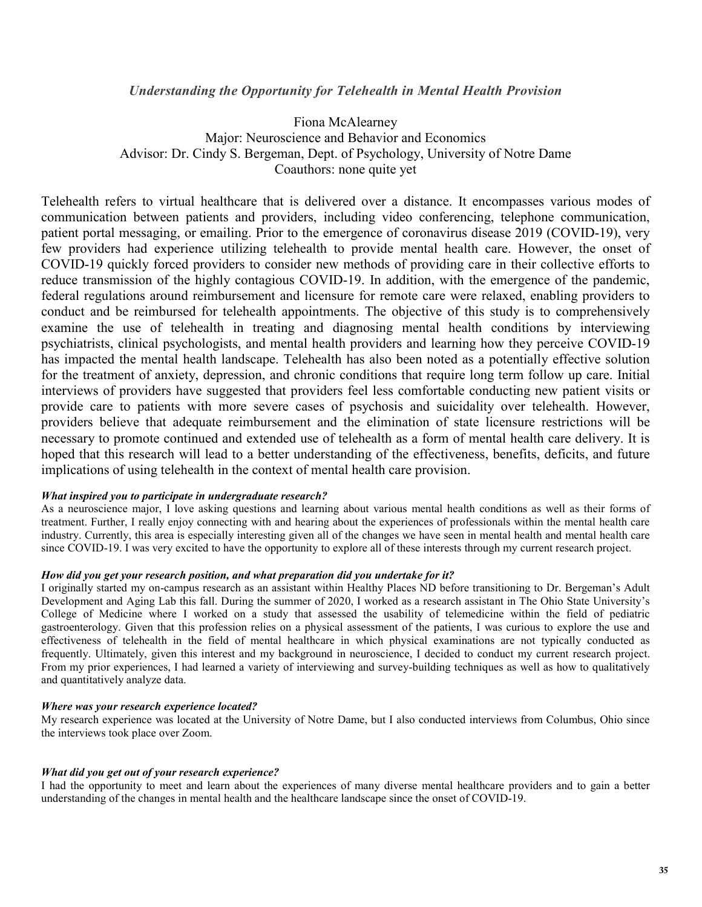### *Understanding the Opportunity for Telehealth in Mental Health Provision*

Fiona McAlearney
Major: Neuroscience and Behavior and Economics
Advisor: Dr. Cindy S. Bergeman, Dept. of Psychology, University of Notre Dame
Coauthors: none quite yet

Telehealth refers to virtual healthcare that is delivered over a distance. It encompasses various modes of communication between patients and providers, including video conferencing, telephone communication, patient portal messaging, or emailing. Prior to the emergence of coronavirus disease 2019 (COVID-19), very few providers had experience utilizing telehealth to provide mental health care. However, the onset of COVID-19 quickly forced providers to consider new methods of providing care in their collective efforts to reduce transmission of the highly contagious COVID-19. In addition, with the emergence of the pandemic, federal regulations around reimbursement and licensure for remote care were relaxed, enabling providers to conduct and be reimbursed for telehealth appointments. The objective of this study is to comprehensively examine the use of telehealth in treating and diagnosing mental health conditions by interviewing psychiatrists, clinical psychologists, and mental health providers and learning how they perceive COVID-19 has impacted the mental health landscape. Telehealth has also been noted as a potentially effective solution for the treatment of anxiety, depression, and chronic conditions that require long term follow up care. Initial interviews of providers have suggested that providers feel less comfortable conducting new patient visits or provide care to patients with more severe cases of psychosis and suicidality over telehealth. However, providers believe that adequate reimbursement and the elimination of state licensure restrictions will be necessary to promote continued and extended use of telehealth as a form of mental health care delivery. It is hoped that this research will lead to a better understanding of the effectiveness, benefits, deficits, and future implications of using telehealth in the context of mental health care provision.

***What inspired you to participate in undergraduate research?***

As a neuroscience major, I love asking questions and learning about various mental health conditions as well as their forms of treatment. Further, I really enjoy connecting with and hearing about the experiences of professionals within the mental health care industry. Currently, this area is especially interesting given all of the changes we have seen in mental health and mental health care since COVID-19. I was very excited to have the opportunity to explore all of these interests through my current research project.

***How did you get your research position, and what preparation did you undertake for it?***

I originally started my on-campus research as an assistant within Healthy Places ND before transitioning to Dr. Bergeman's Adult Development and Aging Lab this fall. During the summer of 2020, I worked as a research assistant in The Ohio State University's College of Medicine where I worked on a study that assessed the usability of telemedicine within the field of pediatric gastroenterology. Given that this profession relies on a physical assessment of the patients, I was curious to explore the use and effectiveness of telehealth in the field of mental healthcare in which physical examinations are not typically conducted as frequently. Ultimately, given this interest and my background in neuroscience, I decided to conduct my current research project. From my prior experiences, I had learned a variety of interviewing and survey-building techniques as well as how to qualitatively and quantitatively analyze data.

***Where was your research experience located?***

My research experience was located at the University of Notre Dame, but I also conducted interviews from Columbus, Ohio since the interviews took place over Zoom.

***What did you get out of your research experience?***

I had the opportunity to meet and learn about the experiences of many diverse mental healthcare providers and to gain a better understanding of the changes in mental health and the healthcare landscape since the onset of COVID-19.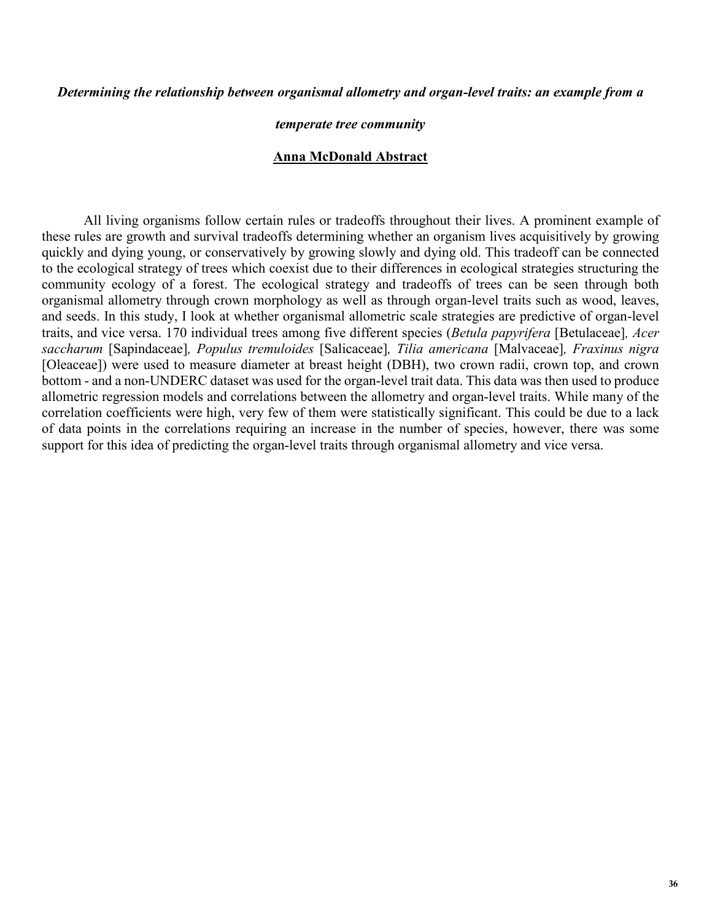***Determining the relationship between organismal allometry and organ-level traits: an example from a temperate tree community***

**Anna McDonald Abstract**

All living organisms follow certain rules or tradeoffs throughout their lives. A prominent example of these rules are growth and survival tradeoffs determining whether an organism lives acquisitively by growing quickly and dying young, or conservatively by growing slowly and dying old. This tradeoff can be connected to the ecological strategy of trees which coexist due to their differences in ecological strategies structuring the community ecology of a forest. The ecological strategy and tradeoffs of trees can be seen through both organismal allometry through crown morphology as well as through organ-level traits such as wood, leaves, and seeds. In this study, I look at whether organismal allometric scale strategies are predictive of organ-level traits, and vice versa. 170 individual trees among five different species (*Betula papyrifera* [Betulaceae], *Acer saccharum* [Sapindaceae], *Populus tremuloides* [Salicaceae], *Tilia americana* [Malvaceae], *Fraxinus nigra* [Oleaceae]) were used to measure diameter at breast height (DBH), two crown radii, crown top, and crown bottom - and a non-UNDERC dataset was used for the organ-level trait data. This data was then used to produce allometric regression models and correlations between the allometry and organ-level traits. While many of the correlation coefficients were high, very few of them were statistically significant. This could be due to a lack of data points in the correlations requiring an increase in the number of species, however, there was some support for this idea of predicting the organ-level traits through organismal allometry and vice versa.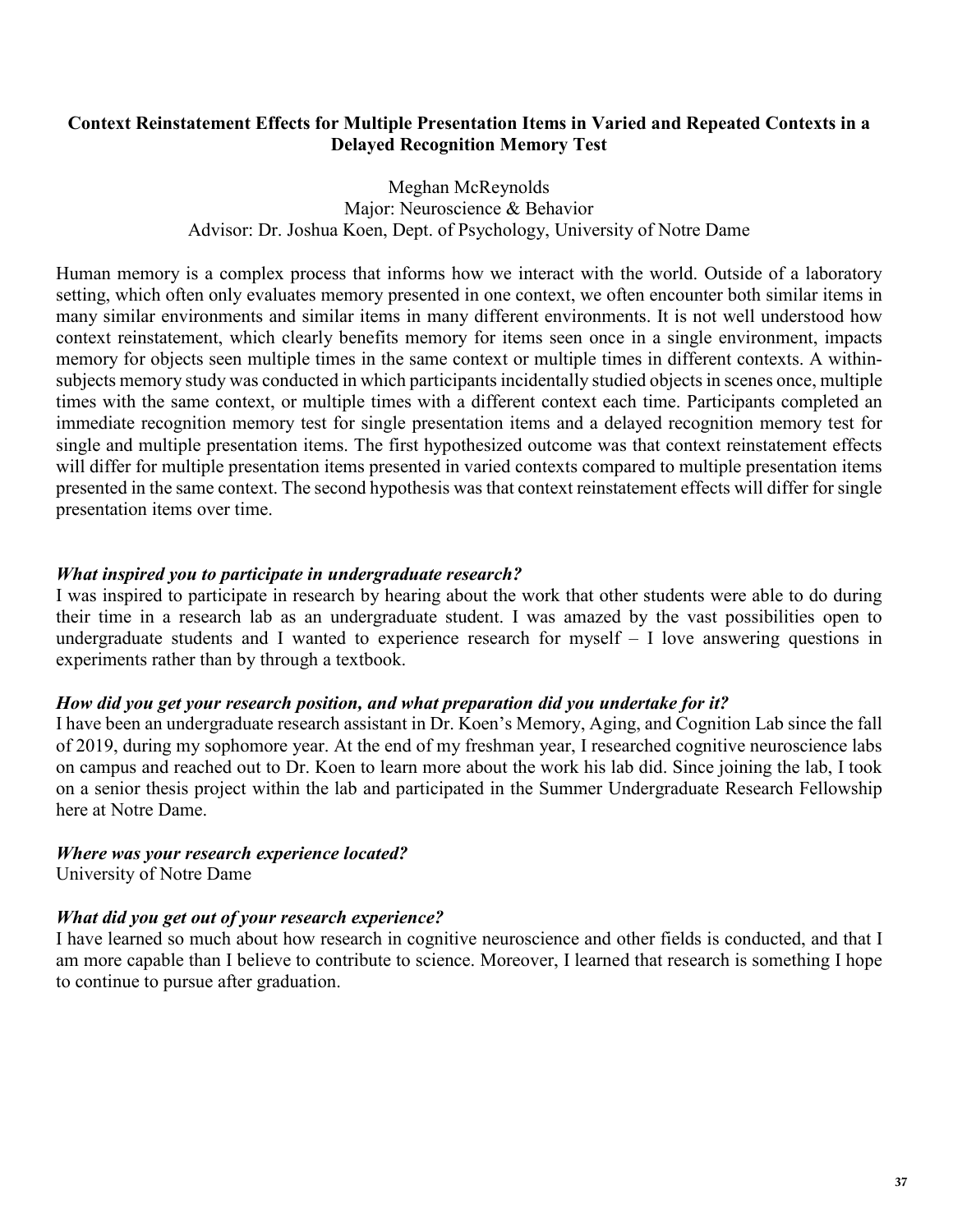**Context Reinstatement Effects for Multiple Presentation Items in Varied and Repeated Contexts in a Delayed Recognition Memory Test**

Meghan McReynolds
Major: Neuroscience & Behavior
Advisor: Dr. Joshua Koen, Dept. of Psychology, University of Notre Dame

Human memory is a complex process that informs how we interact with the world. Outside of a laboratory setting, which often only evaluates memory presented in one context, we often encounter both similar items in many similar environments and similar items in many different environments. It is not well understood how context reinstatement, which clearly benefits memory for items seen once in a single environment, impacts memory for objects seen multiple times in the same context or multiple times in different contexts. A within-subjects memory study was conducted in which participants incidentally studied objects in scenes once, multiple times with the same context, or multiple times with a different context each time. Participants completed an immediate recognition memory test for single presentation items and a delayed recognition memory test for single and multiple presentation items. The first hypothesized outcome was that context reinstatement effects will differ for multiple presentation items presented in varied contexts compared to multiple presentation items presented in the same context. The second hypothesis was that context reinstatement effects will differ for single presentation items over time.

***What inspired you to participate in undergraduate research?***
I was inspired to participate in research by hearing about the work that other students were able to do during their time in a research lab as an undergraduate student. I was amazed by the vast possibilities open to undergraduate students and I wanted to experience research for myself – I love answering questions in experiments rather than by through a textbook.

***How did you get your research position, and what preparation did you undertake for it?***
I have been an undergraduate research assistant in Dr. Koen's Memory, Aging, and Cognition Lab since the fall of 2019, during my sophomore year. At the end of my freshman year, I researched cognitive neuroscience labs on campus and reached out to Dr. Koen to learn more about the work his lab did. Since joining the lab, I took on a senior thesis project within the lab and participated in the Summer Undergraduate Research Fellowship here at Notre Dame.

***Where was your research experience located?***
University of Notre Dame

***What did you get out of your research experience?***
I have learned so much about how research in cognitive neuroscience and other fields is conducted, and that I am more capable than I believe to contribute to science. Moreover, I learned that research is something I hope to continue to pursue after graduation.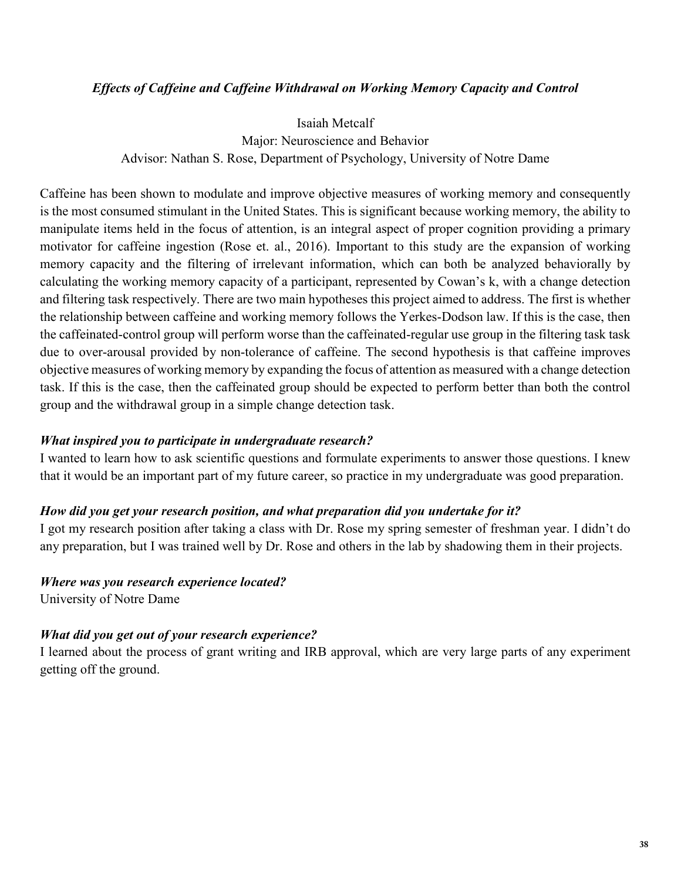## *Effects of Caffeine and Caffeine Withdrawal on Working Memory Capacity and Control*

Isaiah Metcalf
Major: Neuroscience and Behavior
Advisor: Nathan S. Rose, Department of Psychology, University of Notre Dame

Caffeine has been shown to modulate and improve objective measures of working memory and consequently is the most consumed stimulant in the United States. This is significant because working memory, the ability to manipulate items held in the focus of attention, is an integral aspect of proper cognition providing a primary motivator for caffeine ingestion (Rose et. al., 2016). Important to this study are the expansion of working memory capacity and the filtering of irrelevant information, which can both be analyzed behaviorally by calculating the working memory capacity of a participant, represented by Cowan's k, with a change detection and filtering task respectively. There are two main hypotheses this project aimed to address. The first is whether the relationship between caffeine and working memory follows the Yerkes-Dodson law. If this is the case, then the caffeinated-control group will perform worse than the caffeinated-regular use group in the filtering task task due to over-arousal provided by non-tolerance of caffeine. The second hypothesis is that caffeine improves objective measures of working memory by expanding the focus of attention as measured with a change detection task. If this is the case, then the caffeinated group should be expected to perform better than both the control group and the withdrawal group in a simple change detection task.

### *What inspired you to participate in undergraduate research?*

I wanted to learn how to ask scientific questions and formulate experiments to answer those questions. I knew that it would be an important part of my future career, so practice in my undergraduate was good preparation.

### *How did you get your research position, and what preparation did you undertake for it?*

I got my research position after taking a class with Dr. Rose my spring semester of freshman year. I didn't do any preparation, but I was trained well by Dr. Rose and others in the lab by shadowing them in their projects.

### *Where was you research experience located?*

University of Notre Dame

### *What did you get out of your research experience?*

I learned about the process of grant writing and IRB approval, which are very large parts of any experiment getting off the ground.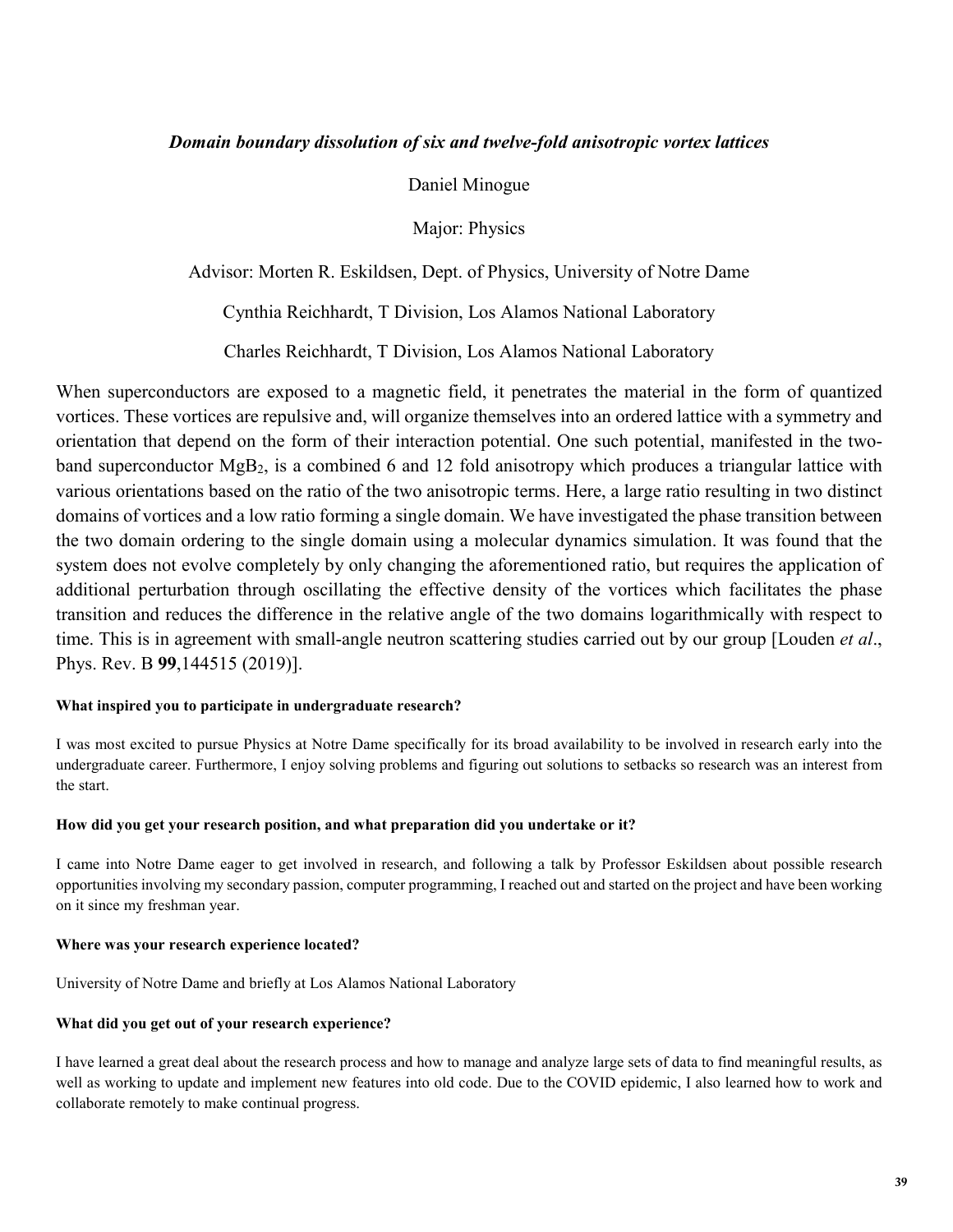### *Domain boundary dissolution of six and twelve-fold anisotropic vortex lattices*

Daniel Minogue

Major: Physics

Advisor: Morten R. Eskildsen, Dept. of Physics, University of Notre Dame

Cynthia Reichhardt, T Division, Los Alamos National Laboratory

Charles Reichhardt, T Division, Los Alamos National Laboratory

When superconductors are exposed to a magnetic field, it penetrates the material in the form of quantized vortices. These vortices are repulsive and, will organize themselves into an ordered lattice with a symmetry and orientation that depend on the form of their interaction potential. One such potential, manifested in the two-band superconductor $MgB_2$, is a combined 6 and 12 fold anisotropy which produces a triangular lattice with various orientations based on the ratio of the two anisotropic terms. Here, a large ratio resulting in two distinct domains of vortices and a low ratio forming a single domain. We have investigated the phase transition between the two domain ordering to the single domain using a molecular dynamics simulation. It was found that the system does not evolve completely by only changing the aforementioned ratio, but requires the application of additional perturbation through oscillating the effective density of the vortices which facilitates the phase transition and reduces the difference in the relative angle of the two domains logarithmically with respect to time. This is in agreement with small-angle neutron scattering studies carried out by our group [Louden *et al*., Phys. Rev. B **99**,144515 (2019)].

**What inspired you to participate in undergraduate research?**

I was most excited to pursue Physics at Notre Dame specifically for its broad availability to be involved in research early into the undergraduate career. Furthermore, I enjoy solving problems and figuring out solutions to setbacks so research was an interest from the start.

**How did you get your research position, and what preparation did you undertake or it?**

I came into Notre Dame eager to get involved in research, and following a talk by Professor Eskildsen about possible research opportunities involving my secondary passion, computer programming, I reached out and started on the project and have been working on it since my freshman year.

**Where was your research experience located?**

University of Notre Dame and briefly at Los Alamos National Laboratory

**What did you get out of your research experience?**

I have learned a great deal about the research process and how to manage and analyze large sets of data to find meaningful results, as well as working to update and implement new features into old code. Due to the COVID epidemic, I also learned how to work and collaborate remotely to make continual progress.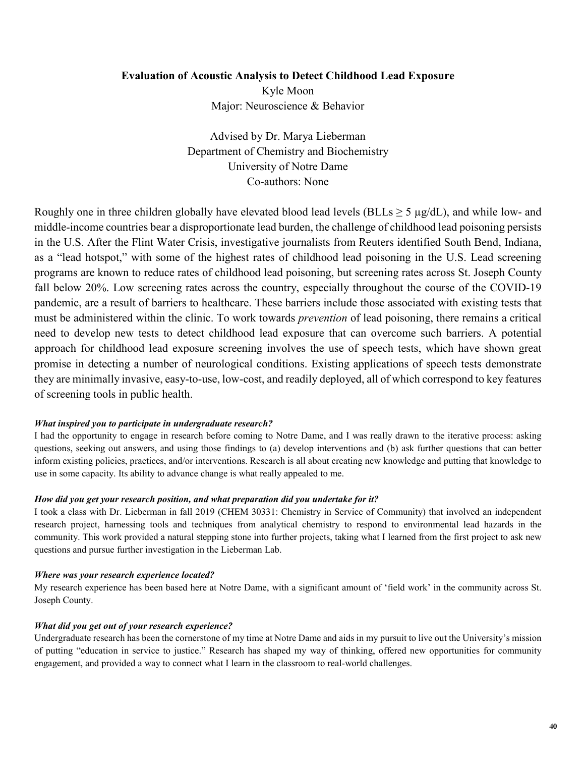**Evaluation of Acoustic Analysis to Detect Childhood Lead Exposure**

Kyle Moon

Major: Neuroscience & Behavior

Advised by Dr. Marya Lieberman

Department of Chemistry and Biochemistry

University of Notre Dame

Co-authors: None

Roughly one in three children globally have elevated blood lead levels (BLLs $\geq 5$ µg/dL), and while low- and middle-income countries bear a disproportionate lead burden, the challenge of childhood lead poisoning persists in the U.S. After the Flint Water Crisis, investigative journalists from Reuters identified South Bend, Indiana, as a "lead hotspot," with some of the highest rates of childhood lead poisoning in the U.S. Lead screening programs are known to reduce rates of childhood lead poisoning, but screening rates across St. Joseph County fall below 20%. Low screening rates across the country, especially throughout the course of the COVID-19 pandemic, are a result of barriers to healthcare. These barriers include those associated with existing tests that must be administered within the clinic. To work towards *prevention* of lead poisoning, there remains a critical need to develop new tests to detect childhood lead exposure that can overcome such barriers. A potential approach for childhood lead exposure screening involves the use of speech tests, which have shown great promise in detecting a number of neurological conditions. Existing applications of speech tests demonstrate they are minimally invasive, easy-to-use, low-cost, and readily deployed, all of which correspond to key features of screening tools in public health.

***What inspired you to participate in undergraduate research?***

I had the opportunity to engage in research before coming to Notre Dame, and I was really drawn to the iterative process: asking questions, seeking out answers, and using those findings to (a) develop interventions and (b) ask further questions that can better inform existing policies, practices, and/or interventions. Research is all about creating new knowledge and putting that knowledge to use in some capacity. Its ability to advance change is what really appealed to me.

***How did you get your research position, and what preparation did you undertake for it?***

I took a class with Dr. Lieberman in fall 2019 (CHEM 30331: Chemistry in Service of Community) that involved an independent research project, harnessing tools and techniques from analytical chemistry to respond to environmental lead hazards in the community. This work provided a natural stepping stone into further projects, taking what I learned from the first project to ask new questions and pursue further investigation in the Lieberman Lab.

***Where was your research experience located?***

My research experience has been based here at Notre Dame, with a significant amount of 'field work' in the community across St. Joseph County.

***What did you get out of your research experience?***

Undergraduate research has been the cornerstone of my time at Notre Dame and aids in my pursuit to live out the University's mission of putting "education in service to justice." Research has shaped my way of thinking, offered new opportunities for community engagement, and provided a way to connect what I learn in the classroom to real-world challenges.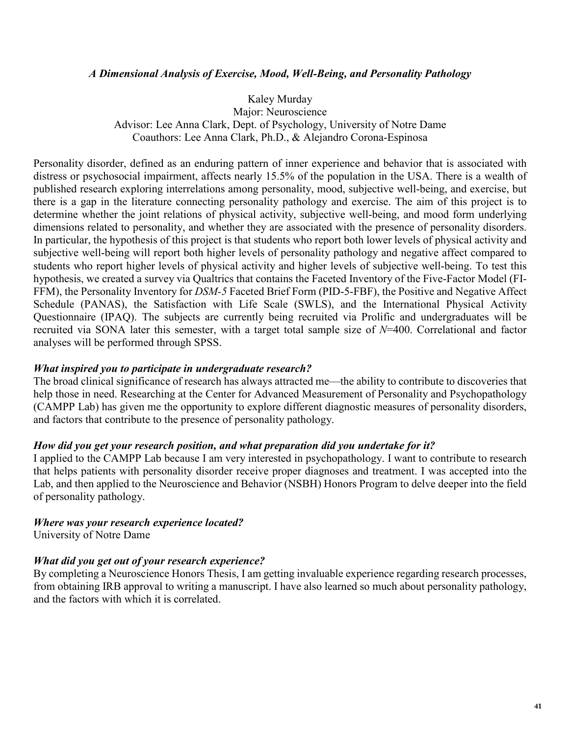### *A Dimensional Analysis of Exercise, Mood, Well-Being, and Personality Pathology*

Kaley Murday
Major: Neuroscience
Advisor: Lee Anna Clark, Dept. of Psychology, University of Notre Dame
Coauthors: Lee Anna Clark, Ph.D., & Alejandro Corona-Espinosa

Personality disorder, defined as an enduring pattern of inner experience and behavior that is associated with distress or psychosocial impairment, affects nearly 15.5% of the population in the USA. There is a wealth of published research exploring interrelations among personality, mood, subjective well-being, and exercise, but there is a gap in the literature connecting personality pathology and exercise. The aim of this project is to determine whether the joint relations of physical activity, subjective well-being, and mood form underlying dimensions related to personality, and whether they are associated with the presence of personality disorders. In particular, the hypothesis of this project is that students who report both lower levels of physical activity and subjective well-being will report both higher levels of personality pathology and negative affect compared to students who report higher levels of physical activity and higher levels of subjective well-being. To test this hypothesis, we created a survey via Qualtrics that contains the Faceted Inventory of the Five-Factor Model (FI-FFM), the Personality Inventory for *DSM-5* Faceted Brief Form (PID-5-FBF), the Positive and Negative Affect Schedule (PANAS), the Satisfaction with Life Scale (SWLS), and the International Physical Activity Questionnaire (IPAQ). The subjects are currently being recruited via Prolific and undergraduates will be recruited via SONA later this semester, with a target total sample size of *N*=400. Correlational and factor analyses will be performed through SPSS.

***What inspired you to participate in undergraduate research?***
The broad clinical significance of research has always attracted me—the ability to contribute to discoveries that help those in need. Researching at the Center for Advanced Measurement of Personality and Psychopathology (CAMPP Lab) has given me the opportunity to explore different diagnostic measures of personality disorders, and factors that contribute to the presence of personality pathology.

***How did you get your research position, and what preparation did you undertake for it?***
I applied to the CAMPP Lab because I am very interested in psychopathology. I want to contribute to research that helps patients with personality disorder receive proper diagnoses and treatment. I was accepted into the Lab, and then applied to the Neuroscience and Behavior (NSBH) Honors Program to delve deeper into the field of personality pathology.

***Where was your research experience located?***
University of Notre Dame

***What did you get out of your research experience?***
By completing a Neuroscience Honors Thesis, I am getting invaluable experience regarding research processes, from obtaining IRB approval to writing a manuscript. I have also learned so much about personality pathology, and the factors with which it is correlated.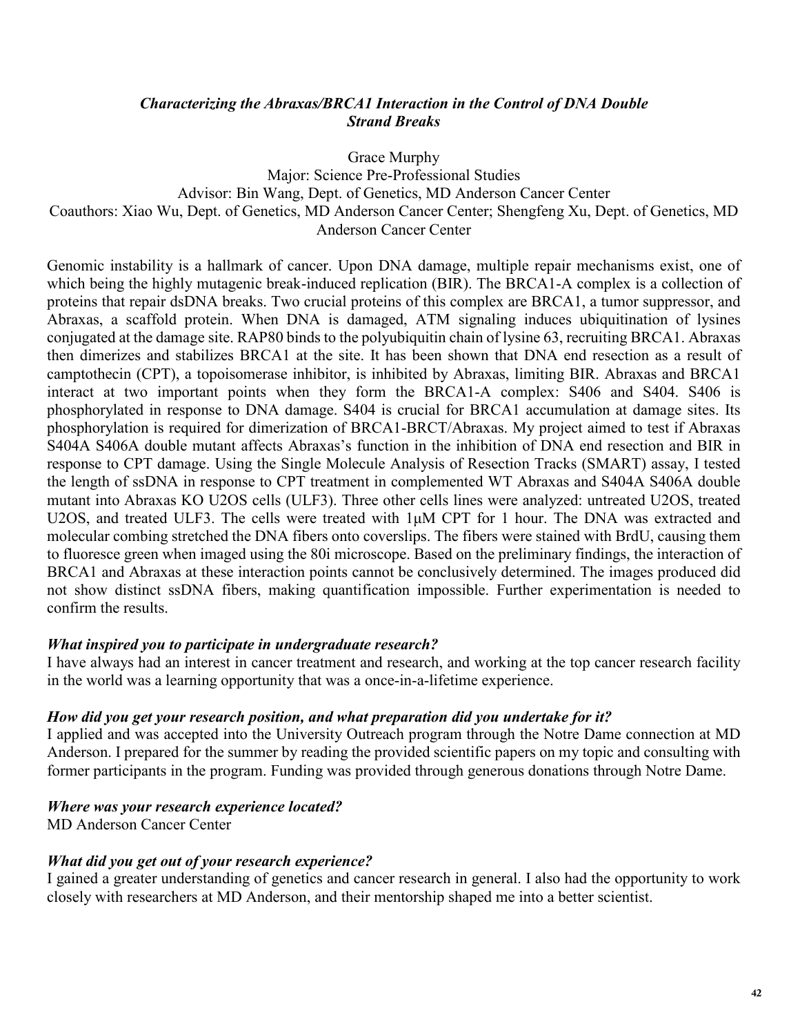### *Characterizing the Abraxas/BRCA1 Interaction in the Control of DNA Double Strand Breaks*

Grace Murphy
Major: Science Pre-Professional Studies
Advisor: Bin Wang, Dept. of Genetics, MD Anderson Cancer Center
Coauthors: Xiao Wu, Dept. of Genetics, MD Anderson Cancer Center; Shengfeng Xu, Dept. of Genetics, MD Anderson Cancer Center

Genomic instability is a hallmark of cancer. Upon DNA damage, multiple repair mechanisms exist, one of which being the highly mutagenic break-induced replication (BIR). The BRCA1-A complex is a collection of proteins that repair dsDNA breaks. Two crucial proteins of this complex are BRCA1, a tumor suppressor, and Abraxas, a scaffold protein. When DNA is damaged, ATM signaling induces ubiquitination of lysines conjugated at the damage site. RAP80 binds to the polyubiquitin chain of lysine 63, recruiting BRCA1. Abraxas then dimerizes and stabilizes BRCA1 at the site. It has been shown that DNA end resection as a result of camptothecin (CPT), a topoisomerase inhibitor, is inhibited by Abraxas, limiting BIR. Abraxas and BRCA1 interact at two important points when they form the BRCA1-A complex: S406 and S404. S406 is phosphorylated in response to DNA damage. S404 is crucial for BRCA1 accumulation at damage sites. Its phosphorylation is required for dimerization of BRCA1-BRCT/Abraxas. My project aimed to test if Abraxas S404A S406A double mutant affects Abraxas's function in the inhibition of DNA end resection and BIR in response to CPT damage. Using the Single Molecule Analysis of Resection Tracks (SMART) assay, I tested the length of ssDNA in response to CPT treatment in complemented WT Abraxas and S404A S406A double mutant into Abraxas KO U2OS cells (ULF3). Three other cells lines were analyzed: untreated U2OS, treated U2OS, and treated ULF3. The cells were treated with 1µM CPT for 1 hour. The DNA was extracted and molecular combing stretched the DNA fibers onto coverslips. The fibers were stained with BrdU, causing them to fluoresce green when imaged using the 80i microscope. Based on the preliminary findings, the interaction of BRCA1 and Abraxas at these interaction points cannot be conclusively determined. The images produced did not show distinct ssDNA fibers, making quantification impossible. Further experimentation is needed to confirm the results.

#### *What inspired you to participate in undergraduate research?*

I have always had an interest in cancer treatment and research, and working at the top cancer research facility in the world was a learning opportunity that was a once-in-a-lifetime experience.

#### *How did you get your research position, and what preparation did you undertake for it?*

I applied and was accepted into the University Outreach program through the Notre Dame connection at MD Anderson. I prepared for the summer by reading the provided scientific papers on my topic and consulting with former participants in the program. Funding was provided through generous donations through Notre Dame.

#### *Where was your research experience located?*

MD Anderson Cancer Center

#### *What did you get out of your research experience?*

I gained a greater understanding of genetics and cancer research in general. I also had the opportunity to work closely with researchers at MD Anderson, and their mentorship shaped me into a better scientist.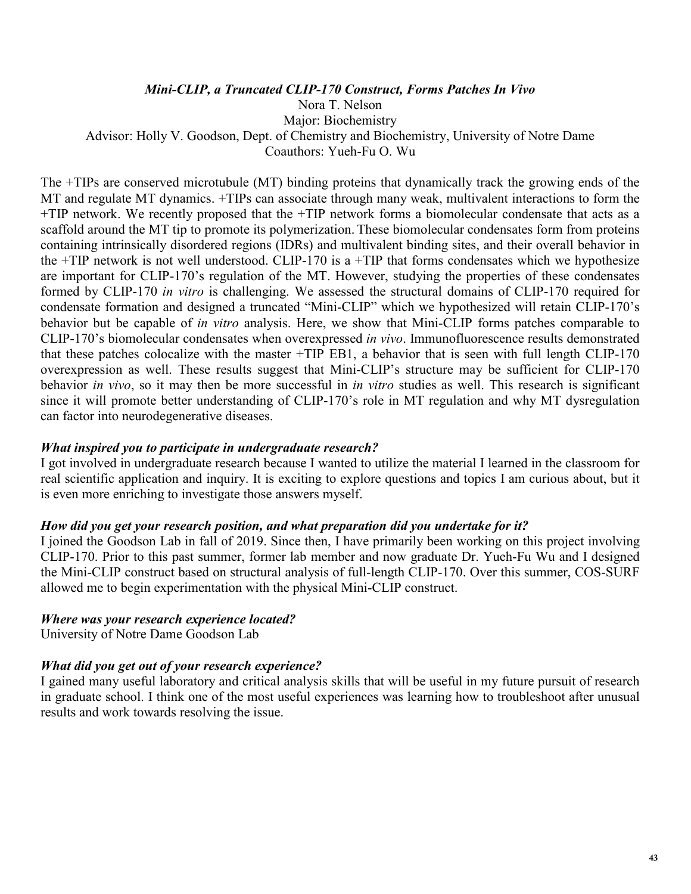### *Mini-CLIP, a Truncated CLIP-170 Construct, Forms Patches In Vivo*

Nora T. Nelson
Major: Biochemistry
Advisor: Holly V. Goodson, Dept. of Chemistry and Biochemistry, University of Notre Dame
Coauthors: Yueh-Fu O. Wu

The +TIPs are conserved microtubule (MT) binding proteins that dynamically track the growing ends of the MT and regulate MT dynamics. +TIPs can associate through many weak, multivalent interactions to form the +TIP network. We recently proposed that the +TIP network forms a biomolecular condensate that acts as a scaffold around the MT tip to promote its polymerization. These biomolecular condensates form from proteins containing intrinsically disordered regions (IDRs) and multivalent binding sites, and their overall behavior in the +TIP network is not well understood. CLIP-170 is a +TIP that forms condensates which we hypothesize are important for CLIP-170's regulation of the MT. However, studying the properties of these condensates formed by CLIP-170 *in vitro* is challenging. We assessed the structural domains of CLIP-170 required for condensate formation and designed a truncated "Mini-CLIP" which we hypothesized will retain CLIP-170's behavior but be capable of *in vitro* analysis. Here, we show that Mini-CLIP forms patches comparable to CLIP-170's biomolecular condensates when overexpressed *in vivo*. Immunofluorescence results demonstrated that these patches colocalize with the master +TIP EB1, a behavior that is seen with full length CLIP-170 overexpression as well. These results suggest that Mini-CLIP's structure may be sufficient for CLIP-170 behavior *in vivo*, so it may then be more successful in *in vitro* studies as well. This research is significant since it will promote better understanding of CLIP-170's role in MT regulation and why MT dysregulation can factor into neurodegenerative diseases.

#### *What inspired you to participate in undergraduate research?*

I got involved in undergraduate research because I wanted to utilize the material I learned in the classroom for real scientific application and inquiry. It is exciting to explore questions and topics I am curious about, but it is even more enriching to investigate those answers myself.

#### *How did you get your research position, and what preparation did you undertake for it?*

I joined the Goodson Lab in fall of 2019. Since then, I have primarily been working on this project involving CLIP-170. Prior to this past summer, former lab member and now graduate Dr. Yueh-Fu Wu and I designed the Mini-CLIP construct based on structural analysis of full-length CLIP-170. Over this summer, COS-SURF allowed me to begin experimentation with the physical Mini-CLIP construct.

#### *Where was your research experience located?*

University of Notre Dame Goodson Lab

#### *What did you get out of your research experience?*

I gained many useful laboratory and critical analysis skills that will be useful in my future pursuit of research in graduate school. I think one of the most useful experiences was learning how to troubleshoot after unusual results and work towards resolving the issue.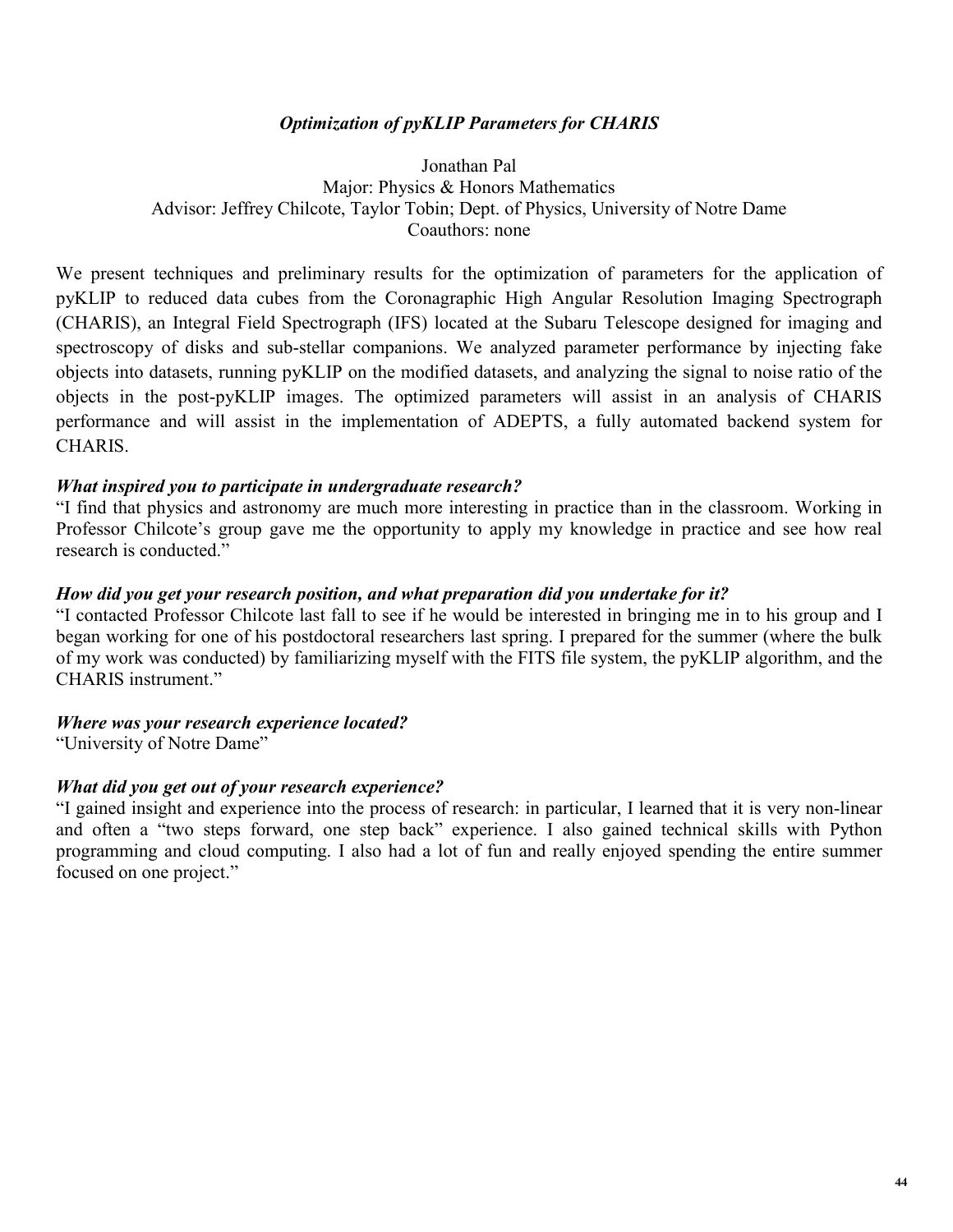### *Optimization of pyKLIP Parameters for CHARIS*

Jonathan Pal
Major: Physics & Honors Mathematics
Advisor: Jeffrey Chilcote, Taylor Tobin; Dept. of Physics, University of Notre Dame
Coauthors: none

We present techniques and preliminary results for the optimization of parameters for the application of pyKLIP to reduced data cubes from the Coronagraphic High Angular Resolution Imaging Spectrograph (CHARIS), an Integral Field Spectrograph (IFS) located at the Subaru Telescope designed for imaging and spectroscopy of disks and sub-stellar companions. We analyzed parameter performance by injecting fake objects into datasets, running pyKLIP on the modified datasets, and analyzing the signal to noise ratio of the objects in the post-pyKLIP images. The optimized parameters will assist in an analysis of CHARIS performance and will assist in the implementation of ADEPTS, a fully automated backend system for CHARIS.

***What inspired you to participate in undergraduate research?***

"I find that physics and astronomy are much more interesting in practice than in the classroom. Working in Professor Chilcote's group gave me the opportunity to apply my knowledge in practice and see how real research is conducted."

***How did you get your research position, and what preparation did you undertake for it?***

"I contacted Professor Chilcote last fall to see if he would be interested in bringing me in to his group and I began working for one of his postdoctoral researchers last spring. I prepared for the summer (where the bulk of my work was conducted) by familiarizing myself with the FITS file system, the pyKLIP algorithm, and the CHARIS instrument."

***Where was your research experience located?***

"University of Notre Dame"

***What did you get out of your research experience?***

"I gained insight and experience into the process of research: in particular, I learned that it is very non-linear and often a "two steps forward, one step back" experience. I also gained technical skills with Python programming and cloud computing. I also had a lot of fun and really enjoyed spending the entire summer focused on one project."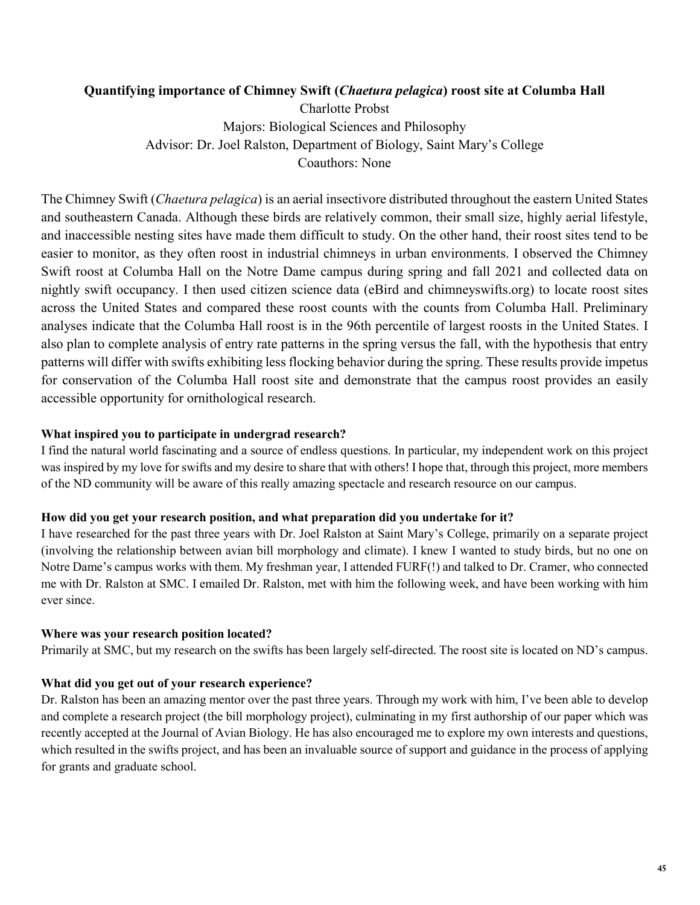**Quantifying importance of Chimney Swift (*Chaetura pelagica*) roost site at Columba Hall**

Charlotte Probst

Majors: Biological Sciences and Philosophy

Advisor: Dr. Joel Ralston, Department of Biology, Saint Mary's College

Coauthors: None

The Chimney Swift (*Chaetura pelagica*) is an aerial insectivore distributed throughout the eastern United States and southeastern Canada. Although these birds are relatively common, their small size, highly aerial lifestyle, and inaccessible nesting sites have made them difficult to study. On the other hand, their roost sites tend to be easier to monitor, as they often roost in industrial chimneys in urban environments. I observed the Chimney Swift roost at Columba Hall on the Notre Dame campus during spring and fall 2021 and collected data on nightly swift occupancy. I then used citizen science data (eBird and chimneyswifts.org) to locate roost sites across the United States and compared these roost counts with the counts from Columba Hall. Preliminary analyses indicate that the Columba Hall roost is in the 96th percentile of largest roosts in the United States. I also plan to complete analysis of entry rate patterns in the spring versus the fall, with the hypothesis that entry patterns will differ with swifts exhibiting less flocking behavior during the spring. These results provide impetus for conservation of the Columba Hall roost site and demonstrate that the campus roost provides an easily accessible opportunity for ornithological research.

**What inspired you to participate in undergrad research?**

I find the natural world fascinating and a source of endless questions. In particular, my independent work on this project was inspired by my love for swifts and my desire to share that with others! I hope that, through this project, more members of the ND community will be aware of this really amazing spectacle and research resource on our campus.

**How did you get your research position, and what preparation did you undertake for it?**

I have researched for the past three years with Dr. Joel Ralston at Saint Mary's College, primarily on a separate project (involving the relationship between avian bill morphology and climate). I knew I wanted to study birds, but no one on Notre Dame's campus works with them. My freshman year, I attended FURF(!) and talked to Dr. Cramer, who connected me with Dr. Ralston at SMC. I emailed Dr. Ralston, met with him the following week, and have been working with him ever since.

**Where was your research position located?**

Primarily at SMC, but my research on the swifts has been largely self-directed. The roost site is located on ND's campus.

**What did you get out of your research experience?**

Dr. Ralston has been an amazing mentor over the past three years. Through my work with him, I've been able to develop and complete a research project (the bill morphology project), culminating in my first authorship of our paper which was recently accepted at the Journal of Avian Biology. He has also encouraged me to explore my own interests and questions, which resulted in the swifts project, and has been an invaluable source of support and guidance in the process of applying for grants and graduate school.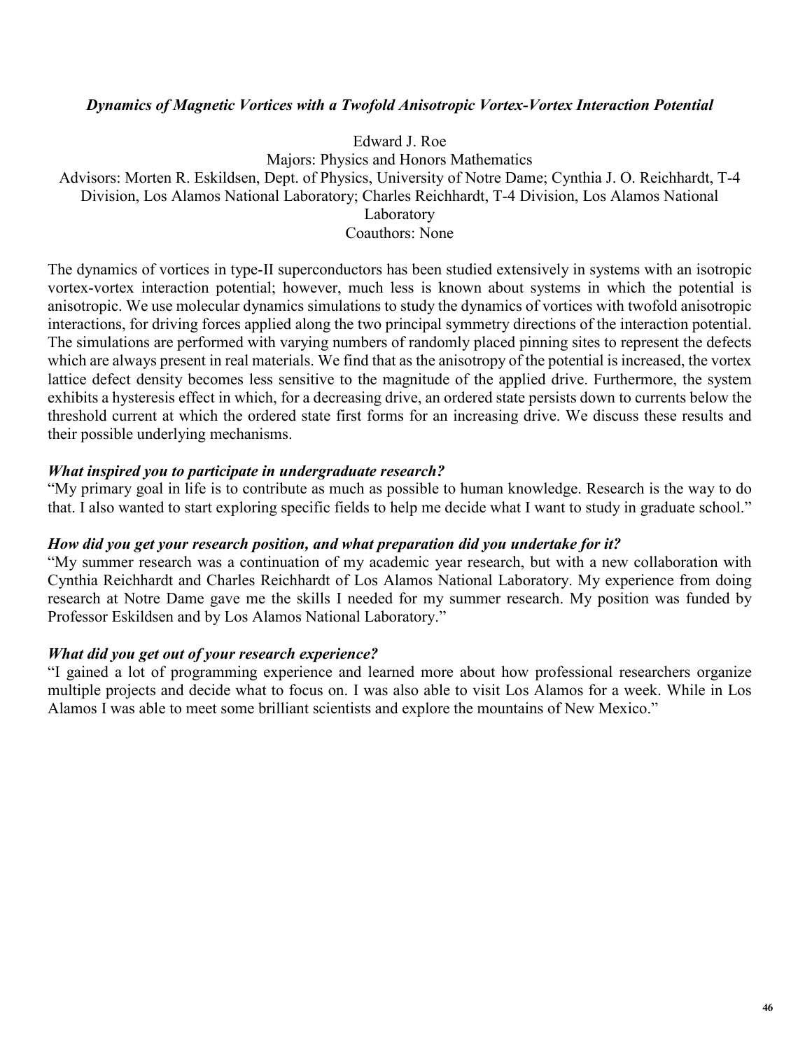### *Dynamics of Magnetic Vortices with a Twofold Anisotropic Vortex-Vortex Interaction Potential*

Edward J. Roe
Majors: Physics and Honors Mathematics
Advisors: Morten R. Eskildsen, Dept. of Physics, University of Notre Dame; Cynthia J. O. Reichhardt, T-4 Division, Los Alamos National Laboratory; Charles Reichhardt, T-4 Division, Los Alamos National Laboratory
Coauthors: None

The dynamics of vortices in type-II superconductors has been studied extensively in systems with an isotropic vortex-vortex interaction potential; however, much less is known about systems in which the potential is anisotropic. We use molecular dynamics simulations to study the dynamics of vortices with twofold anisotropic interactions, for driving forces applied along the two principal symmetry directions of the interaction potential. The simulations are performed with varying numbers of randomly placed pinning sites to represent the defects which are always present in real materials. We find that as the anisotropy of the potential is increased, the vortex lattice defect density becomes less sensitive to the magnitude of the applied drive. Furthermore, the system exhibits a hysteresis effect in which, for a decreasing drive, an ordered state persists down to currents below the threshold current at which the ordered state first forms for an increasing drive. We discuss these results and their possible underlying mechanisms.

#### *What inspired you to participate in undergraduate research?*

"My primary goal in life is to contribute as much as possible to human knowledge. Research is the way to do that. I also wanted to start exploring specific fields to help me decide what I want to study in graduate school."

#### *How did you get your research position, and what preparation did you undertake for it?*

"My summer research was a continuation of my academic year research, but with a new collaboration with Cynthia Reichhardt and Charles Reichhardt of Los Alamos National Laboratory. My experience from doing research at Notre Dame gave me the skills I needed for my summer research. My position was funded by Professor Eskildsen and by Los Alamos National Laboratory."

#### *What did you get out of your research experience?*

"I gained a lot of programming experience and learned more about how professional researchers organize multiple projects and decide what to focus on. I was also able to visit Los Alamos for a week. While in Los Alamos I was able to meet some brilliant scientists and explore the mountains of New Mexico."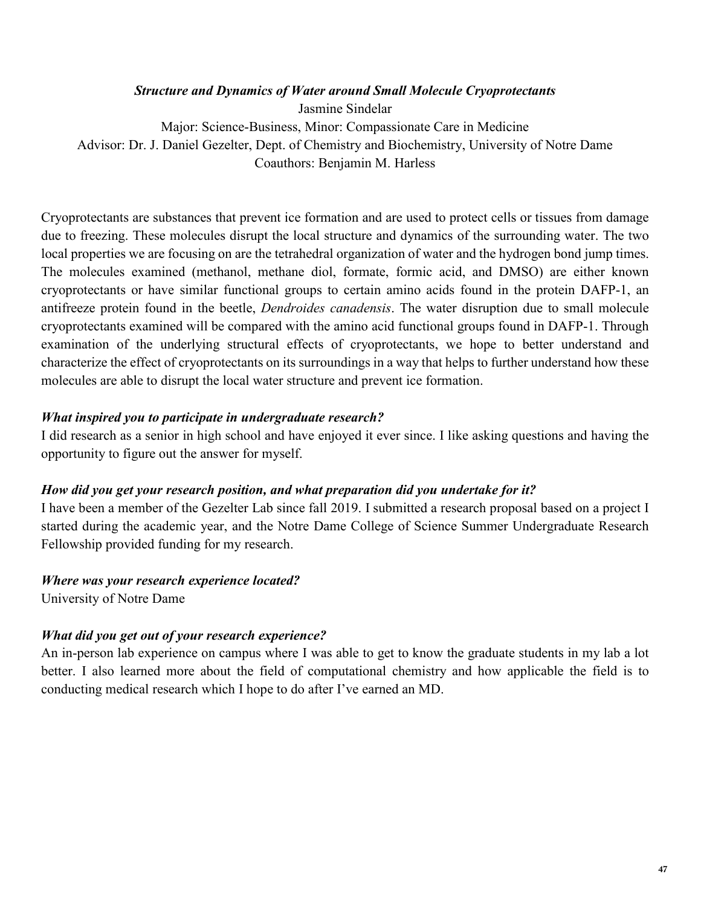### *Structure and Dynamics of Water around Small Molecule Cryoprotectants*

Jasmine Sindelar

Major: Science-Business, Minor: Compassionate Care in Medicine

Advisor: Dr. J. Daniel Gezelter, Dept. of Chemistry and Biochemistry, University of Notre Dame

Coauthors: Benjamin M. Harless

Cryoprotectants are substances that prevent ice formation and are used to protect cells or tissues from damage due to freezing. These molecules disrupt the local structure and dynamics of the surrounding water. The two local properties we are focusing on are the tetrahedral organization of water and the hydrogen bond jump times. The molecules examined (methanol, methane diol, formate, formic acid, and DMSO) are either known cryoprotectants or have similar functional groups to certain amino acids found in the protein DAFP-1, an antifreeze protein found in the beetle, *Dendroides canadensis*. The water disruption due to small molecule cryoprotectants examined will be compared with the amino acid functional groups found in DAFP-1. Through examination of the underlying structural effects of cryoprotectants, we hope to better understand and characterize the effect of cryoprotectants on its surroundings in a way that helps to further understand how these molecules are able to disrupt the local water structure and prevent ice formation.

***What inspired you to participate in undergraduate research?***

I did research as a senior in high school and have enjoyed it ever since. I like asking questions and having the opportunity to figure out the answer for myself.

***How did you get your research position, and what preparation did you undertake for it?***

I have been a member of the Gezelter Lab since fall 2019. I submitted a research proposal based on a project I started during the academic year, and the Notre Dame College of Science Summer Undergraduate Research Fellowship provided funding for my research.

***Where was your research experience located?***

University of Notre Dame

***What did you get out of your research experience?***

An in-person lab experience on campus where I was able to get to know the graduate students in my lab a lot better. I also learned more about the field of computational chemistry and how applicable the field is to conducting medical research which I hope to do after I've earned an MD.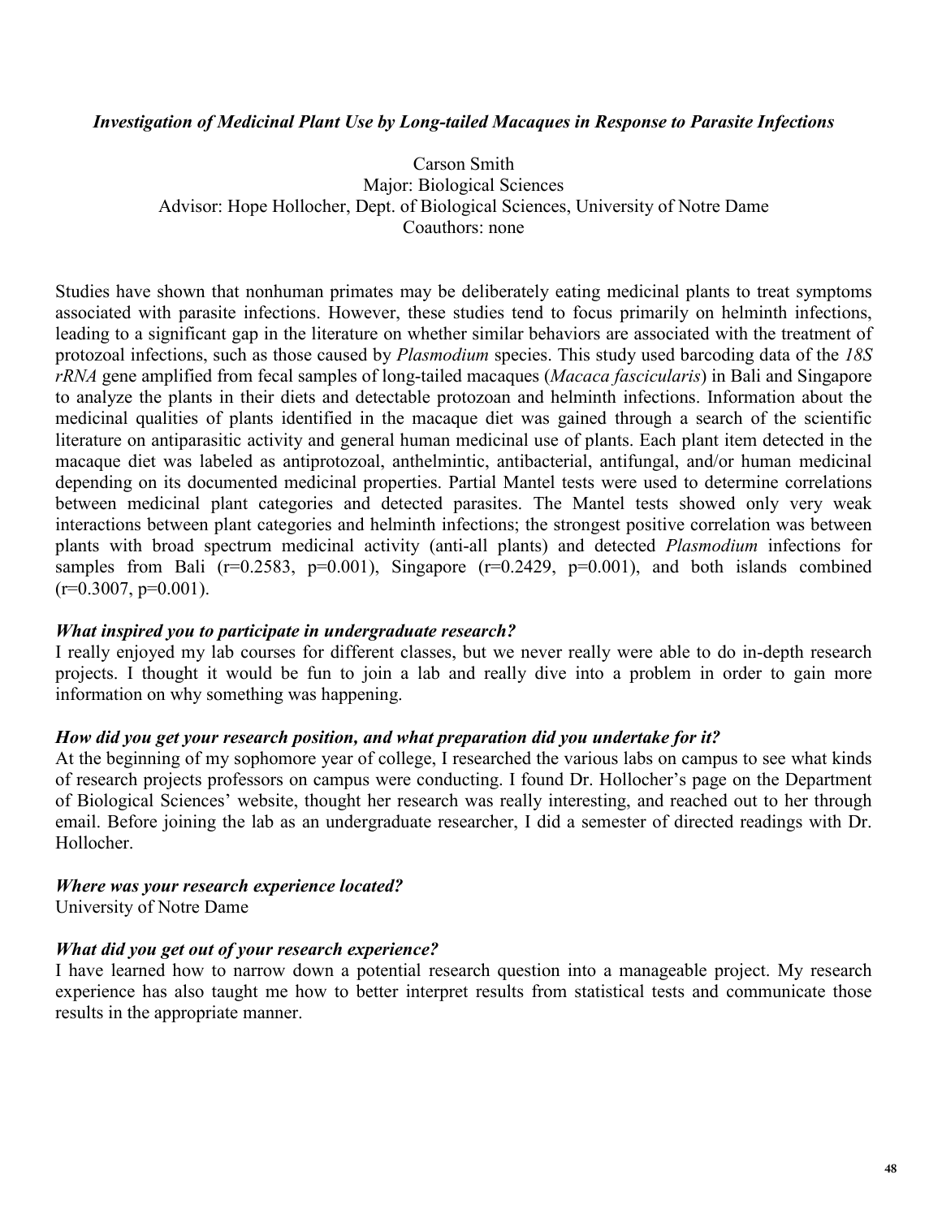***Investigation of Medicinal Plant Use by Long-tailed Macaques in Response to Parasite Infections***

Carson Smith
Major: Biological Sciences
Advisor: Hope Hollocher, Dept. of Biological Sciences, University of Notre Dame
Coauthors: none

Studies have shown that nonhuman primates may be deliberately eating medicinal plants to treat symptoms associated with parasite infections. However, these studies tend to focus primarily on helminth infections, leading to a significant gap in the literature on whether similar behaviors are associated with the treatment of protozoal infections, such as those caused by *Plasmodium* species. This study used barcoding data of the *18S rRNA* gene amplified from fecal samples of long-tailed macaques (*Macaca fascicularis*) in Bali and Singapore to analyze the plants in their diets and detectable protozoan and helminth infections. Information about the medicinal qualities of plants identified in the macaque diet was gained through a search of the scientific literature on antiparasitic activity and general human medicinal use of plants. Each plant item detected in the macaque diet was labeled as antiprotozoal, anthelmintic, antibacterial, antifungal, and/or human medicinal depending on its documented medicinal properties. Partial Mantel tests were used to determine correlations between medicinal plant categories and detected parasites. The Mantel tests showed only very weak interactions between plant categories and helminth infections; the strongest positive correlation was between plants with broad spectrum medicinal activity (anti-all plants) and detected *Plasmodium* infections for samples from Bali ($r=0.2583$, $p=0.001$), Singapore ($r=0.2429$, $p=0.001$), and both islands combined ($r=0.3007$, $p=0.001$).

***What inspired you to participate in undergraduate research?***

I really enjoyed my lab courses for different classes, but we never really were able to do in-depth research projects. I thought it would be fun to join a lab and really dive into a problem in order to gain more information on why something was happening.

***How did you get your research position, and what preparation did you undertake for it?***

At the beginning of my sophomore year of college, I researched the various labs on campus to see what kinds of research projects professors on campus were conducting. I found Dr. Hollocher's page on the Department of Biological Sciences' website, thought her research was really interesting, and reached out to her through email. Before joining the lab as an undergraduate researcher, I did a semester of directed readings with Dr. Hollocher.

***Where was your research experience located?***

University of Notre Dame

***What did you get out of your research experience?***

I have learned how to narrow down a potential research question into a manageable project. My research experience has also taught me how to better interpret results from statistical tests and communicate those results in the appropriate manner.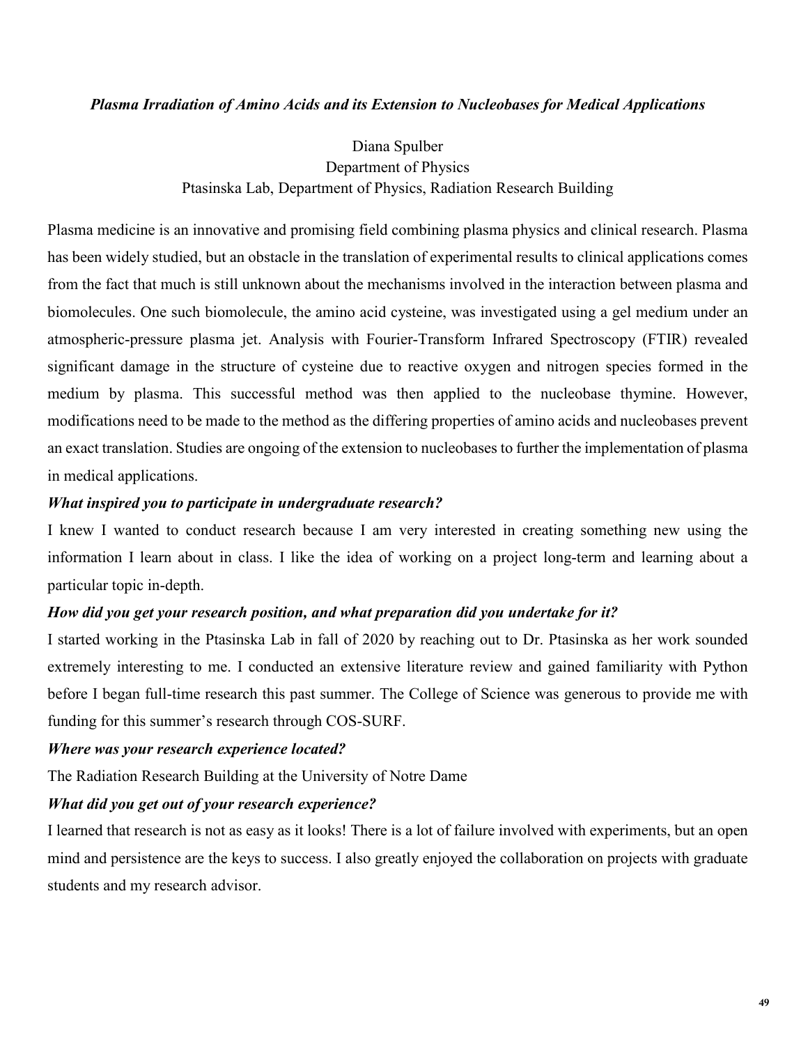***Plasma Irradiation of Amino Acids and its Extension to Nucleobases for Medical Applications***

Diana Spulber
Department of Physics
Ptasinska Lab, Department of Physics, Radiation Research Building

Plasma medicine is an innovative and promising field combining plasma physics and clinical research. Plasma has been widely studied, but an obstacle in the translation of experimental results to clinical applications comes from the fact that much is still unknown about the mechanisms involved in the interaction between plasma and biomolecules. One such biomolecule, the amino acid cysteine, was investigated using a gel medium under an atmospheric-pressure plasma jet. Analysis with Fourier-Transform Infrared Spectroscopy (FTIR) revealed significant damage in the structure of cysteine due to reactive oxygen and nitrogen species formed in the medium by plasma. This successful method was then applied to the nucleobase thymine. However, modifications need to be made to the method as the differing properties of amino acids and nucleobases prevent an exact translation. Studies are ongoing of the extension to nucleobases to further the implementation of plasma in medical applications.

***What inspired you to participate in undergraduate research?***

I knew I wanted to conduct research because I am very interested in creating something new using the information I learn about in class. I like the idea of working on a project long-term and learning about a particular topic in-depth.

***How did you get your research position, and what preparation did you undertake for it?***

I started working in the Ptasinska Lab in fall of 2020 by reaching out to Dr. Ptasinska as her work sounded extremely interesting to me. I conducted an extensive literature review and gained familiarity with Python before I began full-time research this past summer. The College of Science was generous to provide me with funding for this summer's research through COS-SURF.

***Where was your research experience located?***

The Radiation Research Building at the University of Notre Dame

***What did you get out of your research experience?***

I learned that research is not as easy as it looks! There is a lot of failure involved with experiments, but an open mind and persistence are the keys to success. I also greatly enjoyed the collaboration on projects with graduate students and my research advisor.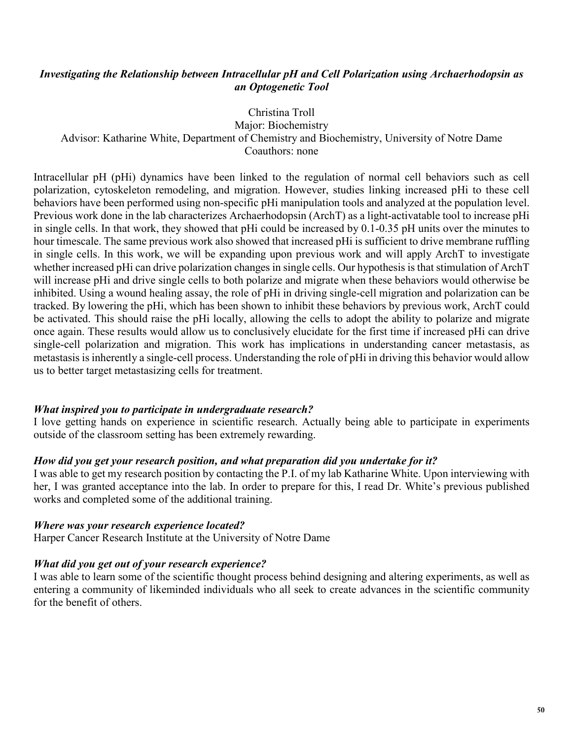***Investigating the Relationship between Intracellular pH and Cell Polarization using Archaerhodopsin as an Optogenetic Tool***

Christina Troll
Major: Biochemistry
Advisor: Katharine White, Department of Chemistry and Biochemistry, University of Notre Dame
Coauthors: none

Intracellular pH (pHi) dynamics have been linked to the regulation of normal cell behaviors such as cell polarization, cytoskeleton remodeling, and migration. However, studies linking increased pHi to these cell behaviors have been performed using non-specific pHi manipulation tools and analyzed at the population level. Previous work done in the lab characterizes Archaerhodopsin (ArchT) as a light-activatable tool to increase pHi in single cells. In that work, they showed that pHi could be increased by 0.1-0.35 pH units over the minutes to hour timescale. The same previous work also showed that increased pHi is sufficient to drive membrane ruffling in single cells. In this work, we will be expanding upon previous work and will apply ArchT to investigate whether increased pHi can drive polarization changes in single cells. Our hypothesis is that stimulation of ArchT will increase pHi and drive single cells to both polarize and migrate when these behaviors would otherwise be inhibited. Using a wound healing assay, the role of pHi in driving single-cell migration and polarization can be tracked. By lowering the pHi, which has been shown to inhibit these behaviors by previous work, ArchT could be activated. This should raise the pHi locally, allowing the cells to adopt the ability to polarize and migrate once again. These results would allow us to conclusively elucidate for the first time if increased pHi can drive single-cell polarization and migration. This work has implications in understanding cancer metastasis, as metastasis is inherently a single-cell process. Understanding the role of pHi in driving this behavior would allow us to better target metastasizing cells for treatment.

***What inspired you to participate in undergraduate research?***

I love getting hands on experience in scientific research. Actually being able to participate in experiments outside of the classroom setting has been extremely rewarding.

***How did you get your research position, and what preparation did you undertake for it?***

I was able to get my research position by contacting the P.I. of my lab Katharine White. Upon interviewing with her, I was granted acceptance into the lab. In order to prepare for this, I read Dr. White's previous published works and completed some of the additional training.

***Where was your research experience located?***

Harper Cancer Research Institute at the University of Notre Dame

***What did you get out of your research experience?***

I was able to learn some of the scientific thought process behind designing and altering experiments, as well as entering a community of likeminded individuals who all seek to create advances in the scientific community for the benefit of others.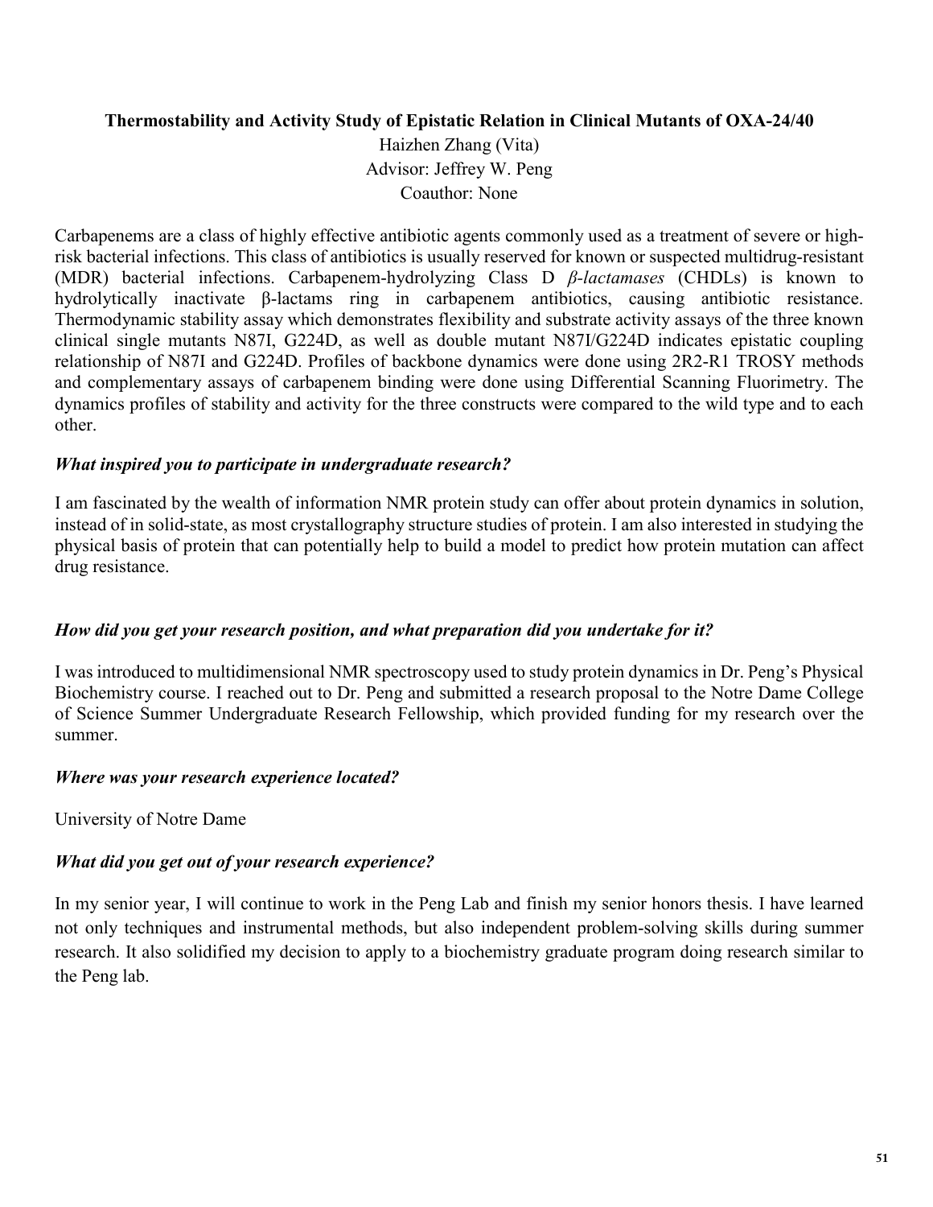**Thermostability and Activity Study of Epistatic Relation in Clinical Mutants of OXA-24/40**

Haizhen Zhang (Vita)
Advisor: Jeffrey W. Peng
Coauthor: None

Carbapenems are a class of highly effective antibiotic agents commonly used as a treatment of severe or high-risk bacterial infections. This class of antibiotics is usually reserved for known or suspected multidrug-resistant (MDR) bacterial infections. Carbapenem-hydrolyzing Class D *β-lactamases* (CHDLs) is known to hydrolytically inactivate β-lactams ring in carbapenem antibiotics, causing antibiotic resistance. Thermodynamic stability assay which demonstrates flexibility and substrate activity assays of the three known clinical single mutants N87I, G224D, as well as double mutant N87I/G224D indicates epistatic coupling relationship of N87I and G224D. Profiles of backbone dynamics were done using 2R2-R1 TROSY methods and complementary assays of carbapenem binding were done using Differential Scanning Fluorimetry. The dynamics profiles of stability and activity for the three constructs were compared to the wild type and to each other.

***What inspired you to participate in undergraduate research?***

I am fascinated by the wealth of information NMR protein study can offer about protein dynamics in solution, instead of in solid-state, as most crystallography structure studies of protein. I am also interested in studying the physical basis of protein that can potentially help to build a model to predict how protein mutation can affect drug resistance.

***How did you get your research position, and what preparation did you undertake for it?***

I was introduced to multidimensional NMR spectroscopy used to study protein dynamics in Dr. Peng's Physical Biochemistry course. I reached out to Dr. Peng and submitted a research proposal to the Notre Dame College of Science Summer Undergraduate Research Fellowship, which provided funding for my research over the summer.

***Where was your research experience located?***

University of Notre Dame

***What did you get out of your research experience?***

In my senior year, I will continue to work in the Peng Lab and finish my senior honors thesis. I have learned not only techniques and instrumental methods, but also independent problem-solving skills during summer research. It also solidified my decision to apply to a biochemistry graduate program doing research similar to the Peng lab.